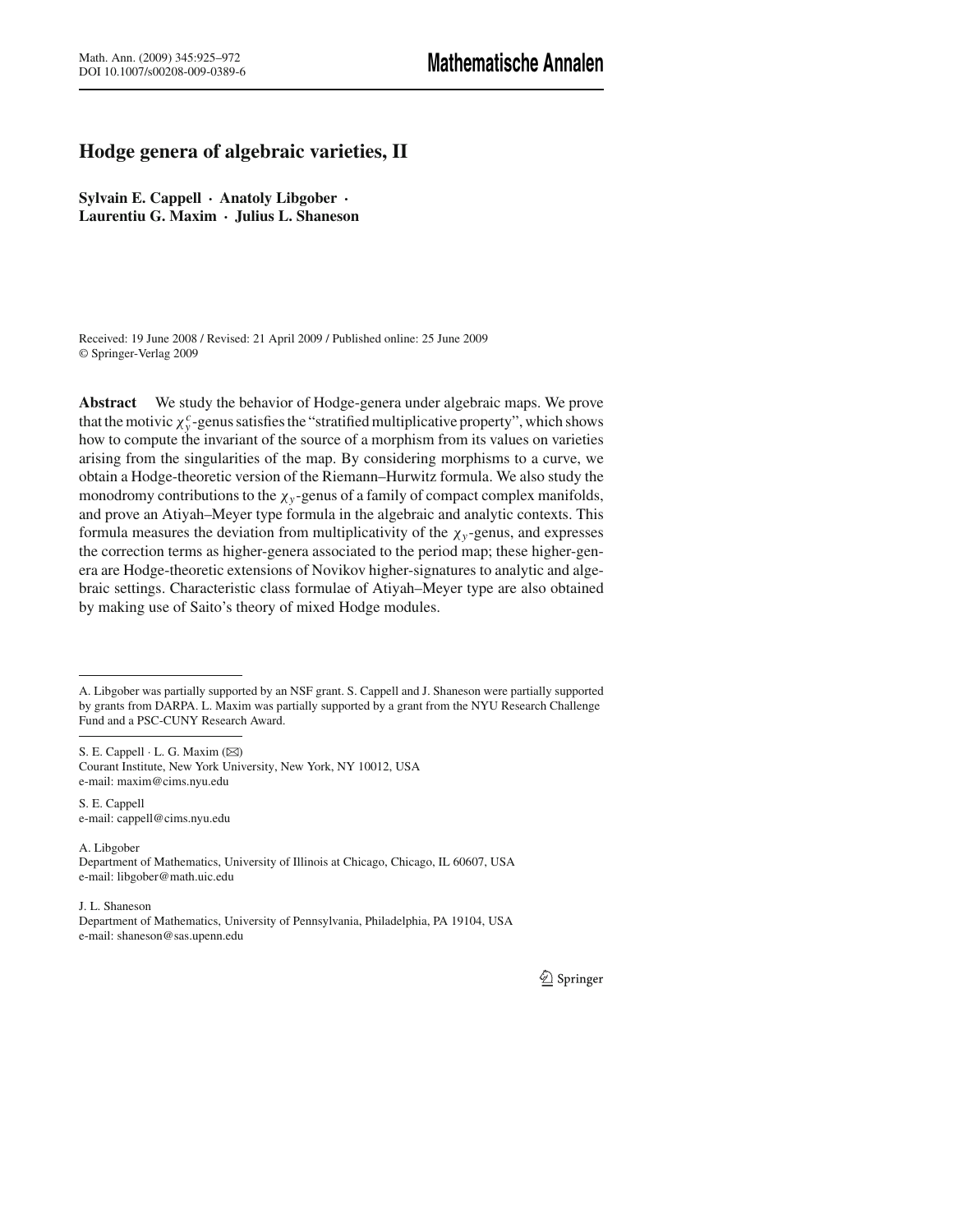# Hodge genera of algebraic varieties, II

**Sylvain E. Cappell · Anatoly Libgober · Laurentiu G. Maxim · Julius L. Shaneson**

Received: 19 June 2008 / Revised: 21 April 2009 / Published online: 25 June 2009
© Springer-Verlag 2009

**Abstract** We study the behavior of Hodge-genera under algebraic maps. We prove that the motivic $\chi_y^c$-genus satisfies the "stratified multiplicative property", which shows how to compute the invariant of the source of a morphism from its values on varieties arising from the singularities of the map. By considering morphisms to a curve, we obtain a Hodge-theoretic version of the Riemann–Hurwitz formula. We also study the monodromy contributions to the $\chi_y$-genus of a family of compact complex manifolds, and prove an Atiyah–Meyer type formula in the algebraic and analytic contexts. This formula measures the deviation from multiplicativity of the $\chi_y$-genus, and expresses the correction terms as higher-genera associated to the period map; these higher-genera are Hodge-theoretic extensions of Novikov higher-signatures to analytic and algebraic settings. Characteristic class formulae of Atiyah–Meyer type are also obtained by making use of Saito's theory of mixed Hodge modules.

---

A. Libgober was partially supported by an NSF grant. S. Cappell and J. Shaneson were partially supported by grants from DARPA. L. Maxim was partially supported by a grant from the NYU Research Challenge Fund and a PSC-CUNY Research Award.

---

S. E. Cappell · L. G. Maxim (✉)
Courant Institute, New York University, New York, NY 10012, USA
e-mail: maxim@cims.nyu.edu

S. E. Cappell
e-mail: cappell@cims.nyu.edu

A. Libgober
Department of Mathematics, University of Illinois at Chicago, Chicago, IL 60607, USA
e-mail: libgober@math.uic.edu

J. L. Shaneson
Department of Mathematics, University of Pennsylvania, Philadelphia, PA 19104, USA
e-mail: shaneson@sas.upenn.edu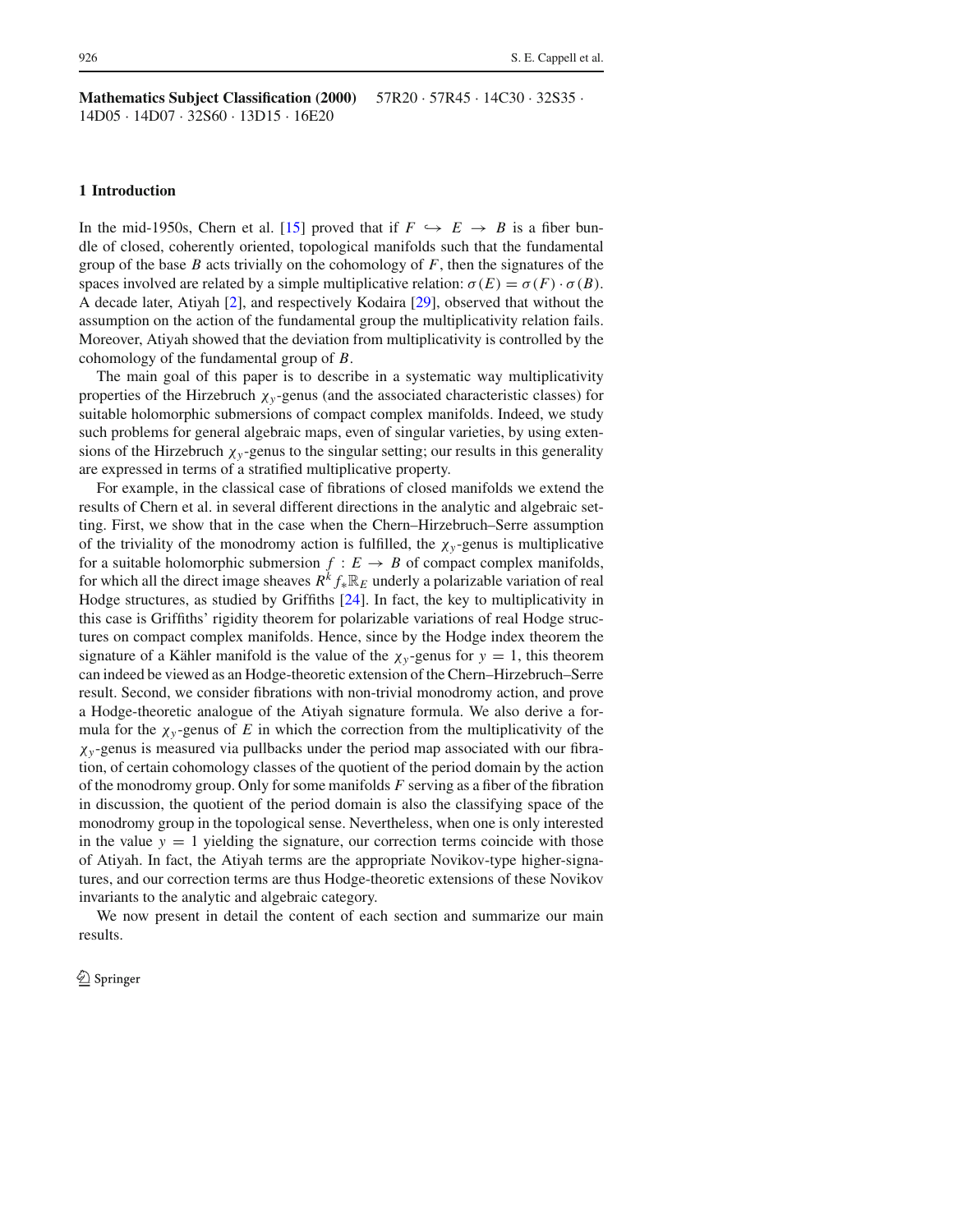**Mathematics Subject Classification (2000)** 57R20 · 57R45 · 14C30 · 32S35 · 14D05 · 14D07 · 32S60 · 13D15 · 16E20

## 1 Introduction

In the mid-1950s, Chern et al. [15] proved that if $F \hookrightarrow E \to B$ is a fiber bundle of closed, coherently oriented, topological manifolds such that the fundamental group of the base $B$ acts trivially on the cohomology of $F$, then the signatures of the spaces involved are related by a simple multiplicative relation: $\sigma(E) = \sigma(F) \cdot \sigma(B)$. A decade later, Atiyah [2], and respectively Kodaira [29], observed that without the assumption on the action of the fundamental group the multiplicativity relation fails. Moreover, Atiyah showed that the deviation from multiplicativity is controlled by the cohomology of the fundamental group of $B$.

The main goal of this paper is to describe in a systematic way multiplicativity properties of the Hirzebruch $\chi_y$-genus (and the associated characteristic classes) for suitable holomorphic submersions of compact complex manifolds. Indeed, we study such problems for general algebraic maps, even of singular varieties, by using extensions of the Hirzebruch $\chi_y$-genus to the singular setting; our results in this generality are expressed in terms of a stratified multiplicative property.

For example, in the classical case of fibrations of closed manifolds we extend the results of Chern et al. in several different directions in the analytic and algebraic setting. First, we show that in the case when the Chern–Hirzebruch–Serre assumption of the triviality of the monodromy action is fulfilled, the $\chi_y$-genus is multiplicative for a suitable holomorphic submersion $f : E \to B$ of compact complex manifolds, for which all the direct image sheaves $R^k f_* \mathbb{R}_E$ underly a polarizable variation of real Hodge structures, as studied by Griffiths [24]. In fact, the key to multiplicativity in this case is Griffiths' rigidity theorem for polarizable variations of real Hodge structures on compact complex manifolds. Hence, since by the Hodge index theorem the signature of a Kähler manifold is the value of the $\chi_y$-genus for $y = 1$, this theorem can indeed be viewed as an Hodge-theoretic extension of the Chern–Hirzebruch–Serre result. Second, we consider fibrations with non-trivial monodromy action, and prove a Hodge-theoretic analogue of the Atiyah signature formula. We also derive a formula for the $\chi_y$-genus of $E$ in which the correction from the multiplicativity of the $\chi_y$-genus is measured via pullbacks under the period map associated with our fibration, of certain cohomology classes of the quotient of the period domain by the action of the monodromy group. Only for some manifolds $F$ serving as a fiber of the fibration in discussion, the quotient of the period domain is also the classifying space of the monodromy group in the topological sense. Nevertheless, when one is only interested in the value $y = 1$ yielding the signature, our correction terms coincide with those of Atiyah. In fact, the Atiyah terms are the appropriate Novikov-type higher-signatures, and our correction terms are thus Hodge-theoretic extensions of these Novikov invariants to the analytic and algebraic category.

We now present in detail the content of each section and summarize our main results.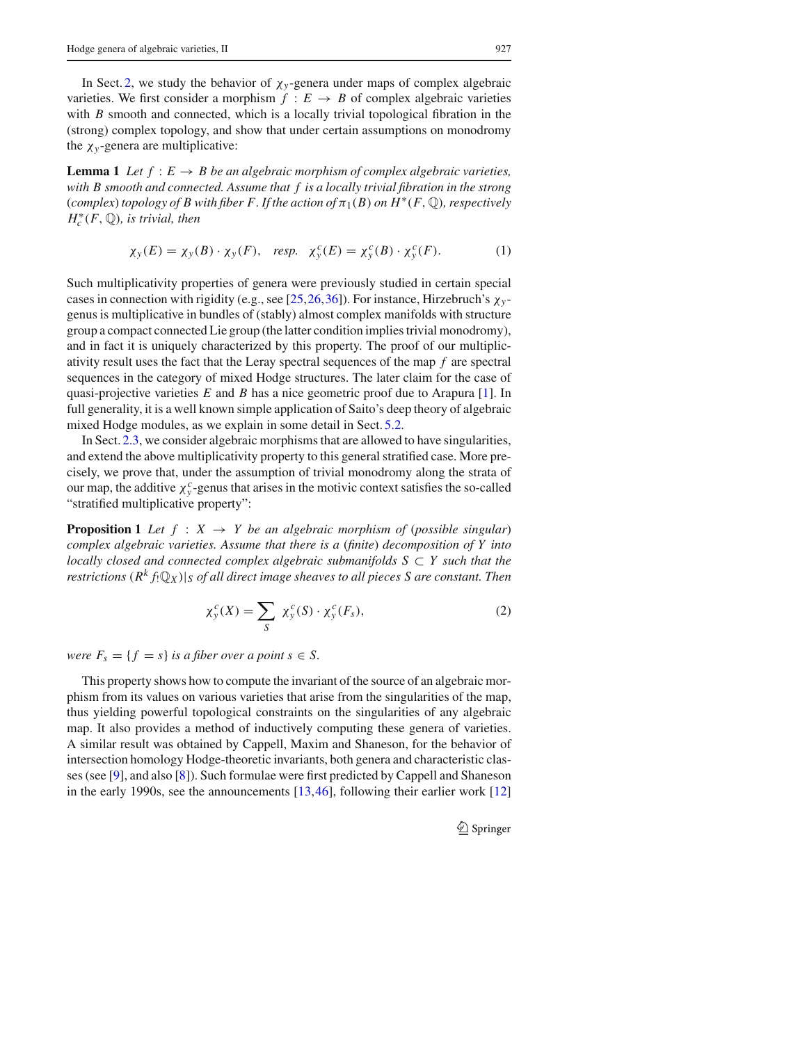In Sect. 2, we study the behavior of $\chi_y$-genera under maps of complex algebraic varieties. We first consider a morphism $f : E \to B$ of complex algebraic varieties with $B$ smooth and connected, which is a locally trivial topological fibration in the (strong) complex topology, and show that under certain assumptions on monodromy the $\chi_y$-genera are multiplicative:

**Lemma 1** *Let $f : E \to B$ be an algebraic morphism of complex algebraic varieties, with $B$ smooth and connected. Assume that $f$ is a locally trivial fibration in the strong (complex) topology of $B$ with fiber $F$. If the action of $\pi_1(B)$ on $H^*(F, \mathbb{Q})$, respectively $H^*_c(F, \mathbb{Q})$, is trivial, then*

$$\chi_y(E) = \chi_y(B) \cdot \chi_y(F), \quad \textit{resp.} \quad \chi_y^c(E) = \chi_y^c(B) \cdot \chi_y^c(F). \tag{1}$$

Such multiplicativity properties of genera were previously studied in certain special cases in connection with rigidity (e.g., see [25,26,36]). For instance, Hirzebruch's $\chi_y$-genus is multiplicative in bundles of (stably) almost complex manifolds with structure group a compact connected Lie group (the latter condition implies trivial monodromy), and in fact it is uniquely characterized by this property. The proof of our multiplicativity result uses the fact that the Leray spectral sequences of the map $f$ are spectral sequences in the category of mixed Hodge structures. The later claim for the case of quasi-projective varieties $E$ and $B$ has a nice geometric proof due to Arapura [1]. In full generality, it is a well known simple application of Saito's deep theory of algebraic mixed Hodge modules, as we explain in some detail in Sect. 5.2.

In Sect. 2.3, we consider algebraic morphisms that are allowed to have singularities, and extend the above multiplicativity property to this general stratified case. More precisely, we prove that, under the assumption of trivial monodromy along the strata of our map, the additive $\chi_y^c$-genus that arises in the motivic context satisfies the so-called "stratified multiplicative property":

**Proposition 1** *Let $f : X \to Y$ be an algebraic morphism of (possible singular) complex algebraic varieties. Assume that there is a (finite) decomposition of $Y$ into locally closed and connected complex algebraic submanifolds $S \subset Y$ such that the restrictions $(R^k f_! \mathbb{Q}_X)|_S$ of all direct image sheaves to all pieces $S$ are constant. Then*

$$\chi_y^c(X) = \sum_S \chi_y^c(S) \cdot \chi_y^c(F_s), \tag{2}$$

*were $F_s = \{f = s\}$ is a fiber over a point $s \in S$.*

This property shows how to compute the invariant of the source of an algebraic morphism from its values on various varieties that arise from the singularities of the map, thus yielding powerful topological constraints on the singularities of any algebraic map. It also provides a method of inductively computing these genera of varieties. A similar result was obtained by Cappell, Maxim and Shaneson, for the behavior of intersection homology Hodge-theoretic invariants, both genera and characteristic classes (see [9], and also [8]). Such formulae were first predicted by Cappell and Shaneson in the early 1990s, see the announcements [13,46], following their earlier work [12]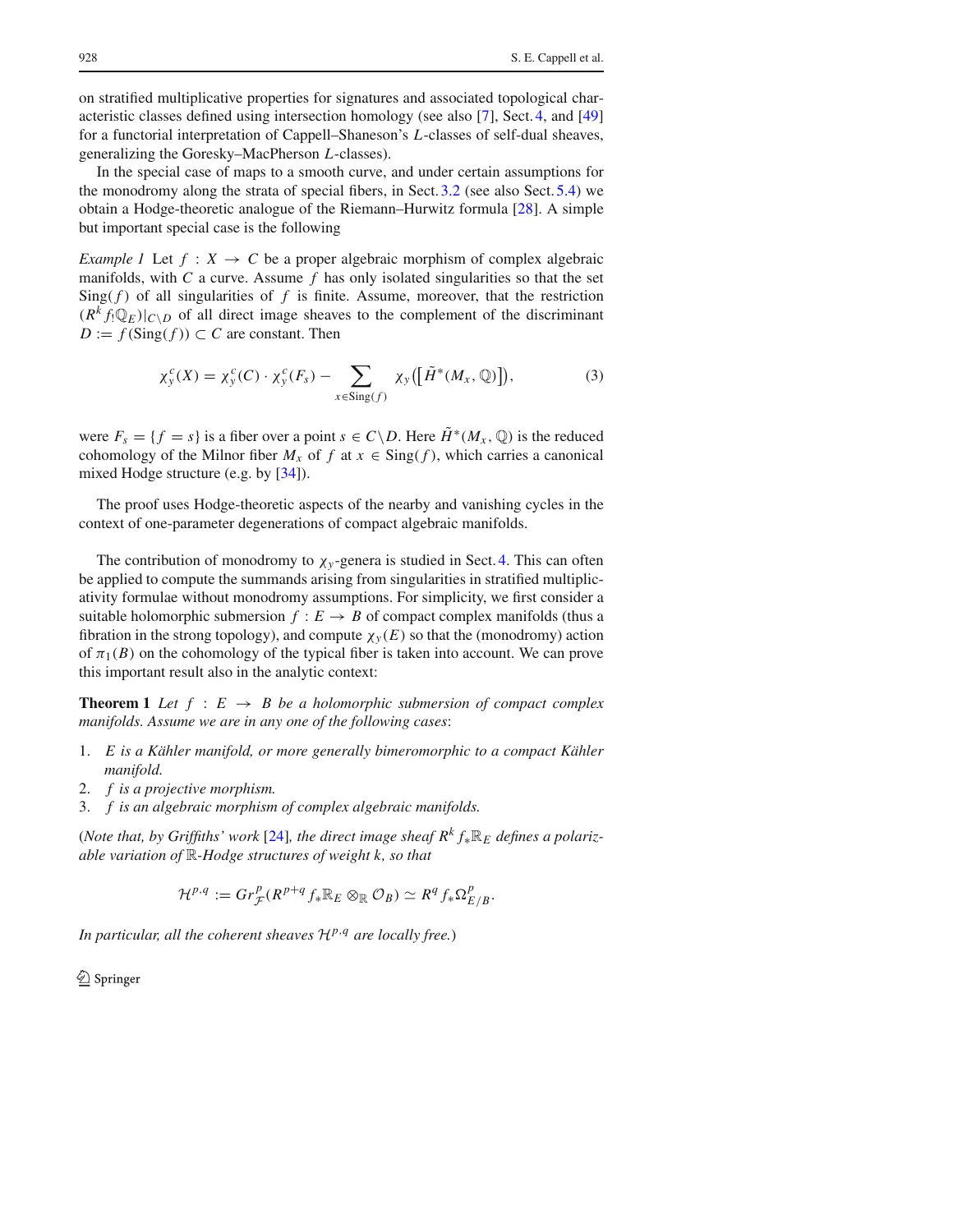on stratified multiplicative properties for signatures and associated topological characteristic classes defined using intersection homology (see also [7], Sect. 4, and [49] for a functorial interpretation of Cappell–Shaneson's $L$-classes of self-dual sheaves, generalizing the Goresky–MacPherson $L$-classes).

In the special case of maps to a smooth curve, and under certain assumptions for the monodromy along the strata of special fibers, in Sect. 3.2 (see also Sect. 5.4) we obtain a Hodge-theoretic analogue of the Riemann–Hurwitz formula [28]. A simple but important special case is the following

*Example 1* Let $f : X \to C$ be a proper algebraic morphism of complex algebraic manifolds, with $C$ a curve. Assume $f$ has only isolated singularities so that the set $\mathrm{Sing}(f)$ of all singularities of $f$ is finite. Assume, moreover, that the restriction $(R^k f_! \mathbb{Q}_E)|_{C \setminus D}$ of all direct image sheaves to the complement of the discriminant $D := f(\mathrm{Sing}(f)) \subset C$ are constant. Then

$$\chi_y^c(X) = \chi_y^c(C) \cdot \chi_y^c(F_s) - \sum_{x \in \mathrm{Sing}(f)} \chi_y\big(\big[\tilde{H}^*(M_x, \mathbb{Q})\big]\big), \tag{3}$$

were $F_s = \{f = s\}$ is a fiber over a point $s \in C \setminus D$. Here $\tilde{H}^*(M_x, \mathbb{Q})$ is the reduced cohomology of the Milnor fiber $M_x$ of $f$ at $x \in \mathrm{Sing}(f)$, which carries a canonical mixed Hodge structure (e.g. by [34]).

The proof uses Hodge-theoretic aspects of the nearby and vanishing cycles in the context of one-parameter degenerations of compact algebraic manifolds.

The contribution of monodromy to $\chi_y$-genera is studied in Sect. 4. This can often be applied to compute the summands arising from singularities in stratified multiplicativity formulae without monodromy assumptions. For simplicity, we first consider a suitable holomorphic submersion $f : E \to B$ of compact complex manifolds (thus a fibration in the strong topology), and compute $\chi_y(E)$ so that the (monodromy) action of $\pi_1(B)$ on the cohomology of the typical fiber is taken into account. We can prove this important result also in the analytic context:

**Theorem 1** *Let $f : E \to B$ be a holomorphic submersion of compact complex manifolds. Assume we are in any one of the following cases*:

1. *$E$ is a Kähler manifold, or more generally bimeromorphic to a compact Kähler manifold.*
2. *$f$ is a projective morphism.*
3. *$f$ is an algebraic morphism of complex algebraic manifolds.*

(*Note that, by Griffiths' work* [24]*, the direct image sheaf $R^k f_* \mathbb{R}_E$ defines a polarizable variation of $\mathbb{R}$-Hodge structures of weight $k$, so that*

$$\mathcal{H}^{p,q} := Gr^p_{\mathcal{F}}(R^{p+q} f_* \mathbb{R}_E \otimes_{\mathbb{R}} \mathcal{O}_B) \simeq R^q f_* \Omega^p_{E/B}.$$

*In particular, all the coherent sheaves $\mathcal{H}^{p,q}$ are locally free.*)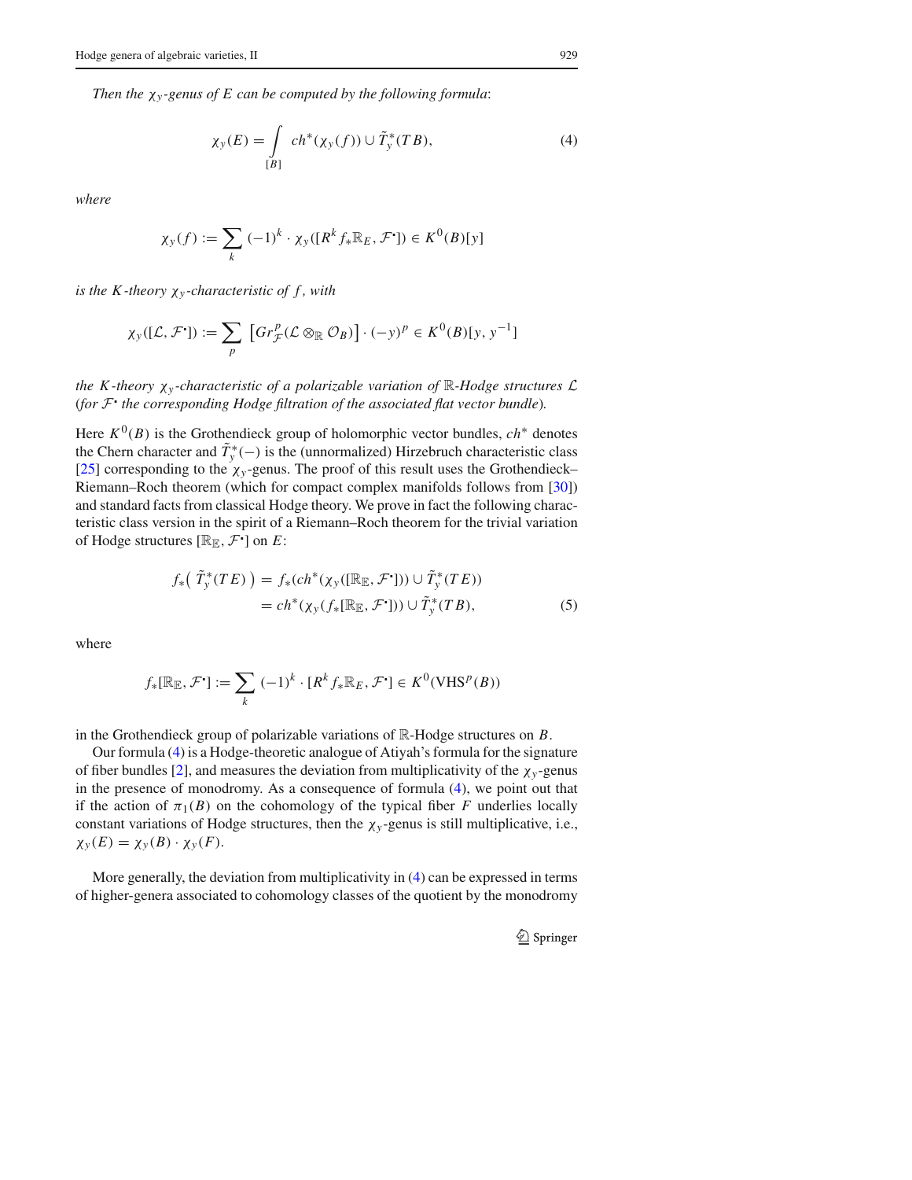*Then the $\chi_y$-genus of $E$ can be computed by the following formula*:

$$\chi_y(E) = \int_{[B]} ch^*(\chi_y(f)) \cup \tilde{T}^*_y(TB), \tag{4}$$

*where*

$$\chi_y(f) := \sum_k (-1)^k \cdot \chi_y([R^k f_* \mathbb{R}_E, \mathcal{F}^\bullet]) \in K^0(B)[y]$$

*is the $K$-theory $\chi_y$-characteristic of $f$, with*

$$\chi_y([\mathcal{L}, \mathcal{F}^\bullet]) := \sum_p \left[Gr^p_{\mathcal{F}}(\mathcal{L} \otimes_{\mathbb{R}} \mathcal{O}_B)\right] \cdot (-y)^p \in K^0(B)[y, y^{-1}]$$

*the $K$-theory $\chi_y$-characteristic of a polarizable variation of $\mathbb{R}$-Hodge structures $\mathcal{L}$* (*for $\mathcal{F}^\bullet$ the corresponding Hodge filtration of the associated flat vector bundle*).

Here $K^0(B)$ is the Grothendieck group of holomorphic vector bundles, $ch^*$ denotes the Chern character and $\tilde{T}^*_y(-)$ is the (unnormalized) Hirzebruch characteristic class [25] corresponding to the $\chi_y$-genus. The proof of this result uses the Grothendieck–Riemann–Roch theorem (which for compact complex manifolds follows from [30]) and standard facts from classical Hodge theory. We prove in fact the following characteristic class version in the spirit of a Riemann–Roch theorem for the trivial variation of Hodge structures $[\mathbb{R}_{\mathbb{E}}, \mathcal{F}^\bullet]$ on $E$:

$$\begin{aligned} f_*\left( \tilde{T}^*_y(TE) \right) &= f_*(ch^*(\chi_y([\mathbb{R}_{\mathbb{E}}, \mathcal{F}^\bullet])) \cup \tilde{T}^*_y(TE)) \\ &= ch^*(\chi_y(f_*[\mathbb{R}_{\mathbb{E}}, \mathcal{F}^\bullet])) \cup \tilde{T}^*_y(TB), \end{aligned} \tag{5}$$

where

$$f_*[\mathbb{R}_{\mathbb{E}}, \mathcal{F}^\bullet] := \sum_k (-1)^k \cdot [R^k f_* \mathbb{R}_E, \mathcal{F}^\bullet] \in K^0(\mathrm{VHS}^p(B))$$

in the Grothendieck group of polarizable variations of $\mathbb{R}$-Hodge structures on $B$.

Our formula (4) is a Hodge-theoretic analogue of Atiyah's formula for the signature of fiber bundles [2], and measures the deviation from multiplicativity of the $\chi_y$-genus in the presence of monodromy. As a consequence of formula (4), we point out that if the action of $\pi_1(B)$ on the cohomology of the typical fiber $F$ underlies locally constant variations of Hodge structures, then the $\chi_y$-genus is still multiplicative, i.e., $\chi_y(E) = \chi_y(B) \cdot \chi_y(F)$.

More generally, the deviation from multiplicativity in (4) can be expressed in terms of higher-genera associated to cohomology classes of the quotient by the monodromy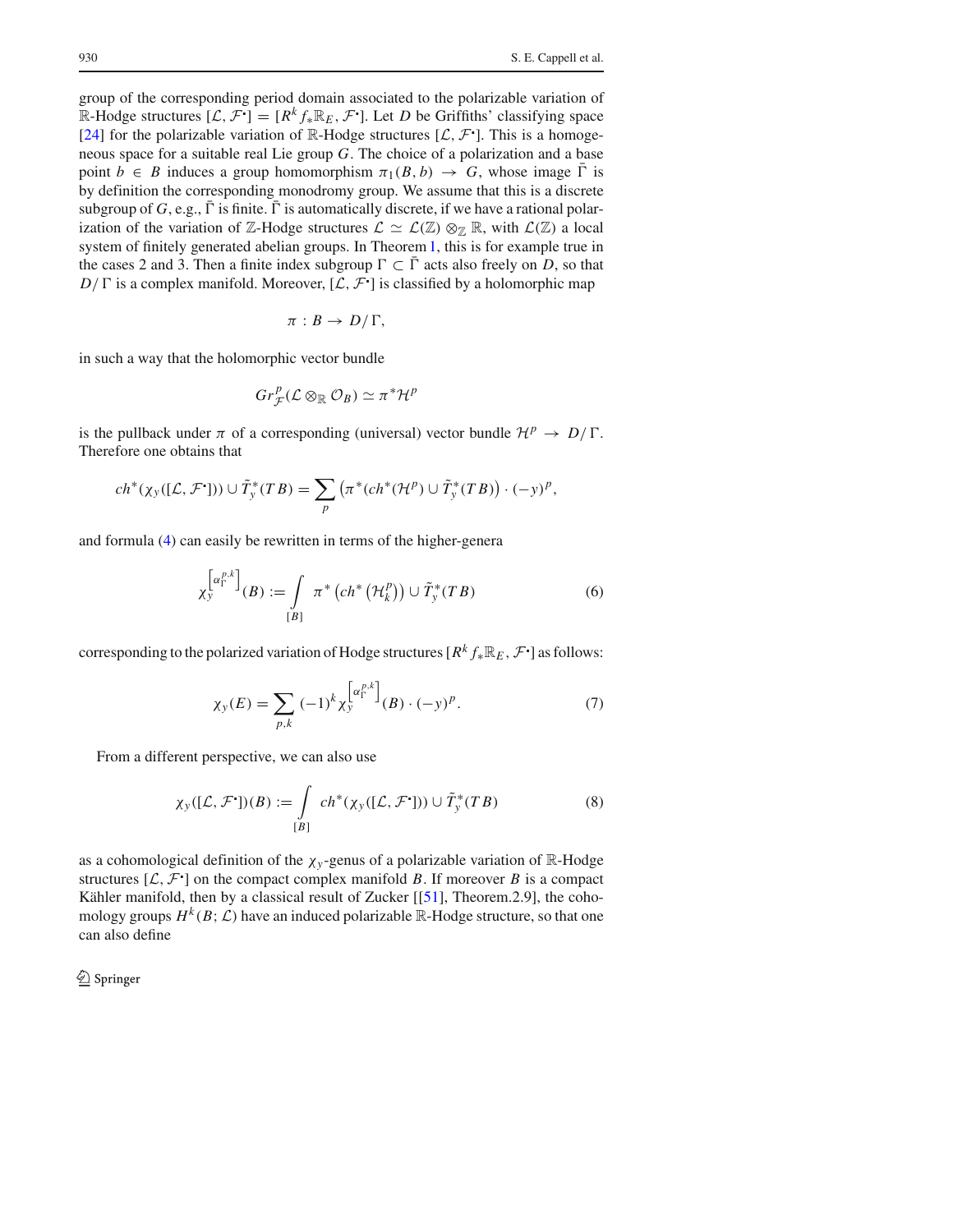group of the corresponding period domain associated to the polarizable variation of $\mathbb{R}$-Hodge structures $[\mathcal{L}, \mathcal{F}^{\cdot}] = [R^k f_* \mathbb{R}_E, \mathcal{F}^{\cdot}]$. Let $D$ be Griffiths' classifying space [24] for the polarizable variation of $\mathbb{R}$-Hodge structures $[\mathcal{L}, \mathcal{F}^{\cdot}]$. This is a homogeneous space for a suitable real Lie group $G$. The choice of a polarization and a base point $b \in B$ induces a group homomorphism $\pi_1(B, b) \to G$, whose image $\bar{\Gamma}$ is by definition the corresponding monodromy group. We assume that this is a discrete subgroup of $G$, e.g., $\bar{\Gamma}$ is finite. $\bar{\Gamma}$ is automatically discrete, if we have a rational polarization of the variation of $\mathbb{Z}$-Hodge structures $\mathcal{L} \simeq \mathcal{L}(\mathbb{Z}) \otimes_{\mathbb{Z}} \mathbb{R}$, with $\mathcal{L}(\mathbb{Z})$ a local system of finitely generated abelian groups. In Theorem 1, this is for example true in the cases 2 and 3. Then a finite index subgroup $\Gamma \subset \bar{\Gamma}$ acts also freely on $D$, so that $D/\Gamma$ is a complex manifold. Moreover, $[\mathcal{L}, \mathcal{F}^{\cdot}]$ is classified by a holomorphic map

$$\pi : B \to D/\Gamma,$$

in such a way that the holomorphic vector bundle

$$Gr^p_{\mathcal{F}}(\mathcal{L} \otimes_{\mathbb{R}} \mathcal{O}_B) \simeq \pi^* \mathcal{H}^p$$

is the pullback under $\pi$ of a corresponding (universal) vector bundle $\mathcal{H}^p \to D/\Gamma$. Therefore one obtains that

$$ch^*(\chi_y([\mathcal{L}, \mathcal{F}^{\cdot}])) \cup \tilde{T}^*_y(TB) = \sum_p \left(\pi^*(ch^*(\mathcal{H}^p) \cup \tilde{T}^*_y(TB)\right) \cdot (-y)^p,$$

and formula (4) can easily be rewritten in terms of the higher-genera

$$\chi_y^{\left[\alpha_\Gamma^{p,k}\right]}(B) := \int_{[B]} \pi^*\left(ch^*\left(\mathcal{H}^p_k\right)\right) \cup \tilde{T}^*_y(TB) \tag{6}$$

corresponding to the polarized variation of Hodge structures $[R^k f_* \mathbb{R}_E, \mathcal{F}^{\cdot}]$ as follows:

$$\chi_y(E) = \sum_{p,k} (-1)^k \chi_y^{\left[\alpha_\Gamma^{p,k}\right]}(B) \cdot (-y)^p. \tag{7}$$

From a different perspective, we can also use

$$\chi_y([\mathcal{L}, \mathcal{F}^{\cdot}])(B) := \int_{[B]} ch^*(\chi_y([\mathcal{L}, \mathcal{F}^{\cdot}])) \cup \tilde{T}^*_y(TB) \tag{8}$$

as a cohomological definition of the $\chi_y$-genus of a polarizable variation of $\mathbb{R}$-Hodge structures $[\mathcal{L}, \mathcal{F}^{\cdot}]$ on the compact complex manifold $B$. If moreover $B$ is a compact Kähler manifold, then by a classical result of Zucker [[51], Theorem.2.9], the cohomology groups $H^k(B; \mathcal{L})$ have an induced polarizable $\mathbb{R}$-Hodge structure, so that one can also define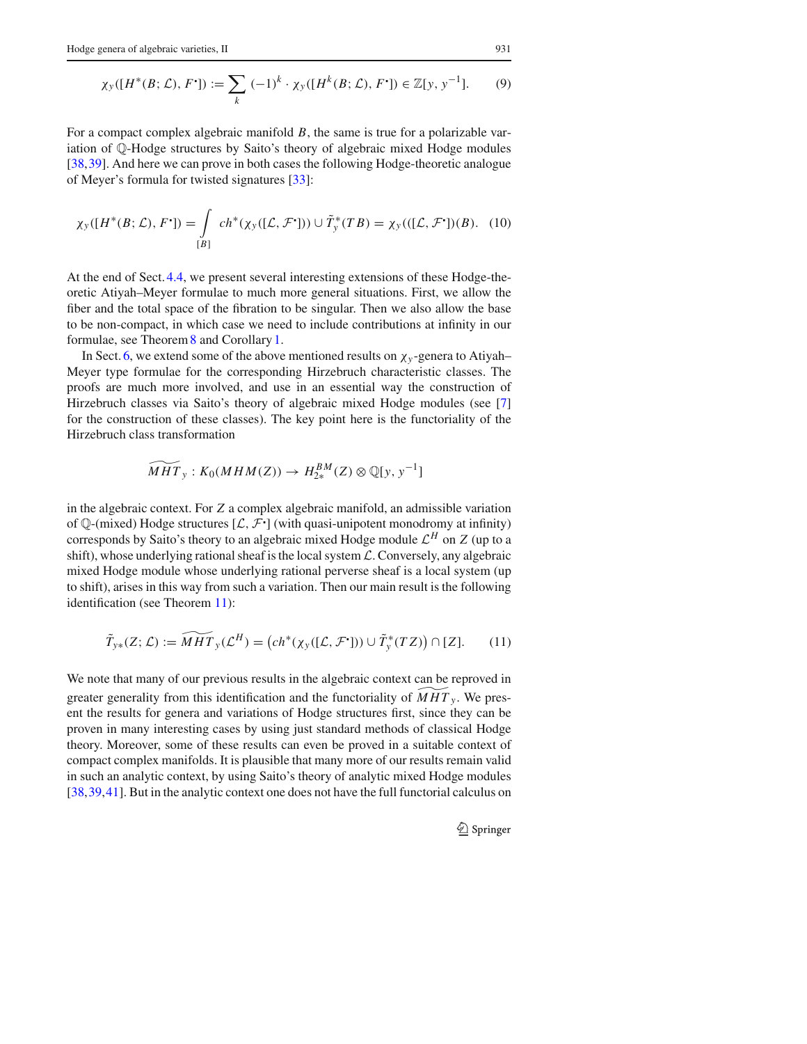$$\chi_y([H^*(B;\mathcal{L}), F^\bullet]) := \sum_k (-1)^k \cdot \chi_y([H^k(B;\mathcal{L}), F^\bullet]) \in \mathbb{Z}[y, y^{-1}]. \tag{9}$$

For a compact complex algebraic manifold $B$, the same is true for a polarizable variation of $\mathbb{Q}$-Hodge structures by Saito's theory of algebraic mixed Hodge modules [38,39]. And here we can prove in both cases the following Hodge-theoretic analogue of Meyer's formula for twisted signatures [33]:

$$\chi_y([H^*(B;\mathcal{L}), F^\bullet]) = \int_{[B]} ch^*(\chi_y([\mathcal{L}, \mathcal{F}^\bullet])) \cup \tilde{T}^*_y(TB) = \chi_y(([\mathcal{L}, \mathcal{F}^\bullet])(B). \tag{10}$$

At the end of Sect. 4.4, we present several interesting extensions of these Hodge-theoretic Atiyah–Meyer formulae to much more general situations. First, we allow the fiber and the total space of the fibration to be singular. Then we also allow the base to be non-compact, in which case we need to include contributions at infinity in our formulae, see Theorem 8 and Corollary 1.

In Sect. 6, we extend some of the above mentioned results on $\chi_y$-genera to Atiyah–Meyer type formulae for the corresponding Hirzebruch characteristic classes. The proofs are much more involved, and use in an essential way the construction of Hirzebruch classes via Saito's theory of algebraic mixed Hodge modules (see [7] for the construction of these classes). The key point here is the functoriality of the Hirzebruch class transformation

$$\widetilde{MHT}_y : K_0(MHM(Z)) \to H^{BM}_{2*}(Z) \otimes \mathbb{Q}[y, y^{-1}]$$

in the algebraic context. For $Z$ a complex algebraic manifold, an admissible variation of $\mathbb{Q}$-(mixed) Hodge structures $[\mathcal{L}, \mathcal{F}^\bullet]$ (with quasi-unipotent monodromy at infinity) corresponds by Saito's theory to an algebraic mixed Hodge module $\mathcal{L}^H$ on $Z$ (up to a shift), whose underlying rational sheaf is the local system $\mathcal{L}$. Conversely, any algebraic mixed Hodge module whose underlying rational perverse sheaf is a local system (up to shift), arises in this way from such a variation. Then our main result is the following identification (see Theorem 11):

$$\tilde{T}_{y*}(Z;\mathcal{L}) := \widetilde{MHT}_y(\mathcal{L}^H) = \left(ch^*(\chi_y([\mathcal{L}, \mathcal{F}^\bullet])) \cup \tilde{T}^*_y(TZ)\right) \cap [Z]. \tag{11}$$

We note that many of our previous results in the algebraic context can be reproved in greater generality from this identification and the functoriality of $\widetilde{MHT}_y$. We present the results for genera and variations of Hodge structures first, since they can be proven in many interesting cases by using just standard methods of classical Hodge theory. Moreover, some of these results can even be proved in a suitable context of compact complex manifolds. It is plausible that many more of our results remain valid in such an analytic context, by using Saito's theory of analytic mixed Hodge modules [38,39,41]. But in the analytic context one does not have the full functorial calculus on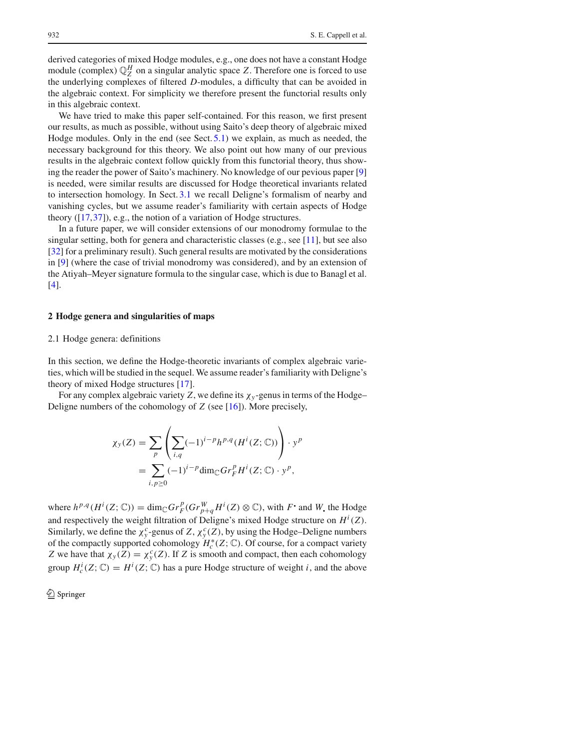derived categories of mixed Hodge modules, e.g., one does not have a constant Hodge module (complex) $\mathbb{Q}_Z^H$ on a singular analytic space $Z$. Therefore one is forced to use the underlying complexes of filtered $D$-modules, a difficulty that can be avoided in the algebraic context. For simplicity we therefore present the functorial results only in this algebraic context.

We have tried to make this paper self-contained. For this reason, we first present our results, as much as possible, without using Saito's deep theory of algebraic mixed Hodge modules. Only in the end (see Sect. 5.1) we explain, as much as needed, the necessary background for this theory. We also point out how many of our previous results in the algebraic context follow quickly from this functorial theory, thus showing the reader the power of Saito's machinery. No knowledge of our pevious paper [9] is needed, were similar results are discussed for Hodge theoretical invariants related to intersection homology. In Sect. 3.1 we recall Deligne's formalism of nearby and vanishing cycles, but we assume reader's familiarity with certain aspects of Hodge theory ([17,37]), e.g., the notion of a variation of Hodge structures.

In a future paper, we will consider extensions of our monodromy formulae to the singular setting, both for genera and characteristic classes (e.g., see [11], but see also [32] for a preliminary result). Such general results are motivated by the considerations in [9] (where the case of trivial monodromy was considered), and by an extension of the Atiyah–Meyer signature formula to the singular case, which is due to Banagl et al. [4].

## 2 Hodge genera and singularities of maps

### 2.1 Hodge genera: definitions

In this section, we define the Hodge-theoretic invariants of complex algebraic varieties, which will be studied in the sequel. We assume reader's familiarity with Deligne's theory of mixed Hodge structures [17].

For any complex algebraic variety $Z$, we define its $\chi_y$-genus in terms of the Hodge–Deligne numbers of the cohomology of $Z$ (see [16]). More precisely,

$$\begin{aligned}\chi_y(Z) &= \sum_p \left( \sum_{i,q} (-1)^{i-p} h^{p,q}(H^i(Z;\mathbb{C})) \right) \cdot y^p \\ &= \sum_{i,p \geq 0} (-1)^{i-p} \dim_{\mathbb{C}} Gr_F^p H^i(Z;\mathbb{C}) \cdot y^p,\end{aligned}$$

where $h^{p,q}(H^i(Z;\mathbb{C})) = \dim_{\mathbb{C}} Gr_F^p(Gr_{p+q}^W H^i(Z) \otimes \mathbb{C})$, with $F^{\cdot}$ and $W_{\cdot}$ the Hodge and respectively the weight filtration of Deligne's mixed Hodge structure on $H^i(Z)$. Similarly, we define the $\chi_y^c$-genus of $Z$, $\chi_y^c(Z)$, by using the Hodge–Deligne numbers of the compactly supported cohomology $H_c^*(Z;\mathbb{C})$. Of course, for a compact variety $Z$ we have that $\chi_y(Z) = \chi_y^c(Z)$. If $Z$ is smooth and compact, then each cohomology group $H_c^i(Z;\mathbb{C}) = H^i(Z;\mathbb{C})$ has a pure Hodge structure of weight $i$, and the above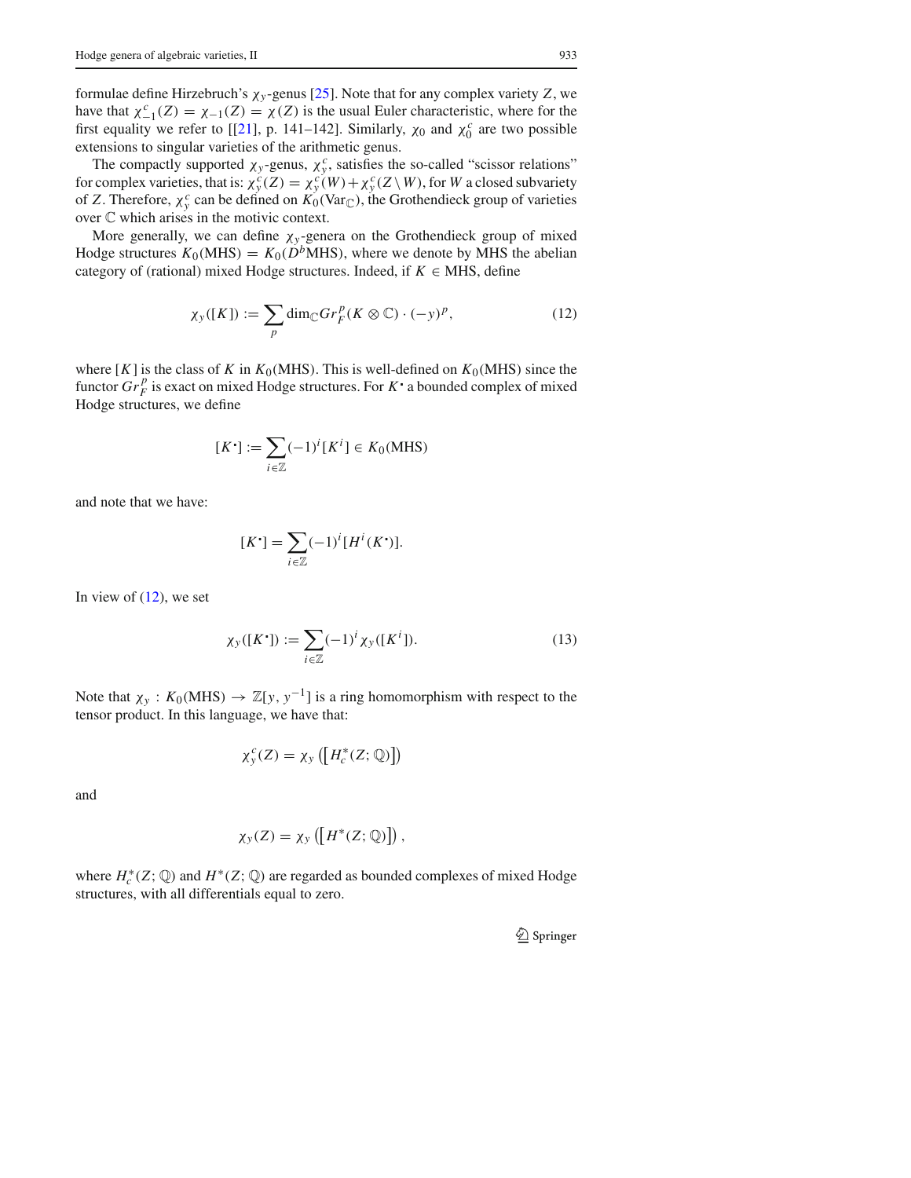formulae define Hirzebruch's $\chi_y$-genus [25]. Note that for any complex variety $Z$, we have that $\chi^c_{-1}(Z) = \chi_{-1}(Z) = \chi(Z)$ is the usual Euler characteristic, where for the first equality we refer to [[21], p. 141–142]. Similarly, $\chi_0$ and $\chi^c_0$ are two possible extensions to singular varieties of the arithmetic genus.

The compactly supported $\chi_y$-genus, $\chi^c_y$, satisfies the so-called "scissor relations" for complex varieties, that is: $\chi^c_y(Z) = \chi^c_y(W) + \chi^c_y(Z \setminus W)$, for $W$ a closed subvariety of $Z$. Therefore, $\chi^c_y$ can be defined on $K_0(\mathrm{Var}_{\mathbb{C}})$, the Grothendieck group of varieties over $\mathbb{C}$ which arises in the motivic context.

More generally, we can define $\chi_y$-genera on the Grothendieck group of mixed Hodge structures $K_0(\mathrm{MHS}) = K_0(D^b\mathrm{MHS})$, where we denote by MHS the abelian category of (rational) mixed Hodge structures. Indeed, if $K \in \mathrm{MHS}$, define

$$\chi_y([K]) := \sum_p \dim_{\mathbb{C}} Gr^p_F(K \otimes \mathbb{C}) \cdot (-y)^p, \tag{12}$$

where $[K]$ is the class of $K$ in $K_0(\mathrm{MHS})$. This is well-defined on $K_0(\mathrm{MHS})$ since the functor $Gr^p_F$ is exact on mixed Hodge structures. For $K^{\bullet}$ a bounded complex of mixed Hodge structures, we define

$$[K^{\bullet}] := \sum_{i \in \mathbb{Z}} (-1)^i [K^i] \in K_0(\mathrm{MHS})$$

and note that we have:

$$[K^{\bullet}] = \sum_{i \in \mathbb{Z}} (-1)^i [H^i(K^{\bullet})].$$

In view of (12), we set

$$\chi_y([K^{\bullet}]) := \sum_{i \in \mathbb{Z}} (-1)^i \chi_y([K^i]). \tag{13}$$

Note that $\chi_y : K_0(\mathrm{MHS}) \to \mathbb{Z}[y, y^{-1}]$ is a ring homomorphism with respect to the tensor product. In this language, we have that:

$$\chi^c_y(Z) = \chi_y\left(\left[H^*_c(Z; \mathbb{Q})\right]\right)$$

and

$$\chi_y(Z) = \chi_y\left(\left[H^*(Z; \mathbb{Q})\right]\right),$$

where $H^*_c(Z; \mathbb{Q})$ and $H^*(Z; \mathbb{Q})$ are regarded as bounded complexes of mixed Hodge structures, with all differentials equal to zero.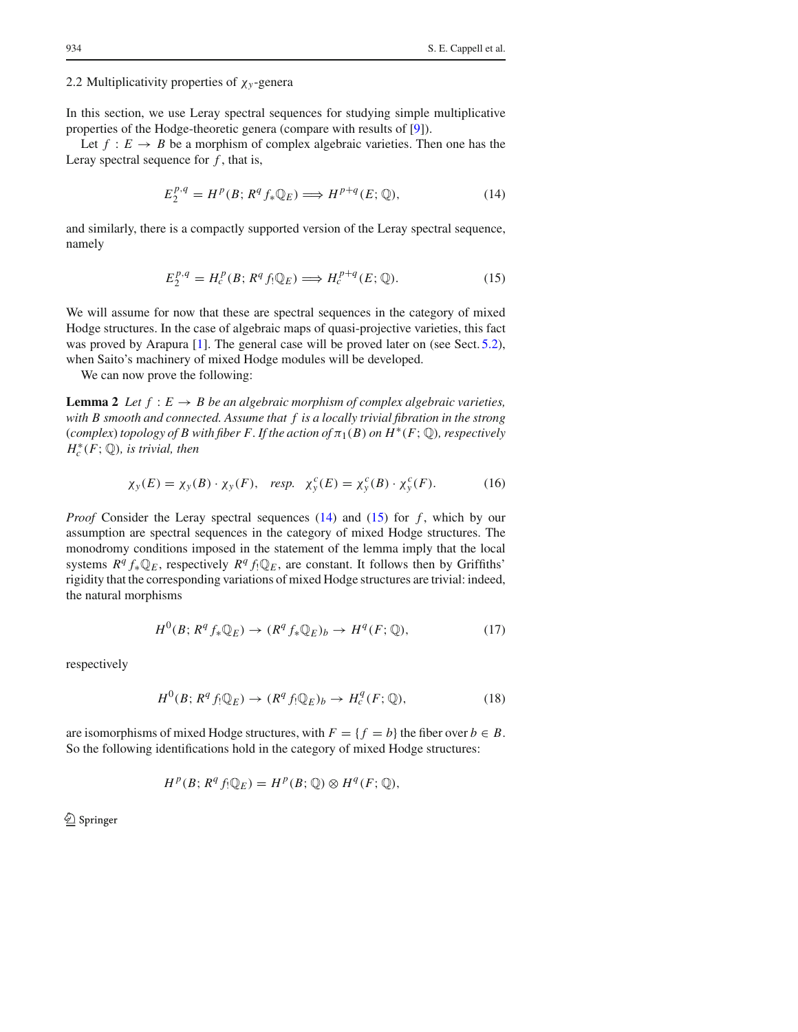### 2.2 Multiplicativity properties of $\chi_y$-genera

In this section, we use Leray spectral sequences for studying simple multiplicative properties of the Hodge-theoretic genera (compare with results of [9]).

Let $f : E \to B$ be a morphism of complex algebraic varieties. Then one has the Leray spectral sequence for $f$, that is,

$$E_2^{p,q} = H^p(B; R^q f_* \mathbb{Q}_E) \Longrightarrow H^{p+q}(E; \mathbb{Q}), \tag{14}$$

and similarly, there is a compactly supported version of the Leray spectral sequence, namely

$$E_2^{p,q} = H_c^p(B; R^q f_! \mathbb{Q}_E) \Longrightarrow H_c^{p+q}(E; \mathbb{Q}). \tag{15}$$

We will assume for now that these are spectral sequences in the category of mixed Hodge structures. In the case of algebraic maps of quasi-projective varieties, this fact was proved by Arapura [1]. The general case will be proved later on (see Sect. 5.2), when Saito's machinery of mixed Hodge modules will be developed.

We can now prove the following:

**Lemma 2** *Let $f : E \to B$ be an algebraic morphism of complex algebraic varieties, with $B$ smooth and connected. Assume that $f$ is a locally trivial fibration in the strong (complex) topology of $B$ with fiber $F$. If the action of $\pi_1(B)$ on $H^*(F; \mathbb{Q})$, respectively $H_c^*(F; \mathbb{Q})$, is trivial, then*

$$\chi_y(E) = \chi_y(B) \cdot \chi_y(F), \quad \textit{resp.} \quad \chi_y^c(E) = \chi_y^c(B) \cdot \chi_y^c(F). \tag{16}$$

*Proof* Consider the Leray spectral sequences (14) and (15) for $f$, which by our assumption are spectral sequences in the category of mixed Hodge structures. The monodromy conditions imposed in the statement of the lemma imply that the local systems $R^q f_* \mathbb{Q}_E$, respectively $R^q f_! \mathbb{Q}_E$, are constant. It follows then by Griffiths' rigidity that the corresponding variations of mixed Hodge structures are trivial: indeed, the natural morphisms

$$H^0(B; R^q f_* \mathbb{Q}_E) \to (R^q f_* \mathbb{Q}_E)_b \to H^q(F; \mathbb{Q}), \tag{17}$$

respectively

$$H^0(B; R^q f_! \mathbb{Q}_E) \to (R^q f_! \mathbb{Q}_E)_b \to H_c^q(F; \mathbb{Q}), \tag{18}$$

are isomorphisms of mixed Hodge structures, with $F = \{f = b\}$ the fiber over $b \in B$. So the following identifications hold in the category of mixed Hodge structures:

$$H^p(B; R^q f_! \mathbb{Q}_E) = H^p(B; \mathbb{Q}) \otimes H^q(F; \mathbb{Q}),$$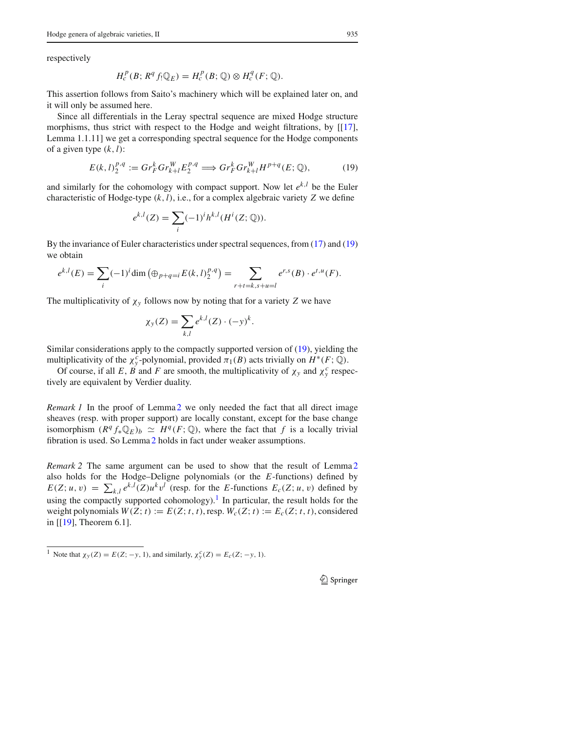respectively

$$H_c^p(B; R^q f_! \mathbb{Q}_E) = H_c^p(B; \mathbb{Q}) \otimes H_c^q(F; \mathbb{Q}).$$

This assertion follows from Saito's machinery which will be explained later on, and it will only be assumed here.

Since all differentials in the Leray spectral sequence are mixed Hodge structure morphisms, thus strict with respect to the Hodge and weight filtrations, by [[17], Lemma 1.1.11] we get a corresponding spectral sequence for the Hodge components of a given type $(k, l)$:

$$E(k,l)_2^{p,q} := Gr_F^k Gr_{k+l}^W E_2^{p,q} \Longrightarrow Gr_F^k Gr_{k+l}^W H^{p+q}(E; \mathbb{Q}), \tag{19}$$

and similarly for the cohomology with compact support. Now let $e^{k,l}$ be the Euler characteristic of Hodge-type $(k, l)$, i.e., for a complex algebraic variety $Z$ we define

$$e^{k,l}(Z) = \sum_i (-1)^i h^{k,l}(H^i(Z; \mathbb{Q})).$$

By the invariance of Euler characteristics under spectral sequences, from (17) and (19) we obtain

$$e^{k,l}(E) = \sum_i (-1)^i \dim \left(\oplus_{p+q=i} E(k,l)_2^{p,q}\right) = \sum_{r+t=k, s+u=l} e^{r,s}(B) \cdot e^{t,u}(F).$$

The multiplicativity of $\chi_y$ follows now by noting that for a variety $Z$ we have

$$\chi_y(Z) = \sum_{k,l} e^{k,l}(Z) \cdot (-y)^k.$$

Similar considerations apply to the compactly supported version of (19), yielding the multiplicativity of the $\chi_y^c$-polynomial, provided $\pi_1(B)$ acts trivially on $H^*(F; \mathbb{Q})$.

Of course, if all $E$, $B$ and $F$ are smooth, the multiplicativity of $\chi_y$ and $\chi_y^c$ respectively are equivalent by Verdier duality.

*Remark 1* In the proof of Lemma 2 we only needed the fact that all direct image sheaves (resp. with proper support) are locally constant, except for the base change isomorphism $(R^q f_* \mathbb{Q}_E)_b \simeq H^q(F; \mathbb{Q})$, where the fact that $f$ is a locally trivial fibration is used. So Lemma 2 holds in fact under weaker assumptions.

*Remark 2* The same argument can be used to show that the result of Lemma 2 also holds for the Hodge–Deligne polynomials (or the $E$-functions) defined by $E(Z; u, v) = \sum_{k,l} e^{k,l}(Z) u^k v^l$ (resp. for the $E$-functions $E_c(Z; u, v)$ defined by using the compactly supported cohomology).[1] In particular, the result holds for the weight polynomials $W(Z; t) := E(Z; t, t)$, resp. $W_c(Z; t) := E_c(Z; t, t)$, considered in [[19], Theorem 6.1].

[1] Note that $\chi_y(Z) = E(Z; -y, 1)$, and similarly, $\chi_y^c(Z) = E_c(Z; -y, 1)$.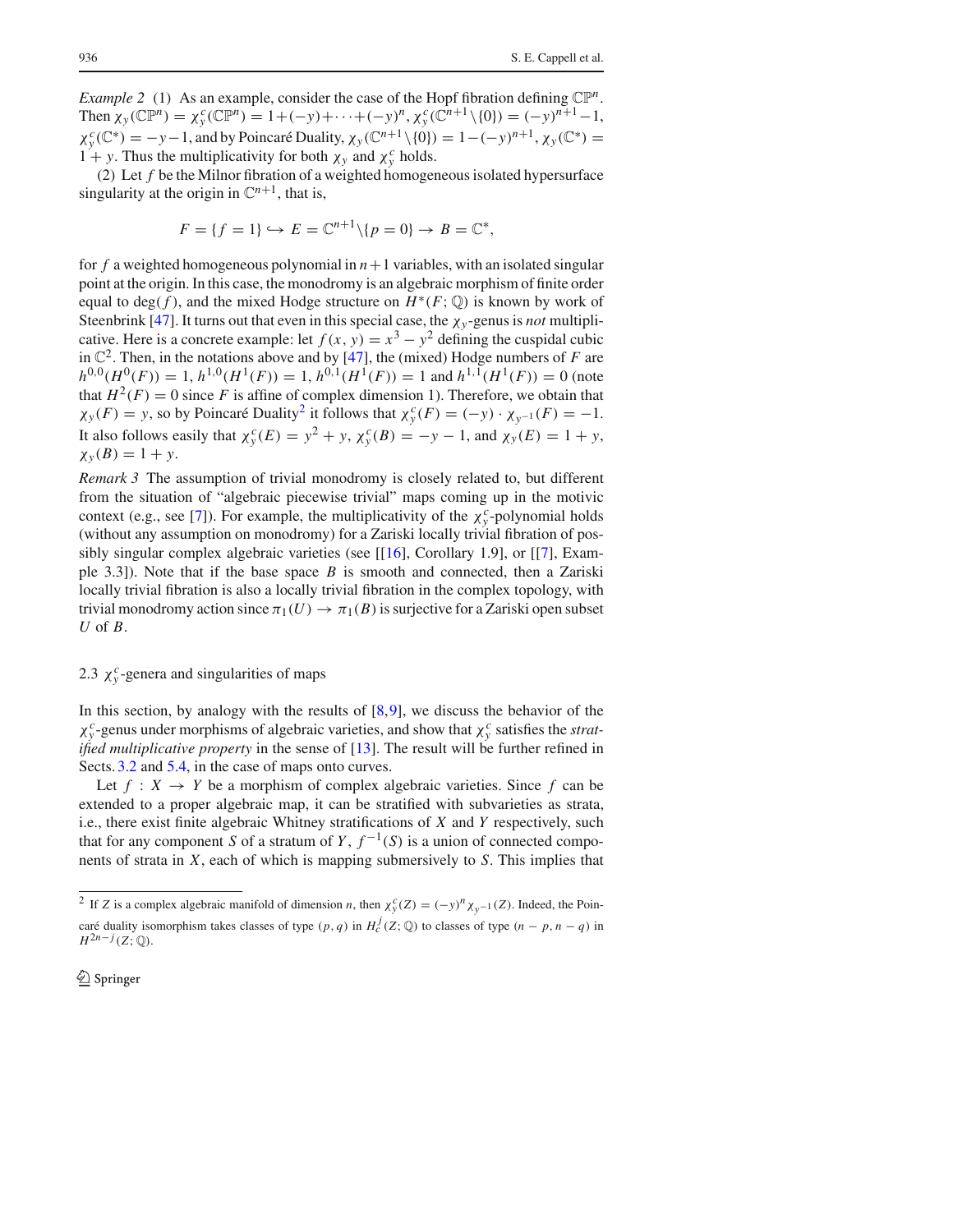*Example 2* (1) As an example, consider the case of the Hopf fibration defining $\mathbb{CP}^n$. Then $\chi_y(\mathbb{CP}^n) = \chi_y^c(\mathbb{CP}^n) = 1+(-y)+\cdots+(-y)^n$, $\chi_y^c(\mathbb{C}^{n+1}\setminus\{0\}) = (-y)^{n+1}-1$, $\chi_y^c(\mathbb{C}^*) = -y-1$, and by Poincaré Duality, $\chi_y(\mathbb{C}^{n+1}\setminus\{0\}) = 1-(-y)^{n+1}$, $\chi_y(\mathbb{C}^*) = 1+y$. Thus the multiplicativity for both $\chi_y$ and $\chi_y^c$ holds.

(2) Let $f$ be the Milnor fibration of a weighted homogeneous isolated hypersurface singularity at the origin in $\mathbb{C}^{n+1}$, that is,

$$F = \{f = 1\} \hookrightarrow E = \mathbb{C}^{n+1}\setminus\{p = 0\} \to B = \mathbb{C}^*,$$

for $f$ a weighted homogeneous polynomial in $n+1$ variables, with an isolated singular point at the origin. In this case, the monodromy is an algebraic morphism of finite order equal to $\deg(f)$, and the mixed Hodge structure on $H^*(F;\mathbb{Q})$ is known by work of Steenbrink [47]. It turns out that even in this special case, the $\chi_y$-genus is *not* multiplicative. Here is a concrete example: let $f(x, y) = x^3 - y^2$ defining the cuspidal cubic in $\mathbb{C}^2$. Then, in the notations above and by [47], the (mixed) Hodge numbers of $F$ are $h^{0,0}(H^0(F)) = 1$, $h^{1,0}(H^1(F)) = 1$, $h^{0,1}(H^1(F)) = 1$ and $h^{1,1}(H^1(F)) = 0$ (note that $H^2(F) = 0$ since $F$ is affine of complex dimension 1). Therefore, we obtain that $\chi_y(F) = y$, so by Poincaré Duality[2] it follows that $\chi_y^c(F) = (-y)\cdot\chi_{y^{-1}}(F) = -1$. It also follows easily that $\chi_y^c(E) = y^2 + y$, $\chi_y^c(B) = -y - 1$, and $\chi_y(E) = 1 + y$, $\chi_y(B) = 1 + y$.

*Remark 3* The assumption of trivial monodromy is closely related to, but different from the situation of "algebraic piecewise trivial" maps coming up in the motivic context (e.g., see [7]). For example, the multiplicativity of the $\chi_y^c$-polynomial holds (without any assumption on monodromy) for a Zariski locally trivial fibration of possibly singular complex algebraic varieties (see [[16], Corollary 1.9], or [[7], Example 3.3]). Note that if the base space $B$ is smooth and connected, then a Zariski locally trivial fibration is also a locally trivial fibration in the complex topology, with trivial monodromy action since $\pi_1(U) \to \pi_1(B)$ is surjective for a Zariski open subset $U$ of $B$.

## 2.3 $\chi_y^c$-genera and singularities of maps

In this section, by analogy with the results of [8,9], we discuss the behavior of the $\chi_y^c$-genus under morphisms of algebraic varieties, and show that $\chi_y^c$ satisfies the *stratified multiplicative property* in the sense of [13]. The result will be further refined in Sects. 3.2 and 5.4, in the case of maps onto curves.

Let $f : X \to Y$ be a morphism of complex algebraic varieties. Since $f$ can be extended to a proper algebraic map, it can be stratified with subvarieties as strata, i.e., there exist finite algebraic Whitney stratifications of $X$ and $Y$ respectively, such that for any component $S$ of a stratum of $Y$, $f^{-1}(S)$ is a union of connected components of strata in $X$, each of which is mapping submersively to $S$. This implies that

[2] If $Z$ is a complex algebraic manifold of dimension $n$, then $\chi_y^c(Z) = (-y)^n\chi_{y^{-1}}(Z)$. Indeed, the Poincaré duality isomorphism takes classes of type $(p, q)$ in $H_c^j(Z;\mathbb{Q})$ to classes of type $(n-p, n-q)$ in $H^{2n-j}(Z;\mathbb{Q})$.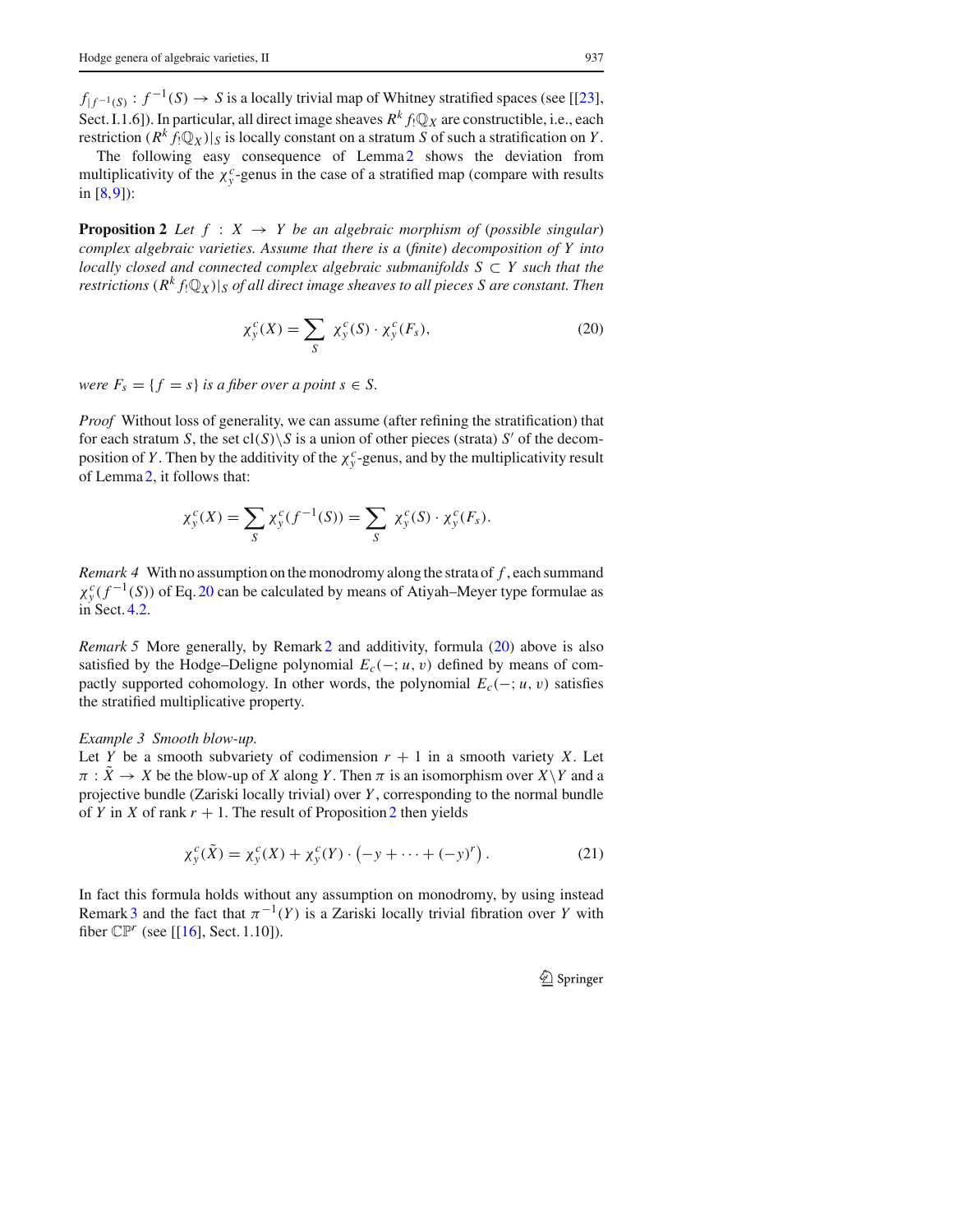$f_{|f^{-1}(S)} : f^{-1}(S) \to S$ is a locally trivial map of Whitney stratified spaces (see [[23], Sect. I.1.6]). In particular, all direct image sheaves $R^k f_! \mathbb{Q}_X$ are constructible, i.e., each restriction $(R^k f_! \mathbb{Q}_X)|_S$ is locally constant on a stratum $S$ of such a stratification on $Y$.

The following easy consequence of Lemma 2 shows the deviation from multiplicativity of the $\chi_y^c$-genus in the case of a stratified map (compare with results in [8,9]):

**Proposition 2** *Let $f : X \to Y$ be an algebraic morphism of (possible singular) complex algebraic varieties. Assume that there is a (finite) decomposition of $Y$ into locally closed and connected complex algebraic submanifolds $S \subset Y$ such that the restrictions $(R^k f_! \mathbb{Q}_X)|_S$ of all direct image sheaves to all pieces $S$ are constant. Then*

$$\chi_y^c(X) = \sum_S \chi_y^c(S) \cdot \chi_y^c(F_s), \tag{20}$$

*were $F_s = \{f = s\}$ is a fiber over a point $s \in S$.*

*Proof* Without loss of generality, we can assume (after refining the stratification) that for each stratum $S$, the set $\mathrm{cl}(S) \backslash S$ is a union of other pieces (strata) $S'$ of the decomposition of $Y$. Then by the additivity of the $\chi_y^c$-genus, and by the multiplicativity result of Lemma 2, it follows that:

$$\chi_y^c(X) = \sum_S \chi_y^c(f^{-1}(S)) = \sum_S \chi_y^c(S) \cdot \chi_y^c(F_s).$$

*Remark 4* With no assumption on the monodromy along the strata of $f$, each summand $\chi_y^c(f^{-1}(S))$ of Eq. 20 can be calculated by means of Atiyah–Meyer type formulae as in Sect. 4.2.

*Remark 5* More generally, by Remark 2 and additivity, formula (20) above is also satisfied by the Hodge–Deligne polynomial $E_c(-; u, v)$ defined by means of compactly supported cohomology. In other words, the polynomial $E_c(-; u, v)$ satisfies the stratified multiplicative property.

*Example 3 Smooth blow-up.*
Let $Y$ be a smooth subvariety of codimension $r+1$ in a smooth variety $X$. Let $\pi : \tilde{X} \to X$ be the blow-up of $X$ along $Y$. Then $\pi$ is an isomorphism over $X \backslash Y$ and a projective bundle (Zariski locally trivial) over $Y$, corresponding to the normal bundle of $Y$ in $X$ of rank $r+1$. The result of Proposition 2 then yields

$$\chi_y^c(\tilde{X}) = \chi_y^c(X) + \chi_y^c(Y) \cdot \left(-y + \cdots + (-y)^r\right). \tag{21}$$

In fact this formula holds without any assumption on monodromy, by using instead Remark 3 and the fact that $\pi^{-1}(Y)$ is a Zariski locally trivial fibration over $Y$ with fiber $\mathbb{CP}^r$ (see [[16], Sect. 1.10]).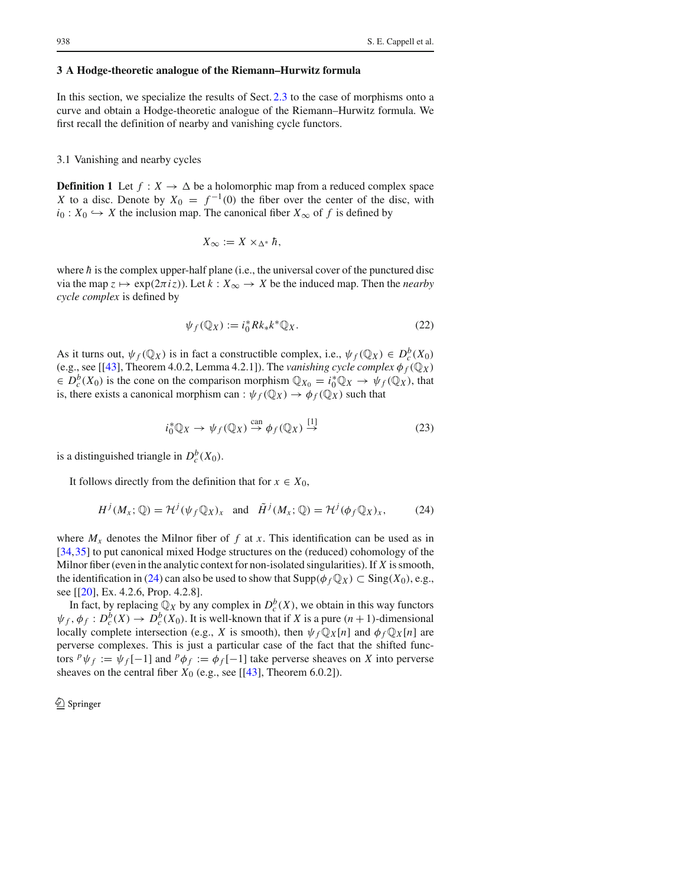## 3 A Hodge-theoretic analogue of the Riemann–Hurwitz formula

In this section, we specialize the results of Sect. 2.3 to the case of morphisms onto a curve and obtain a Hodge-theoretic analogue of the Riemann–Hurwitz formula. We first recall the definition of nearby and vanishing cycle functors.

### 3.1 Vanishing and nearby cycles

**Definition 1** Let $f : X \to \Delta$ be a holomorphic map from a reduced complex space $X$ to a disc. Denote by $X_0 = f^{-1}(0)$ the fiber over the center of the disc, with $i_0 : X_0 \hookrightarrow X$ the inclusion map. The canonical fiber $X_\infty$ of $f$ is defined by

$$X_\infty := X \times_{\Delta^*} \hbar,$$

where $\hbar$ is the complex upper-half plane (i.e., the universal cover of the punctured disc via the map $z \mapsto \exp(2\pi i z)$). Let $k : X_\infty \to X$ be the induced map. Then the *nearby cycle complex* is defined by

$$\psi_f(\mathbb{Q}_X) := i_0^* Rk_* k^* \mathbb{Q}_X. \tag{22}$$

As it turns out, $\psi_f(\mathbb{Q}_X)$ is in fact a constructible complex, i.e., $\psi_f(\mathbb{Q}_X) \in D_c^b(X_0)$ (e.g., see [[43], Theorem 4.0.2, Lemma 4.2.1]). The *vanishing cycle complex* $\phi_f(\mathbb{Q}_X) \in D_c^b(X_0)$ is the cone on the comparison morphism $\mathbb{Q}_{X_0} = i_0^*\mathbb{Q}_X \to \psi_f(\mathbb{Q}_X)$, that is, there exists a canonical morphism can : $\psi_f(\mathbb{Q}_X) \to \phi_f(\mathbb{Q}_X)$ such that

$$i_0^*\mathbb{Q}_X \to \psi_f(\mathbb{Q}_X) \overset{\text{can}}{\to} \phi_f(\mathbb{Q}_X) \overset{[1]}{\to} \tag{23}$$

is a distinguished triangle in $D_c^b(X_0)$.

It follows directly from the definition that for $x \in X_0$,

$$H^j(M_x; \mathbb{Q}) = \mathcal{H}^j(\psi_f \mathbb{Q}_X)_x \quad \text{and} \quad \tilde{H}^j(M_x; \mathbb{Q}) = \mathcal{H}^j(\phi_f \mathbb{Q}_X)_x, \tag{24}$$

where $M_x$ denotes the Milnor fiber of $f$ at $x$. This identification can be used as in [34,35] to put canonical mixed Hodge structures on the (reduced) cohomology of the Milnor fiber (even in the analytic context for non-isolated singularities). If $X$ is smooth, the identification in (24) can also be used to show that $\mathrm{Supp}(\phi_f \mathbb{Q}_X) \subset \mathrm{Sing}(X_0)$, e.g., see [[20], Ex. 4.2.6, Prop. 4.2.8].

In fact, by replacing $\mathbb{Q}_X$ by any complex in $D_c^b(X)$, we obtain in this way functors $\psi_f, \phi_f : D_c^b(X) \to D_c^b(X_0)$. It is well-known that if $X$ is a pure $(n+1)$-dimensional locally complete intersection (e.g., $X$ is smooth), then $\psi_f \mathbb{Q}_X[n]$ and $\phi_f \mathbb{Q}_X[n]$ are perverse complexes. This is just a particular case of the fact that the shifted functors ${}^p\psi_f := \psi_f[-1]$ and ${}^p\phi_f := \phi_f[-1]$ take perverse sheaves on $X$ into perverse sheaves on the central fiber $X_0$ (e.g., see [[43], Theorem 6.0.2]).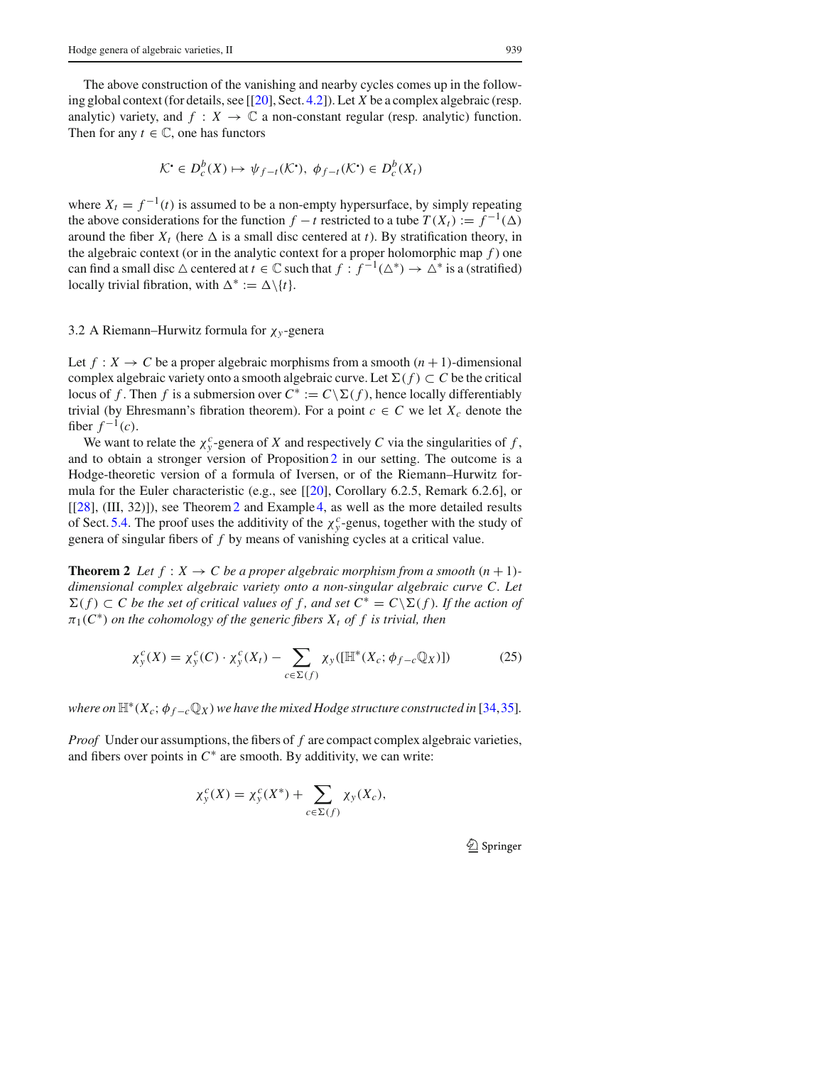The above construction of the vanishing and nearby cycles comes up in the following global context (for details, see [[20], Sect. 4.2]). Let $X$ be a complex algebraic (resp. analytic) variety, and $f : X \to \mathbb{C}$ a non-constant regular (resp. analytic) function. Then for any $t \in \mathbb{C}$, one has functors

$$\mathcal{K}^\bullet \in D^b_c(X) \mapsto \psi_{f-t}(\mathcal{K}^\bullet),\ \phi_{f-t}(\mathcal{K}^\bullet) \in D^b_c(X_t)$$

where $X_t = f^{-1}(t)$ is assumed to be a non-empty hypersurface, by simply repeating the above considerations for the function $f - t$ restricted to a tube $T(X_t) := f^{-1}(\Delta)$ around the fiber $X_t$ (here $\Delta$ is a small disc centered at $t$). By stratification theory, in the algebraic context (or in the analytic context for a proper holomorphic map $f$) one can find a small disc $\triangle$ centered at $t \in \mathbb{C}$ such that $f : f^{-1}(\Delta^*) \to \Delta^*$ is a (stratified) locally trivial fibration, with $\Delta^* := \Delta \setminus \{t\}$.

### 3.2 A Riemann–Hurwitz formula for $\chi_y$-genera

Let $f : X \to C$ be a proper algebraic morphisms from a smooth $(n+1)$-dimensional complex algebraic variety onto a smooth algebraic curve. Let $\Sigma(f) \subset C$ be the critical locus of $f$. Then $f$ is a submersion over $C^* := C \setminus \Sigma(f)$, hence locally differentiably trivial (by Ehresmann's fibration theorem). For a point $c \in C$ we let $X_c$ denote the fiber $f^{-1}(c)$.

We want to relate the $\chi_y^c$-genera of $X$ and respectively $C$ via the singularities of $f$, and to obtain a stronger version of Proposition 2 in our setting. The outcome is a Hodge-theoretic version of a formula of Iversen, or of the Riemann–Hurwitz formula for the Euler characteristic (e.g., see [[20], Corollary 6.2.5, Remark 6.2.6], or [[28], (III, 32)]), see Theorem 2 and Example 4, as well as the more detailed results of Sect. 5.4. The proof uses the additivity of the $\chi_y^c$-genus, together with the study of genera of singular fibers of $f$ by means of vanishing cycles at a critical value.

**Theorem 2** *Let $f : X \to C$ be a proper algebraic morphism from a smooth $(n+1)$-dimensional complex algebraic variety onto a non-singular algebraic curve $C$. Let $\Sigma(f) \subset C$ be the set of critical values of $f$, and set $C^* = C \setminus \Sigma(f)$. If the action of $\pi_1(C^*)$ on the cohomology of the generic fibers $X_t$ of $f$ is trivial, then*

$$\chi_y^c(X) = \chi_y^c(C) \cdot \chi_y^c(X_t) - \sum_{c \in \Sigma(f)} \chi_y([\mathbb{H}^*(X_c; \phi_{f-c}\mathbb{Q}_X)]) \tag{25}$$

*where on $\mathbb{H}^*(X_c; \phi_{f-c}\mathbb{Q}_X)$ we have the mixed Hodge structure constructed in [34,35].*

*Proof* Under our assumptions, the fibers of $f$ are compact complex algebraic varieties, and fibers over points in $C^*$ are smooth. By additivity, we can write:

$$\chi_y^c(X) = \chi_y^c(X^*) + \sum_{c \in \Sigma(f)} \chi_y(X_c),$$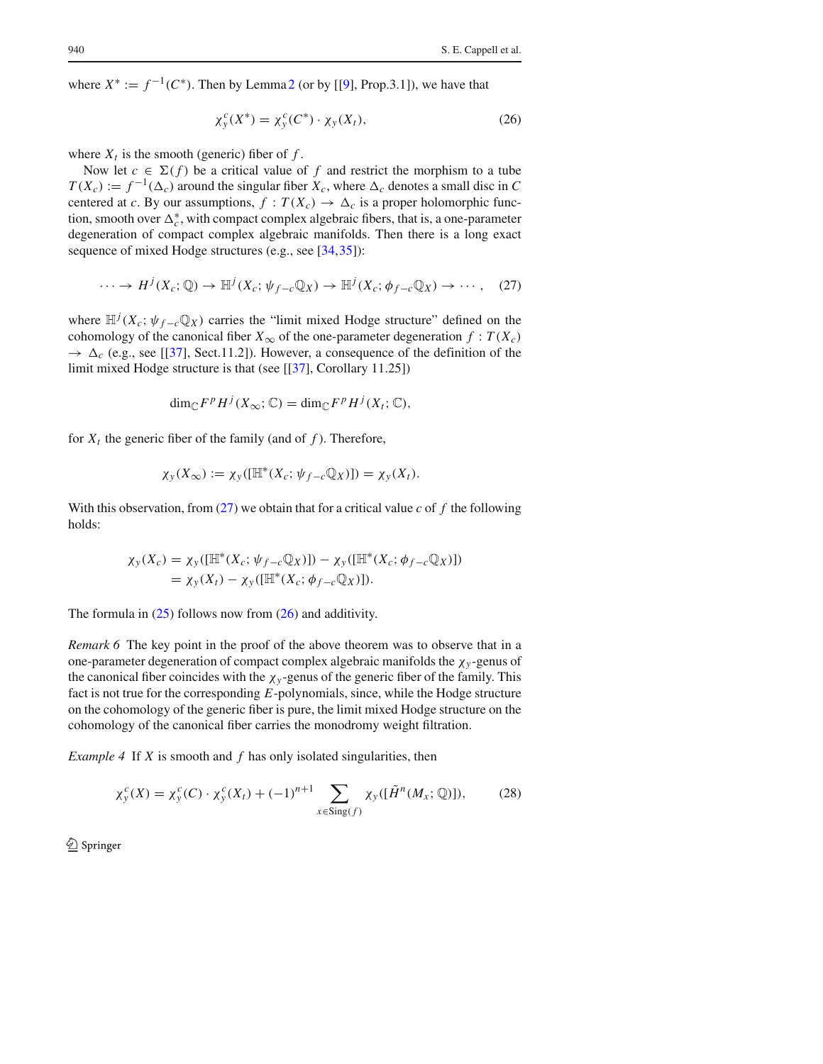where $X^* := f^{-1}(C^*)$. Then by Lemma 2 (or by [[9], Prop.3.1]), we have that

$$\chi_y^c(X^*) = \chi_y^c(C^*) \cdot \chi_y(X_t), \tag{26}$$

where $X_t$ is the smooth (generic) fiber of $f$.

Now let $c \in \Sigma(f)$ be a critical value of $f$ and restrict the morphism to a tube $T(X_c) := f^{-1}(\Delta_c)$ around the singular fiber $X_c$, where $\Delta_c$ denotes a small disc in $C$ centered at $c$. By our assumptions, $f : T(X_c) \to \Delta_c$ is a proper holomorphic function, smooth over $\Delta_c^*$, with compact complex algebraic fibers, that is, a one-parameter degeneration of compact complex algebraic manifolds. Then there is a long exact sequence of mixed Hodge structures (e.g., see [34,35]):

$$\cdots \to H^j(X_c; \mathbb{Q}) \to \mathbb{H}^j(X_c; \psi_{f-c}\mathbb{Q}_X) \to \mathbb{H}^j(X_c; \phi_{f-c}\mathbb{Q}_X) \to \cdots, \tag{27}$$

where $\mathbb{H}^j(X_c; \psi_{f-c}\mathbb{Q}_X)$ carries the "limit mixed Hodge structure" defined on the cohomology of the canonical fiber $X_\infty$ of the one-parameter degeneration $f : T(X_c) \to \Delta_c$ (e.g., see [[37], Sect.11.2]). However, a consequence of the definition of the limit mixed Hodge structure is that (see [[37], Corollary 11.25])

$$\dim_{\mathbb{C}} F^p H^j(X_\infty; \mathbb{C}) = \dim_{\mathbb{C}} F^p H^j(X_t; \mathbb{C}),$$

for $X_t$ the generic fiber of the family (and of $f$). Therefore,

$$\chi_y(X_\infty) := \chi_y([\mathbb{H}^*(X_c; \psi_{f-c}\mathbb{Q}_X)]) = \chi_y(X_t).$$

With this observation, from (27) we obtain that for a critical value $c$ of $f$ the following holds:

$$\begin{aligned}\chi_y(X_c) &= \chi_y([\mathbb{H}^*(X_c; \psi_{f-c}\mathbb{Q}_X)]) - \chi_y([\mathbb{H}^*(X_c; \phi_{f-c}\mathbb{Q}_X)]) \\ &= \chi_y(X_t) - \chi_y([\mathbb{H}^*(X_c; \phi_{f-c}\mathbb{Q}_X)]).\end{aligned}$$

The formula in (25) follows now from (26) and additivity.

*Remark 6* The key point in the proof of the above theorem was to observe that in a one-parameter degeneration of compact complex algebraic manifolds the $\chi_y$-genus of the canonical fiber coincides with the $\chi_y$-genus of the generic fiber of the family. This fact is not true for the corresponding $E$-polynomials, since, while the Hodge structure on the cohomology of the generic fiber is pure, the limit mixed Hodge structure on the cohomology of the canonical fiber carries the monodromy weight filtration.

*Example 4* If $X$ is smooth and $f$ has only isolated singularities, then

$$\chi_y^c(X) = \chi_y^c(C) \cdot \chi_y^c(X_t) + (-1)^{n+1} \sum_{x \in \mathrm{Sing}(f)} \chi_y([\tilde{H}^n(M_x; \mathbb{Q})]), \tag{28}$$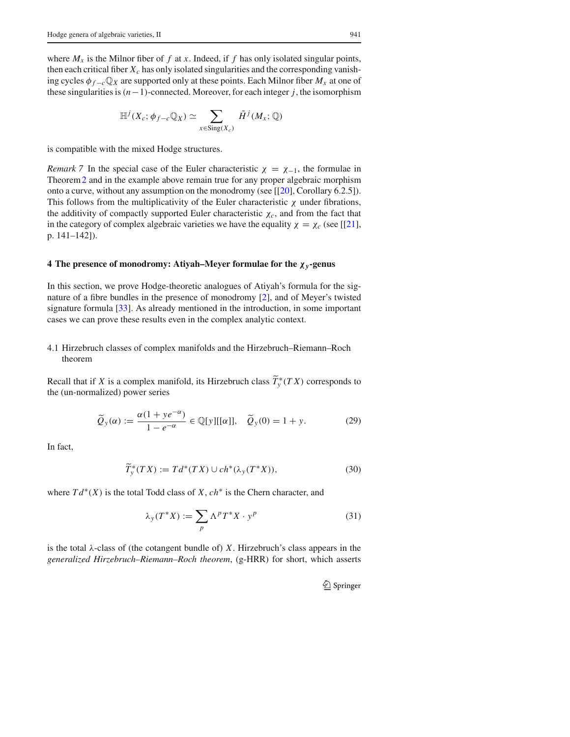where $M_x$ is the Milnor fiber of $f$ at $x$. Indeed, if $f$ has only isolated singular points, then each critical fiber $X_c$ has only isolated singularities and the corresponding vanishing cycles $\phi_{f-c}\mathbb{Q}_X$ are supported only at these points. Each Milnor fiber $M_x$ at one of these singularities is $(n-1)$-connected. Moreover, for each integer $j$, the isomorphism

$$\mathbb{H}^j(X_c; \phi_{f-c}\mathbb{Q}_X) \simeq \sum_{x \in \mathrm{Sing}(X_c)} \tilde{H}^j(M_x; \mathbb{Q})$$

is compatible with the mixed Hodge structures.

*Remark 7* In the special case of the Euler characteristic $\chi = \chi_{-1}$, the formulae in Theorem 2 and in the example above remain true for any proper algebraic morphism onto a curve, without any assumption on the monodromy (see [[20], Corollary 6.2.5]). This follows from the multiplicativity of the Euler characteristic $\chi$ under fibrations, the additivity of compactly supported Euler characteristic $\chi_c$, and from the fact that in the category of complex algebraic varieties we have the equality $\chi = \chi_c$ (see [[21], p. 141–142]).

## 4 The presence of monodromy: Atiyah–Meyer formulae for the $\chi_y$-genus

In this section, we prove Hodge-theoretic analogues of Atiyah's formula for the signature of a fibre bundles in the presence of monodromy [2], and of Meyer's twisted signature formula [33]. As already mentioned in the introduction, in some important cases we can prove these results even in the complex analytic context.

### 4.1 Hirzebruch classes of complex manifolds and the Hirzebruch–Riemann–Roch theorem

Recall that if $X$ is a complex manifold, its Hirzebruch class $\widetilde{T}^*_y(TX)$ corresponds to the (un-normalized) power series

$$\widetilde{Q}_y(\alpha) := \frac{\alpha(1 + ye^{-\alpha})}{1 - e^{-\alpha}} \in \mathbb{Q}[y][[\alpha]], \quad \widetilde{Q}_y(0) = 1 + y. \tag{29}$$

In fact,

$$\widetilde{T}^*_y(TX) := Td^*(TX) \cup ch^*(\lambda_y(T^*X)), \tag{30}$$

where $Td^*(X)$ is the total Todd class of $X$, $ch^*$ is the Chern character, and

$$\lambda_y(T^*X) := \sum_p \Lambda^p T^*X \cdot y^p \tag{31}$$

is the total $\lambda$-class of (the cotangent bundle of) $X$. Hirzebruch's class appears in the *generalized Hirzebruch–Riemann–Roch theorem*, (g-HRR) for short, which asserts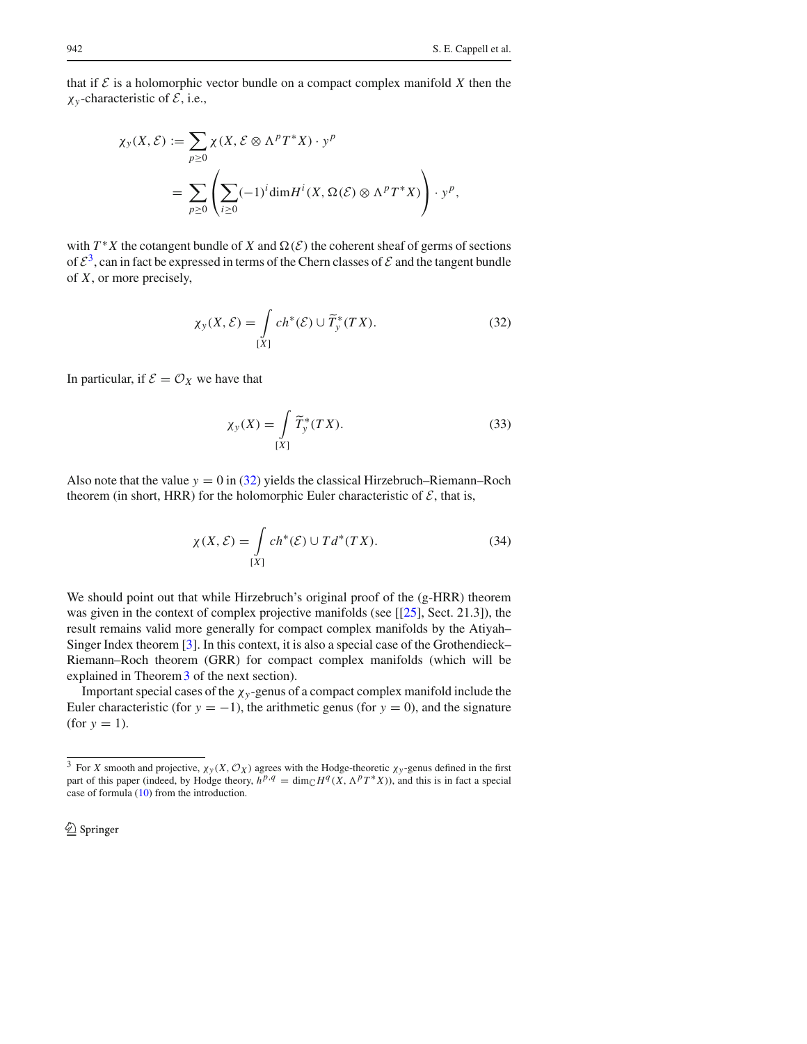that if $\mathcal{E}$ is a holomorphic vector bundle on a compact complex manifold $X$ then the $\chi_y$-characteristic of $\mathcal{E}$, i.e.,

$$
\begin{aligned}
\chi_y(X,\mathcal{E}) &:= \sum_{p\geq 0} \chi(X, \mathcal{E}\otimes \Lambda^p T^*X)\cdot y^p \\
&= \sum_{p\geq 0}\left(\sum_{i\geq 0}(-1)^i \dim H^i(X, \Omega(\mathcal{E})\otimes \Lambda^p T^*X)\right)\cdot y^p,
\end{aligned}
$$

with $T^*X$ the cotangent bundle of $X$ and $\Omega(\mathcal{E})$ the coherent sheaf of germs of sections of $\mathcal{E}$[3], can in fact be expressed in terms of the Chern classes of $\mathcal{E}$ and the tangent bundle of $X$, or more precisely,

$$
\chi_y(X,\mathcal{E}) = \int_{[X]} ch^*(\mathcal{E}) \cup \widetilde{T}^*_y(TX). \tag{32}
$$

In particular, if $\mathcal{E} = \mathcal{O}_X$ we have that

$$
\chi_y(X) = \int_{[X]} \widetilde{T}^*_y(TX). \tag{33}
$$

Also note that the value $y = 0$ in (32) yields the classical Hirzebruch–Riemann–Roch theorem (in short, HRR) for the holomorphic Euler characteristic of $\mathcal{E}$, that is,

$$
\chi(X,\mathcal{E}) = \int_{[X]} ch^*(\mathcal{E}) \cup Td^*(TX). \tag{34}
$$

We should point out that while Hirzebruch's original proof of the (g-HRR) theorem was given in the context of complex projective manifolds (see [[25], Sect. 21.3]), the result remains valid more generally for compact complex manifolds by the Atiyah–Singer Index theorem [3]. In this context, it is also a special case of the Grothendieck–Riemann–Roch theorem (GRR) for compact complex manifolds (which will be explained in Theorem 3 of the next section).

Important special cases of the $\chi_y$-genus of a compact complex manifold include the Euler characteristic (for $y = -1$), the arithmetic genus (for $y = 0$), and the signature (for $y = 1$).

---

[3] For $X$ smooth and projective, $\chi_y(X, \mathcal{O}_X)$ agrees with the Hodge-theoretic $\chi_y$-genus defined in the first part of this paper (indeed, by Hodge theory, $h^{p,q} = \dim_{\mathbb{C}} H^q(X, \Lambda^p T^*X)$), and this is in fact a special case of formula (10) from the introduction.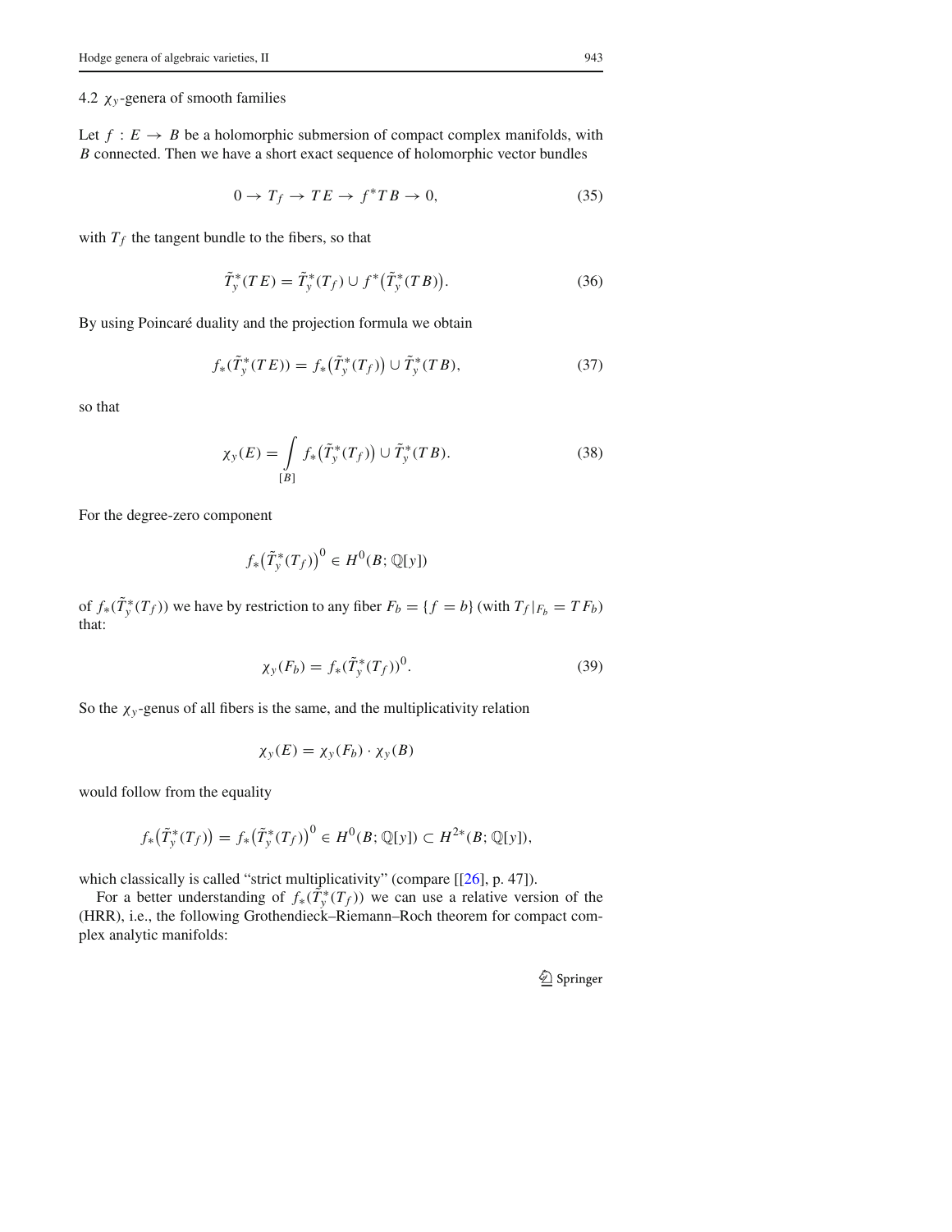### 4.2 $\chi_y$-genera of smooth families

Let $f : E \to B$ be a holomorphic submersion of compact complex manifolds, with $B$ connected. Then we have a short exact sequence of holomorphic vector bundles

$$0 \to T_f \to TE \to f^*TB \to 0, \tag{35}$$

with $T_f$ the tangent bundle to the fibers, so that

$$\tilde{T}_y^*(TE) = \tilde{T}_y^*(T_f) \cup f^*\big(\tilde{T}_y^*(TB)\big). \tag{36}$$

By using Poincaré duality and the projection formula we obtain

$$f_*(\tilde{T}_y^*(TE)) = f_*\big(\tilde{T}_y^*(T_f)\big) \cup \tilde{T}_y^*(TB), \tag{37}$$

so that

$$\chi_y(E) = \int_{[B]} f_*\big(\tilde{T}_y^*(T_f)\big) \cup \tilde{T}_y^*(TB). \tag{38}$$

For the degree-zero component

$$f_*\big(\tilde{T}_y^*(T_f)\big)^0 \in H^0(B; \mathbb{Q}[y])$$

of $f_*(\tilde{T}_y^*(T_f))$ we have by restriction to any fiber $F_b = \{f = b\}$ (with $T_f|_{F_b} = TF_b$) that:

$$\chi_y(F_b) = f_*(\tilde{T}_y^*(T_f))^0. \tag{39}$$

So the $\chi_y$-genus of all fibers is the same, and the multiplicativity relation

$$\chi_y(E) = \chi_y(F_b) \cdot \chi_y(B)$$

would follow from the equality

$$f_*\big(\tilde{T}_y^*(T_f)\big) = f_*\big(\tilde{T}_y^*(T_f)\big)^0 \in H^0(B; \mathbb{Q}[y]) \subset H^{2*}(B; \mathbb{Q}[y]),$$

which classically is called "strict multiplicativity" (compare [[26], p. 47]).

For a better understanding of $f_*(\tilde{T}_y^*(T_f))$ we can use a relative version of the (HRR), i.e., the following Grothendieck–Riemann–Roch theorem for compact complex analytic manifolds: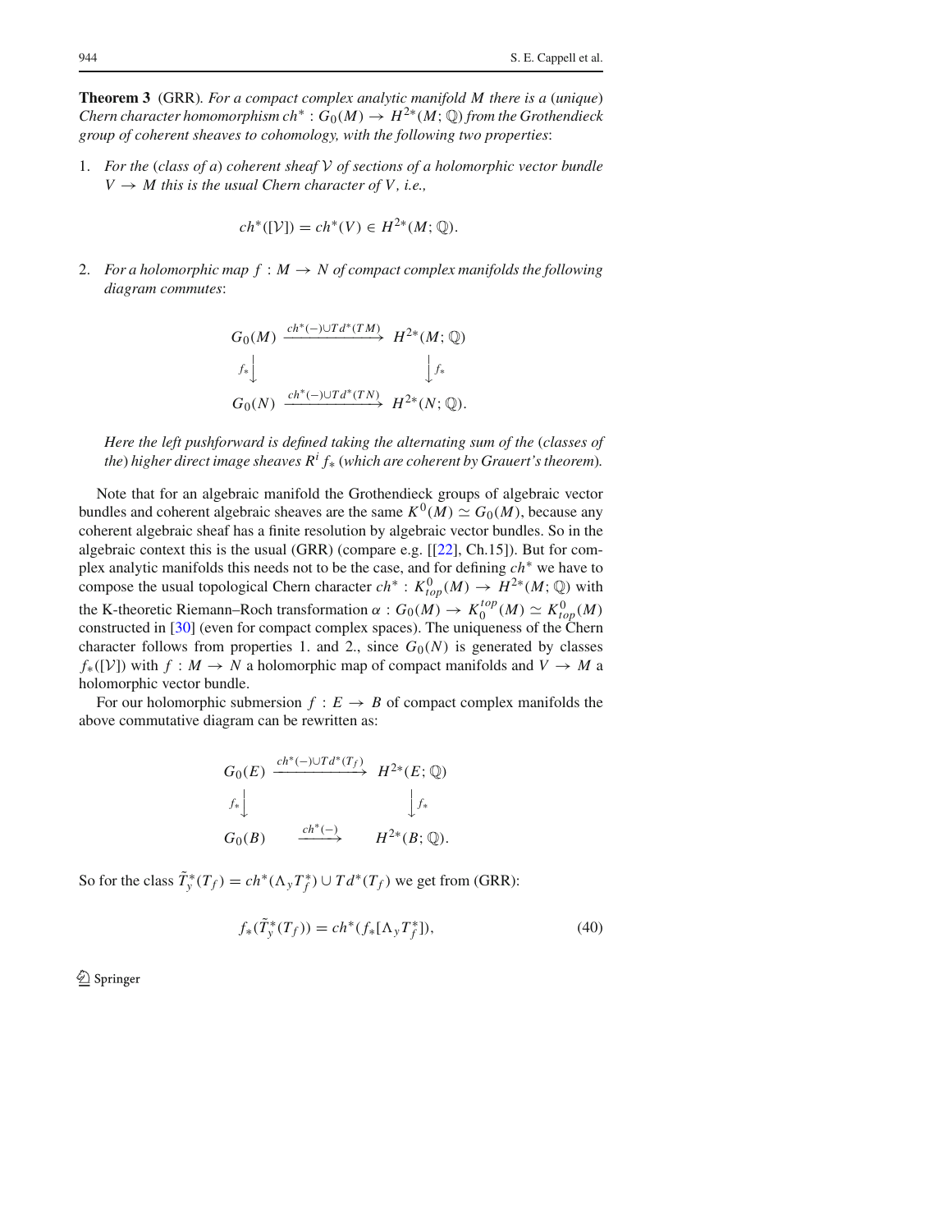**Theorem 3** (GRR). *For a compact complex analytic manifold $M$ there is a (unique) Chern character homomorphism $ch^* : G_0(M) \to H^{2*}(M;\mathbb{Q})$ from the Grothendieck group of coherent sheaves to cohomology, with the following two properties:*

1. *For the (class of a) coherent sheaf $\mathcal{V}$ of sections of a holomorphic vector bundle $V \to M$ this is the usual Chern character of $V$, i.e.,*

$$ch^*([\mathcal{V}]) = ch^*(V) \in H^{2*}(M;\mathbb{Q}).$$

2. *For a holomorphic map $f : M \to N$ of compact complex manifolds the following diagram commutes:*

$$\begin{array}{ccc}
G_0(M) & \xrightarrow{ch^*(-)\cup Td^*(TM)} & H^{2*}(M;\mathbb{Q}) \\
{\scriptstyle f_*}\downarrow & & \downarrow{\scriptstyle f_*} \\
G_0(N) & \xrightarrow{ch^*(-)\cup Td^*(TN)} & H^{2*}(N;\mathbb{Q}).
\end{array}$$

*Here the left pushforward is defined taking the alternating sum of the (classes of the) higher direct image sheaves $R^i f_*$ (which are coherent by Grauert's theorem).*

Note that for an algebraic manifold the Grothendieck groups of algebraic vector bundles and coherent algebraic sheaves are the same $K^0(M) \simeq G_0(M)$, because any coherent algebraic sheaf has a finite resolution by algebraic vector bundles. So in the algebraic context this is the usual (GRR) (compare e.g. [[22], Ch.15]). But for complex analytic manifolds this needs not to be the case, and for defining $ch^*$ we have to compose the usual topological Chern character $ch^* : K^0_{top}(M) \to H^{2*}(M;\mathbb{Q})$ with the K-theoretic Riemann–Roch transformation $\alpha : G_0(M) \to K_0^{top}(M) \simeq K^0_{top}(M)$ constructed in [30] (even for compact complex spaces). The uniqueness of the Chern character follows from properties 1. and 2., since $G_0(N)$ is generated by classes $f_*([\mathcal{V}])$ with $f : M \to N$ a holomorphic map of compact manifolds and $V \to M$ a holomorphic vector bundle.

For our holomorphic submersion $f : E \to B$ of compact complex manifolds the above commutative diagram can be rewritten as:

$$\begin{array}{ccc}
G_0(E) & \xrightarrow{ch^*(-)\cup Td^*(T_f)} & H^{2*}(E;\mathbb{Q}) \\
{\scriptstyle f_*}\downarrow & & \downarrow{\scriptstyle f_*} \\
G_0(B) & \xrightarrow{ch^*(-)} & H^{2*}(B;\mathbb{Q}).
\end{array}$$

So for the class $\tilde{T}^*_y(T_f) = ch^*(\Lambda_y T^*_f) \cup Td^*(T_f)$ we get from (GRR):

$$f_*(\tilde{T}^*_y(T_f)) = ch^*(f_*[\Lambda_y T^*_f]), \tag{40}$$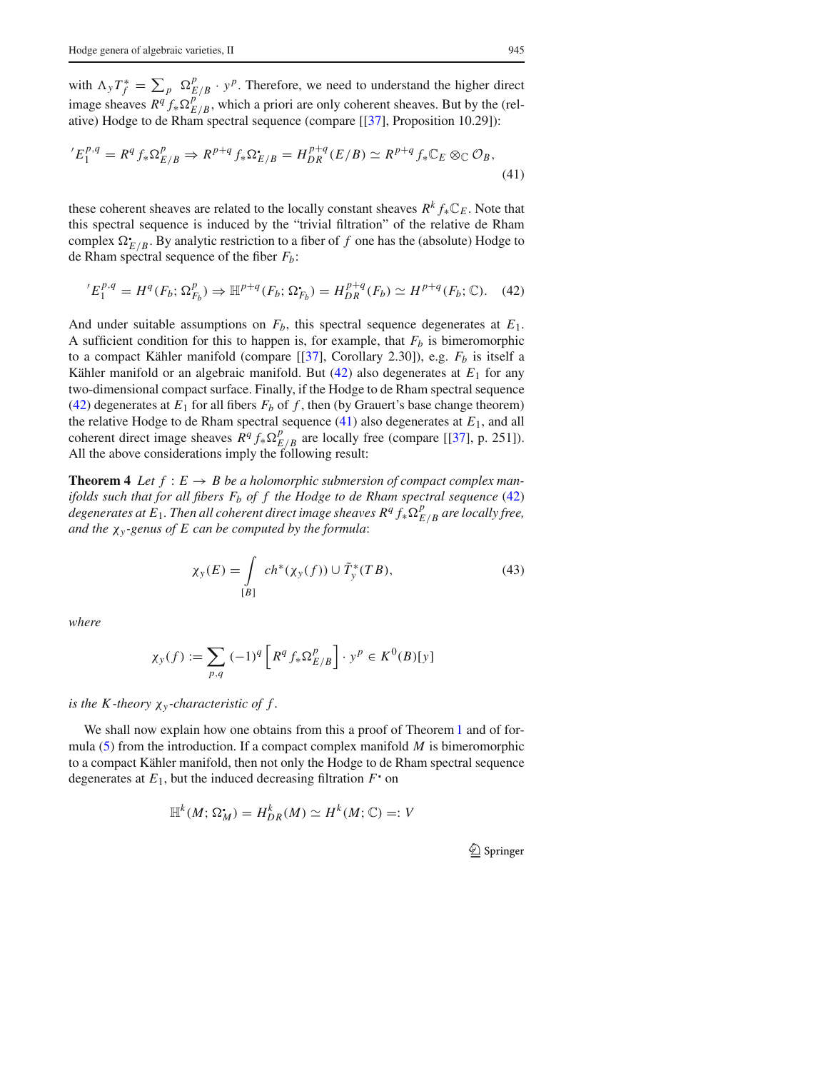with $\Lambda_y T_f^* = \sum_p \Omega^p_{E/B} \cdot y^p$. Therefore, we need to understand the higher direct image sheaves $R^q f_* \Omega^p_{E/B}$, which a priori are only coherent sheaves. But by the (relative) Hodge to de Rham spectral sequence (compare [[37], Proposition 10.29]):

$$'E_1^{p,q} = R^q f_* \Omega^p_{E/B} \Rightarrow R^{p+q} f_* \Omega^\bullet_{E/B} = H^{p+q}_{DR}(E/B) \simeq R^{p+q} f_* \mathbb{C}_E \otimes_{\mathbb{C}} \mathcal{O}_B, \tag{41}$$

these coherent sheaves are related to the locally constant sheaves $R^k f_* \mathbb{C}_E$. Note that this spectral sequence is induced by the "trivial filtration" of the relative de Rham complex $\Omega^\bullet_{E/B}$. By analytic restriction to a fiber of $f$ one has the (absolute) Hodge to de Rham spectral sequence of the fiber $F_b$:

$$'E_1^{p,q} = H^q(F_b; \Omega^p_{F_b}) \Rightarrow \mathbb{H}^{p+q}(F_b; \Omega^\bullet_{F_b}) = H^{p+q}_{DR}(F_b) \simeq H^{p+q}(F_b; \mathbb{C}). \tag{42}$$

And under suitable assumptions on $F_b$, this spectral sequence degenerates at $E_1$. A sufficient condition for this to happen is, for example, that $F_b$ is bimeromorphic to a compact Kähler manifold (compare [[37], Corollary 2.30]), e.g. $F_b$ is itself a Kähler manifold or an algebraic manifold. But (42) also degenerates at $E_1$ for any two-dimensional compact surface. Finally, if the Hodge to de Rham spectral sequence (42) degenerates at $E_1$ for all fibers $F_b$ of $f$, then (by Grauert's base change theorem) the relative Hodge to de Rham spectral sequence (41) also degenerates at $E_1$, and all coherent direct image sheaves $R^q f_* \Omega^p_{E/B}$ are locally free (compare [[37], p. 251]). All the above considerations imply the following result:

**Theorem 4** *Let $f : E \to B$ be a holomorphic submersion of compact complex manifolds such that for all fibers $F_b$ of $f$ the Hodge to de Rham spectral sequence (42) degenerates at $E_1$. Then all coherent direct image sheaves $R^q f_* \Omega^p_{E/B}$ are locally free, and the $\chi_y$-genus of $E$ can be computed by the formula*:

$$\chi_y(E) = \int_{[B]} ch^*(\chi_y(f)) \cup \tilde{T}^*_y(TB), \tag{43}$$

*where*

$$\chi_y(f) := \sum_{p,q} (-1)^q \left[ R^q f_* \Omega^p_{E/B} \right] \cdot y^p \in K^0(B)[y]$$

*is the $K$-theory $\chi_y$-characteristic of $f$.*

We shall now explain how one obtains from this a proof of Theorem 1 and of formula (5) from the introduction. If a compact complex manifold $M$ is bimeromorphic to a compact Kähler manifold, then not only the Hodge to de Rham spectral sequence degenerates at $E_1$, but the induced decreasing filtration $F^\bullet$ on

$$\mathbb{H}^k(M; \Omega^\bullet_M) = H^k_{DR}(M) \simeq H^k(M; \mathbb{C}) =: V$$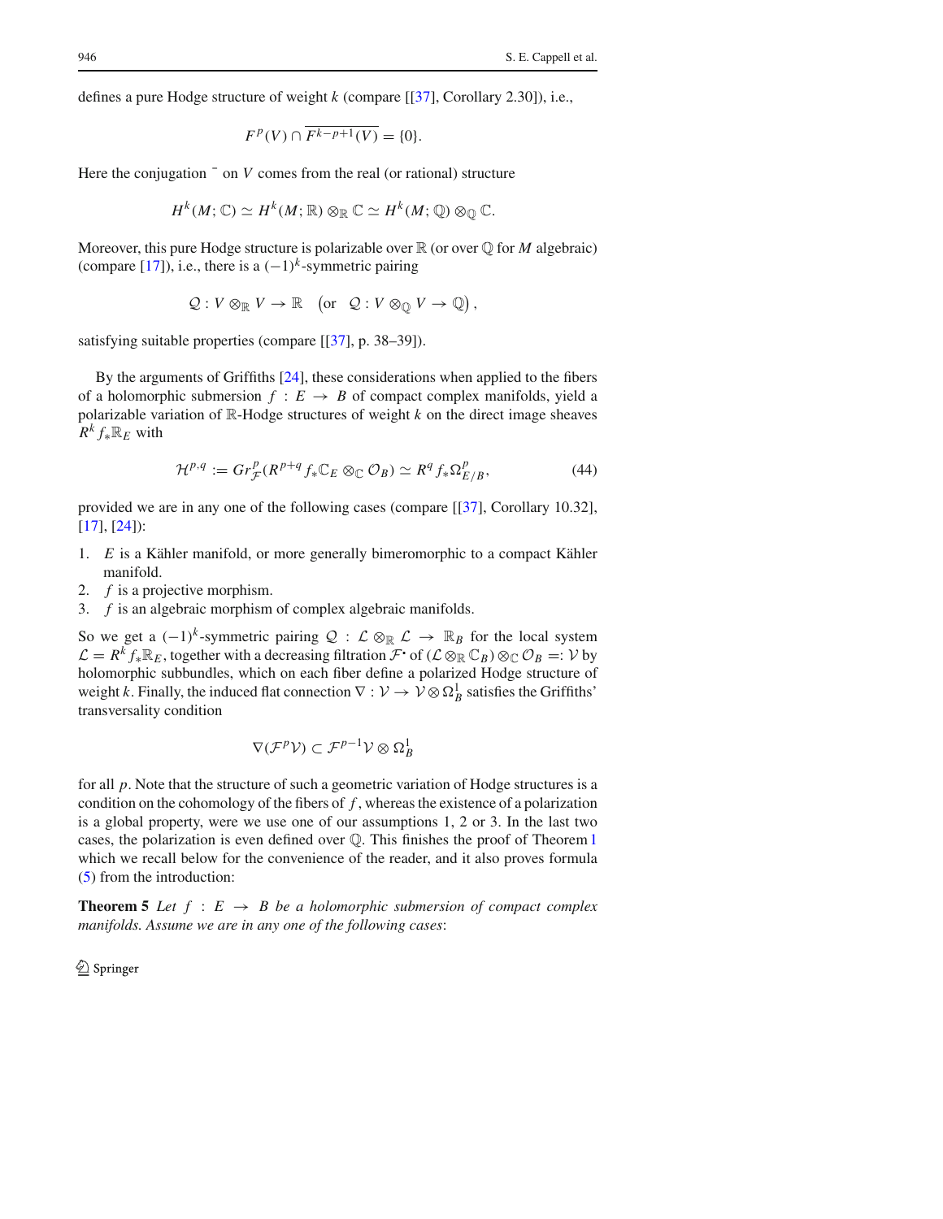defines a pure Hodge structure of weight $k$ (compare [[37], Corollary 2.30]), i.e.,

$$F^p(V) \cap \overline{F^{k-p+1}(V)} = \{0\}.$$

Here the conjugation $\bar{}$ on $V$ comes from the real (or rational) structure

$$H^k(M;\mathbb{C}) \simeq H^k(M;\mathbb{R}) \otimes_{\mathbb{R}} \mathbb{C} \simeq H^k(M;\mathbb{Q}) \otimes_{\mathbb{Q}} \mathbb{C}.$$

Moreover, this pure Hodge structure is polarizable over $\mathbb{R}$ (or over $\mathbb{Q}$ for $M$ algebraic) (compare [17]), i.e., there is a $(-1)^k$-symmetric pairing

$$\mathcal{Q} : V \otimes_{\mathbb{R}} V \to \mathbb{R} \quad \left(\text{or} \quad \mathcal{Q} : V \otimes_{\mathbb{Q}} V \to \mathbb{Q}\right),$$

satisfying suitable properties (compare [[37], p. 38–39]).

By the arguments of Griffiths [24], these considerations when applied to the fibers of a holomorphic submersion $f : E \to B$ of compact complex manifolds, yield a polarizable variation of $\mathbb{R}$-Hodge structures of weight $k$ on the direct image sheaves $R^k f_* \mathbb{R}_E$ with

$$\mathcal{H}^{p,q} := Gr^p_{\mathcal{F}}(R^{p+q} f_* \mathbb{C}_E \otimes_{\mathbb{C}} \mathcal{O}_B) \simeq R^q f_* \Omega^p_{E/B}, \tag{44}$$

provided we are in any one of the following cases (compare [[37], Corollary 10.32], [17], [24]):

1. $E$ is a Kähler manifold, or more generally bimeromorphic to a compact Kähler manifold.
2. $f$ is a projective morphism.
3. $f$ is an algebraic morphism of complex algebraic manifolds.

So we get a $(-1)^k$-symmetric pairing $\mathcal{Q} : \mathcal{L} \otimes_{\mathbb{R}} \mathcal{L} \to \mathbb{R}_B$ for the local system $\mathcal{L} = R^k f_* \mathbb{R}_E$, together with a decreasing filtration $\mathcal{F}^{\cdot}$ of $(\mathcal{L} \otimes_{\mathbb{R}} \mathbb{C}_B) \otimes_{\mathbb{C}} \mathcal{O}_B =: \mathcal{V}$ by holomorphic subbundles, which on each fiber define a polarized Hodge structure of weight $k$. Finally, the induced flat connection $\nabla : \mathcal{V} \to \mathcal{V} \otimes \Omega^1_B$ satisfies the Griffiths' transversality condition

$$\nabla(\mathcal{F}^p \mathcal{V}) \subset \mathcal{F}^{p-1} \mathcal{V} \otimes \Omega^1_B$$

for all $p$. Note that the structure of such a geometric variation of Hodge structures is a condition on the cohomology of the fibers of $f$, whereas the existence of a polarization is a global property, were we use one of our assumptions 1, 2 or 3. In the last two cases, the polarization is even defined over $\mathbb{Q}$. This finishes the proof of Theorem 1 which we recall below for the convenience of the reader, and it also proves formula (5) from the introduction:

**Theorem 5** *Let $f : E \to B$ be a holomorphic submersion of compact complex manifolds. Assume we are in any one of the following cases*: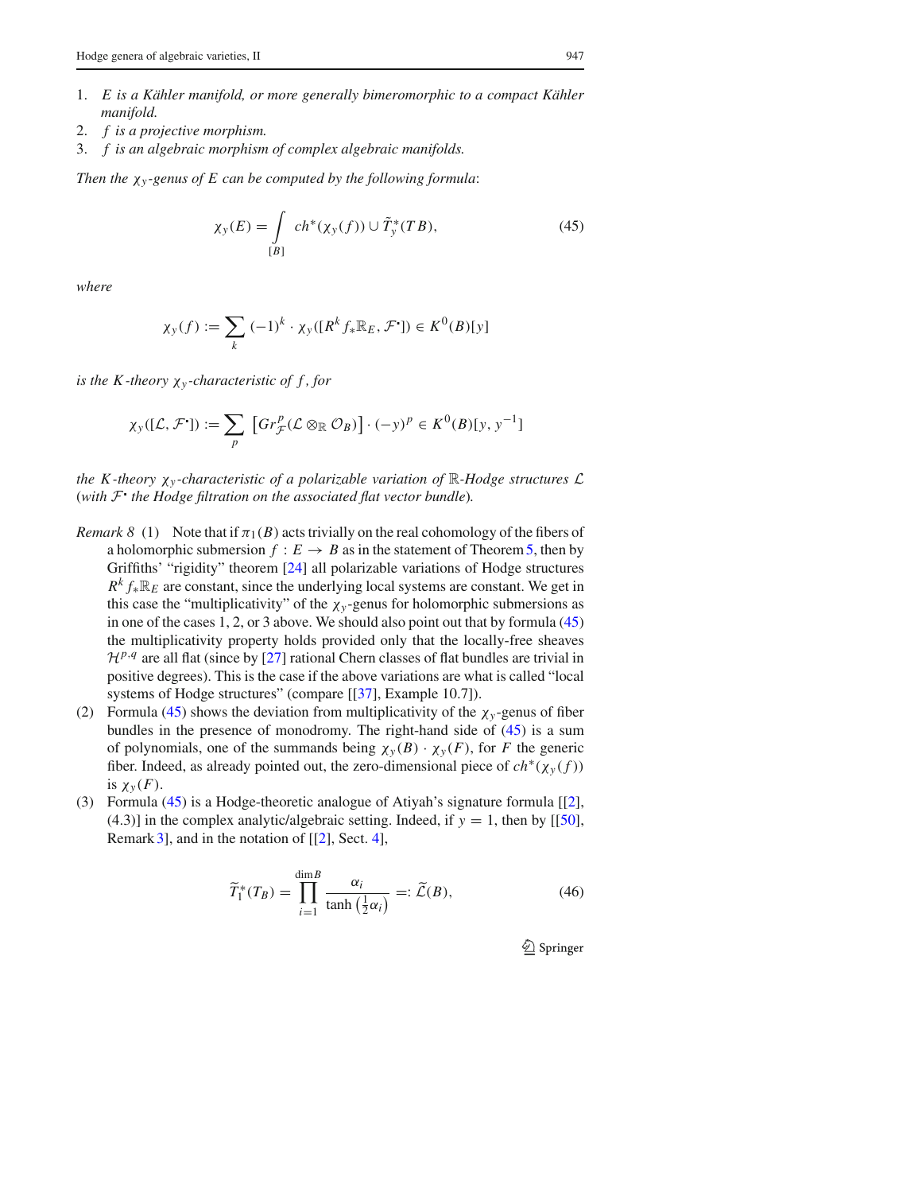1. *E is a Kähler manifold, or more generally bimeromorphic to a compact Kähler manifold.*
2. *f is a projective morphism.*
3. *f is an algebraic morphism of complex algebraic manifolds.*

*Then the $\chi_y$-genus of E can be computed by the following formula*:

$$\chi_y(E) = \int_{[B]} ch^*(\chi_y(f)) \cup \tilde{T}_y^*(TB), \tag{45}$$

*where*

$$\chi_y(f) := \sum_k (-1)^k \cdot \chi_y([R^k f_* \mathbb{R}_E, \mathcal{F}^\bullet]) \in K^0(B)[y]$$

*is the K-theory $\chi_y$-characteristic of f, for*

$$\chi_y([\mathcal{L}, \mathcal{F}^\bullet]) := \sum_p \left[Gr_{\mathcal{F}}^p(\mathcal{L} \otimes_{\mathbb{R}} \mathcal{O}_B)\right] \cdot (-y)^p \in K^0(B)[y, y^{-1}]$$

*the K-theory $\chi_y$-characteristic of a polarizable variation of $\mathbb{R}$-Hodge structures $\mathcal{L}$ (with $\mathcal{F}^\bullet$ the Hodge filtration on the associated flat vector bundle).*

*Remark 8* (1) Note that if $\pi_1(B)$ acts trivially on the real cohomology of the fibers of a holomorphic submersion $f : E \to B$ as in the statement of Theorem 5, then by Griffiths' "rigidity" theorem [24] all polarizable variations of Hodge structures $R^k f_* \mathbb{R}_E$ are constant, since the underlying local systems are constant. We get in this case the "multiplicativity" of the $\chi_y$-genus for holomorphic submersions as in one of the cases 1, 2, or 3 above. We should also point out that by formula (45) the multiplicativity property holds provided only that the locally-free sheaves $\mathcal{H}^{p,q}$ are all flat (since by [27] rational Chern classes of flat bundles are trivial in positive degrees). This is the case if the above variations are what is called "local systems of Hodge structures" (compare [[37], Example 10.7]).

(2) Formula (45) shows the deviation from multiplicativity of the $\chi_y$-genus of fiber bundles in the presence of monodromy. The right-hand side of (45) is a sum of polynomials, one of the summands being $\chi_y(B) \cdot \chi_y(F)$, for $F$ the generic fiber. Indeed, as already pointed out, the zero-dimensional piece of $ch^*(\chi_y(f))$ is $\chi_y(F)$.

(3) Formula (45) is a Hodge-theoretic analogue of Atiyah's signature formula [[2], (4.3)] in the complex analytic/algebraic setting. Indeed, if $y = 1$, then by [[50], Remark 3], and in the notation of [[2], Sect. 4],

$$\widetilde{T}_1^*(T_B) = \prod_{i=1}^{\dim B} \frac{\alpha_i}{\tanh\left(\frac{1}{2}\alpha_i\right)} =: \widetilde{\mathcal{L}}(B), \tag{46}$$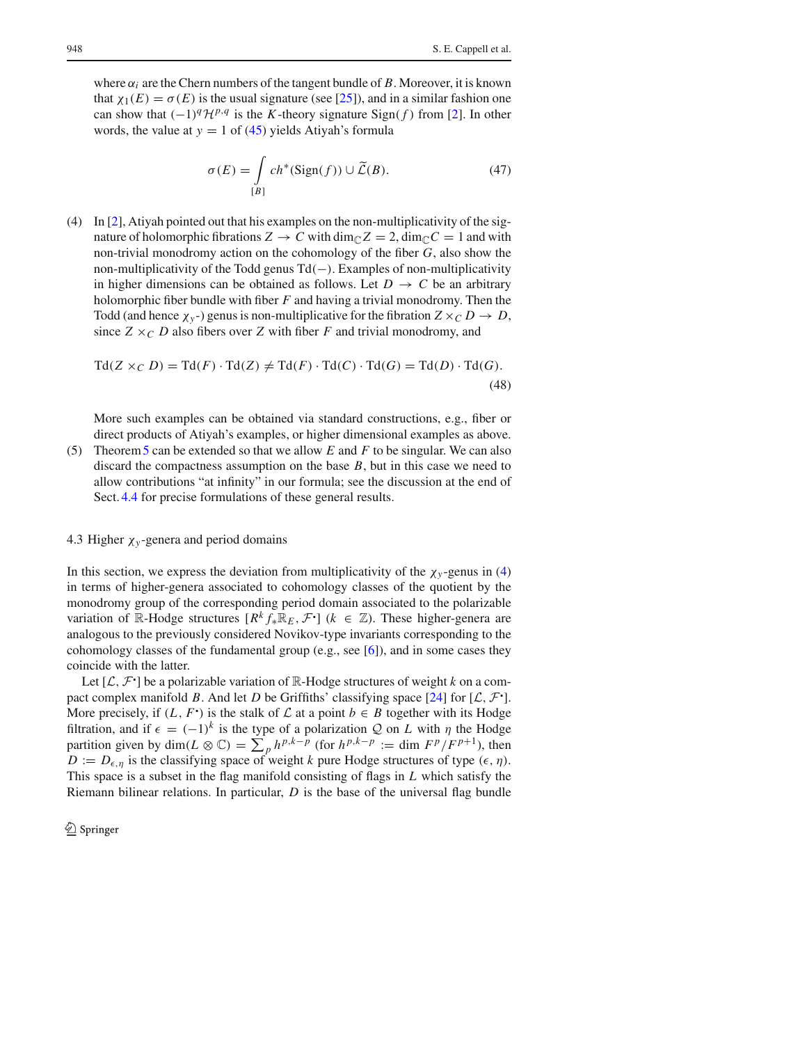where $\alpha_i$ are the Chern numbers of the tangent bundle of $B$. Moreover, it is known that $\chi_1(E) = \sigma(E)$ is the usual signature (see [25]), and in a similar fashion one can show that $(-1)^q \mathcal{H}^{p,q}$ is the $K$-theory signature $\mathrm{Sign}(f)$ from [2]. In other words, the value at $y = 1$ of (45) yields Atiyah's formula

$$\sigma(E) = \int_{[B]} ch^*(\mathrm{Sign}(f)) \cup \widetilde{\mathcal{L}}(B). \tag{47}$$

(4) In [2], Atiyah pointed out that his examples on the non-multiplicativity of the signature of holomorphic fibrations $Z \to C$ with $\dim_{\mathbb{C}} Z = 2$, $\dim_{\mathbb{C}} C = 1$ and with non-trivial monodromy action on the cohomology of the fiber $G$, also show the non-multiplicativity of the Todd genus $\mathrm{Td}(-)$. Examples of non-multiplicativity in higher dimensions can be obtained as follows. Let $D \to C$ be an arbitrary holomorphic fiber bundle with fiber $F$ and having a trivial monodromy. Then the Todd (and hence $\chi_y$-) genus is non-multiplicative for the fibration $Z \times_C D \to D$, since $Z \times_C D$ also fibers over $Z$ with fiber $F$ and trivial monodromy, and

$$\mathrm{Td}(Z \times_C D) = \mathrm{Td}(F) \cdot \mathrm{Td}(Z) \neq \mathrm{Td}(F) \cdot \mathrm{Td}(C) \cdot \mathrm{Td}(G) = \mathrm{Td}(D) \cdot \mathrm{Td}(G). \tag{48}$$

More such examples can be obtained via standard constructions, e.g., fiber or direct products of Atiyah's examples, or higher dimensional examples as above.

(5) Theorem 5 can be extended so that we allow $E$ and $F$ to be singular. We can also discard the compactness assumption on the base $B$, but in this case we need to allow contributions "at infinity" in our formula; see the discussion at the end of Sect. 4.4 for precise formulations of these general results.

### 4.3 Higher $\chi_y$-genera and period domains

In this section, we express the deviation from multiplicativity of the $\chi_y$-genus in (4) in terms of higher-genera associated to cohomology classes of the quotient by the monodromy group of the corresponding period domain associated to the polarizable variation of $\mathbb{R}$-Hodge structures $[R^k f_* \mathbb{R}_E, \mathcal{F}^\bullet]$ ($k \in \mathbb{Z}$). These higher-genera are analogous to the previously considered Novikov-type invariants corresponding to the cohomology classes of the fundamental group (e.g., see [6]), and in some cases they coincide with the latter.

Let $[\mathcal{L}, \mathcal{F}^\bullet]$ be a polarizable variation of $\mathbb{R}$-Hodge structures of weight $k$ on a compact complex manifold $B$. And let $D$ be Griffiths' classifying space [24] for $[\mathcal{L}, \mathcal{F}^\bullet]$. More precisely, if $(L, F^\bullet)$ is the stalk of $\mathcal{L}$ at a point $b \in B$ together with its Hodge filtration, and if $\epsilon = (-1)^k$ is the type of a polarization $\mathcal{Q}$ on $L$ with $\eta$ the Hodge partition given by $\dim(L \otimes \mathbb{C}) = \sum_p h^{p,k-p}$ (for $h^{p,k-p} := \dim F^p/F^{p+1}$), then $D := D_{\epsilon,\eta}$ is the classifying space of weight $k$ pure Hodge structures of type $(\epsilon, \eta)$. This space is a subset in the flag manifold consisting of flags in $L$ which satisfy the Riemann bilinear relations. In particular, $D$ is the base of the universal flag bundle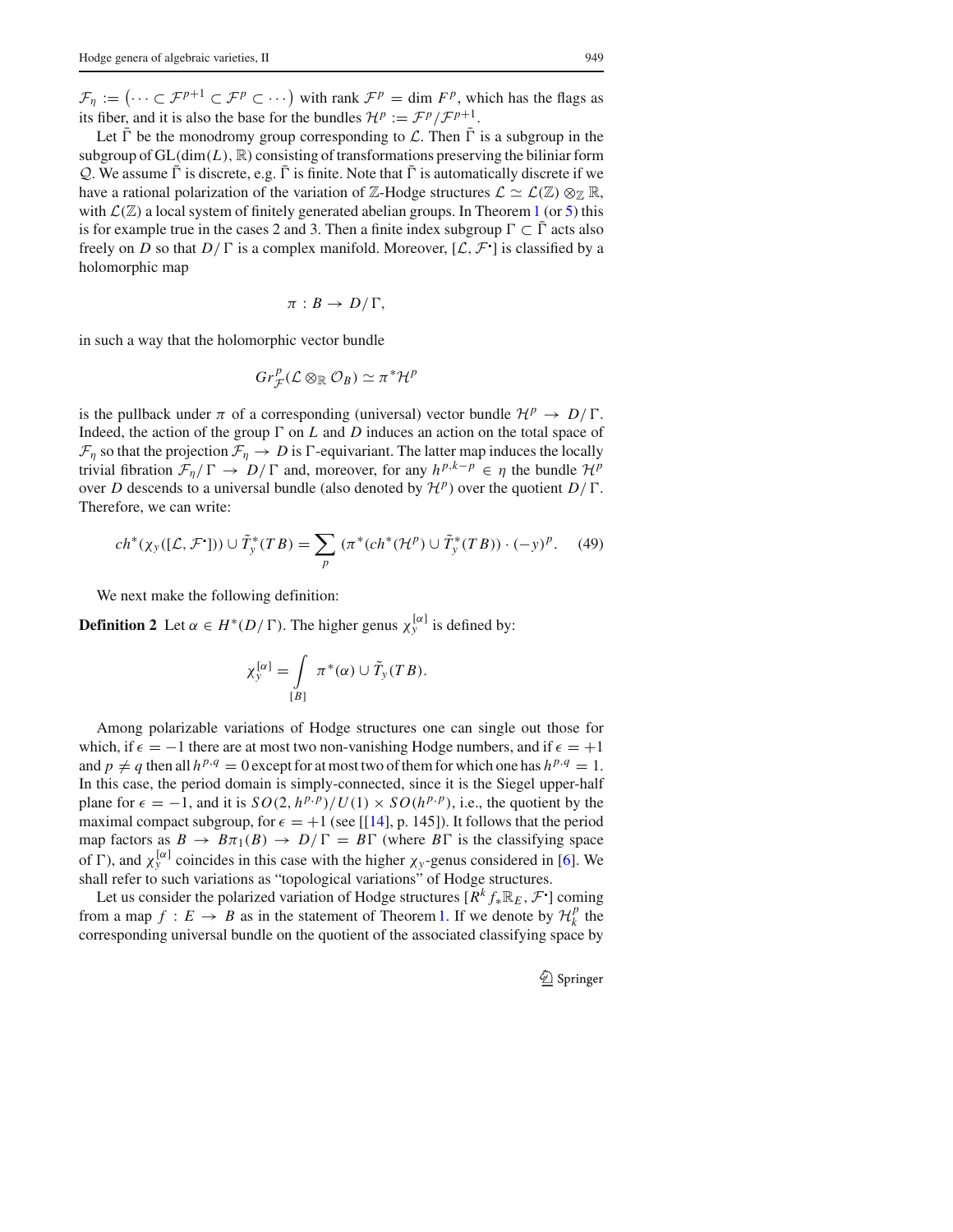$\mathcal{F}_\eta := \left(\cdots \subset \mathcal{F}^{p+1} \subset \mathcal{F}^p \subset \cdots\right)$ with rank $\mathcal{F}^p = \dim F^p$, which has the flags as its fiber, and it is also the base for the bundles $\mathcal{H}^p := \mathcal{F}^p/\mathcal{F}^{p+1}$.

Let $\bar{\Gamma}$ be the monodromy group corresponding to $\mathcal{L}$. Then $\bar{\Gamma}$ is a subgroup in the subgroup of $\mathrm{GL}(\dim(L), \mathbb{R})$ consisting of transformations preserving the biliniar form $\mathcal{Q}$. We assume $\bar{\Gamma}$ is discrete, e.g. $\bar{\Gamma}$ is finite. Note that $\bar{\Gamma}$ is automatically discrete if we have a rational polarization of the variation of $\mathbb{Z}$-Hodge structures $\mathcal{L} \simeq \mathcal{L}(\mathbb{Z}) \otimes_{\mathbb{Z}} \mathbb{R}$, with $\mathcal{L}(\mathbb{Z})$ a local system of finitely generated abelian groups. In Theorem 1 (or 5) this is for example true in the cases 2 and 3. Then a finite index subgroup $\Gamma \subset \bar{\Gamma}$ acts also freely on $D$ so that $D/\Gamma$ is a complex manifold. Moreover, $[\mathcal{L}, \mathcal{F}^\bullet]$ is classified by a holomorphic map

$$\pi : B \to D/\Gamma,$$

in such a way that the holomorphic vector bundle

$$Gr^p_{\mathcal{F}}(\mathcal{L} \otimes_{\mathbb{R}} \mathcal{O}_B) \simeq \pi^*\mathcal{H}^p$$

is the pullback under $\pi$ of a corresponding (universal) vector bundle $\mathcal{H}^p \to D/\Gamma$. Indeed, the action of the group $\Gamma$ on $L$ and $D$ induces an action on the total space of $\mathcal{F}_\eta$ so that the projection $\mathcal{F}_\eta \to D$ is $\Gamma$-equivariant. The latter map induces the locally trivial fibration $\mathcal{F}_\eta/\Gamma \to D/\Gamma$ and, moreover, for any $h^{p,k-p} \in \eta$ the bundle $\mathcal{H}^p$ over $D$ descends to a universal bundle (also denoted by $\mathcal{H}^p$) over the quotient $D/\Gamma$. Therefore, we can write:

$$ch^*(\chi_y([\mathcal{L}, \mathcal{F}^\bullet])) \cup \tilde{T}^*_y(TB) = \sum_p \left(\pi^*(ch^*(\mathcal{H}^p) \cup \tilde{T}^*_y(TB)\right) \cdot (-y)^p. \quad (49)$$

We next make the following definition:

**Definition 2** Let $\alpha \in H^*(D/\Gamma)$. The higher genus $\chi_y^{[\alpha]}$ is defined by:

$$\chi_y^{[\alpha]} = \int_{[B]} \pi^*(\alpha) \cup \tilde{T}_y(TB).$$

Among polarizable variations of Hodge structures one can single out those for which, if $\epsilon = -1$ there are at most two non-vanishing Hodge numbers, and if $\epsilon = +1$ and $p \neq q$ then all $h^{p,q} = 0$ except for at most two of them for which one has $h^{p,q} = 1$. In this case, the period domain is simply-connected, since it is the Siegel upper-half plane for $\epsilon = -1$, and it is $SO(2, h^{p,p})/U(1) \times SO(h^{p,p})$, i.e., the quotient by the maximal compact subgroup, for $\epsilon = +1$ (see [[14], p. 145]). It follows that the period map factors as $B \to B\pi_1(B) \to D/\Gamma = B\Gamma$ (where $B\Gamma$ is the classifying space of $\Gamma$), and $\chi_y^{[\alpha]}$ coincides in this case with the higher $\chi_y$-genus considered in [6]. We shall refer to such variations as "topological variations" of Hodge structures.

Let us consider the polarized variation of Hodge structures $[R^k f_* \mathbb{R}_E, \mathcal{F}^\bullet]$ coming from a map $f : E \to B$ as in the statement of Theorem 1. If we denote by $\mathcal{H}^p_k$ the corresponding universal bundle on the quotient of the associated classifying space by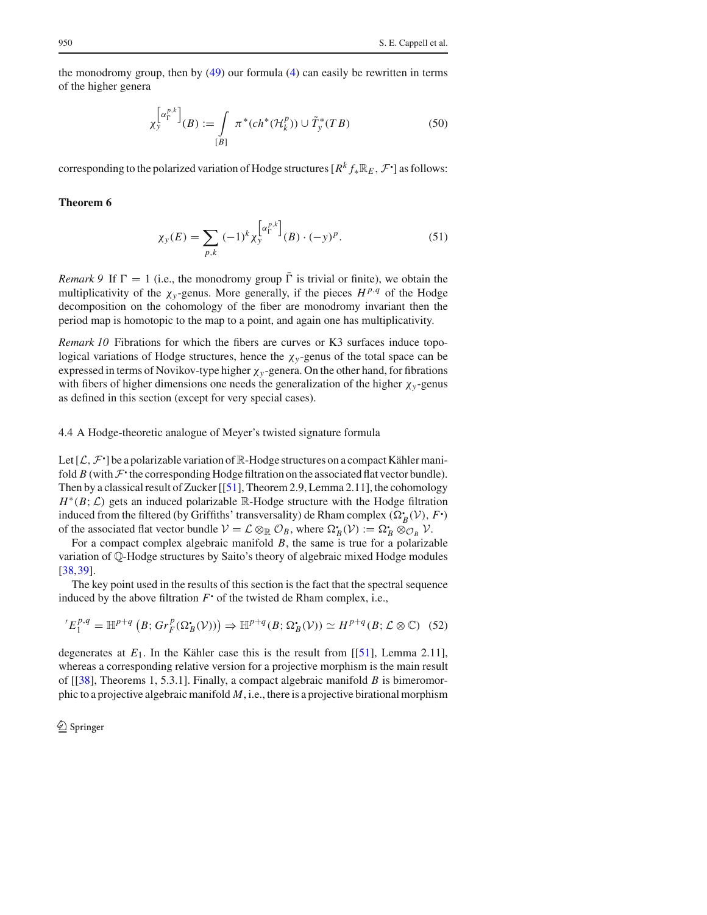the monodromy group, then by (49) our formula (4) can easily be rewritten in terms of the higher genera

$$\chi_y^{\left[\alpha_\Gamma^{p,k}\right]}(B) := \int_{[B]} \pi^*(ch^*(\mathcal{H}_k^p)) \cup \tilde{T}_y^*(TB) \tag{50}$$

corresponding to the polarized variation of Hodge structures $[R^k f_* \mathbb{R}_E, \mathcal{F}^\cdot]$ as follows:

**Theorem 6**

$$\chi_y(E) = \sum_{p,k} (-1)^k \chi_y^{\left[\alpha_\Gamma^{p,k}\right]}(B) \cdot (-y)^p. \tag{51}$$

*Remark 9* If $\Gamma = 1$ (i.e., the monodromy group $\bar{\Gamma}$ is trivial or finite), we obtain the multiplicativity of the $\chi_y$-genus. More generally, if the pieces $H^{p,q}$ of the Hodge decomposition on the cohomology of the fiber are monodromy invariant then the period map is homotopic to the map to a point, and again one has multiplicativity.

*Remark 10* Fibrations for which the fibers are curves or K3 surfaces induce topological variations of Hodge structures, hence the $\chi_y$-genus of the total space can be expressed in terms of Novikov-type higher $\chi_y$-genera. On the other hand, for fibrations with fibers of higher dimensions one needs the generalization of the higher $\chi_y$-genus as defined in this section (except for very special cases).

### 4.4 A Hodge-theoretic analogue of Meyer's twisted signature formula

Let $[\mathcal{L}, \mathcal{F}^\cdot]$ be a polarizable variation of $\mathbb{R}$-Hodge structures on a compact Kähler manifold $B$ (with $\mathcal{F}^\cdot$ the corresponding Hodge filtration on the associated flat vector bundle). Then by a classical result of Zucker [[51], Theorem 2.9, Lemma 2.11], the cohomology $H^*(B; \mathcal{L})$ gets an induced polarizable $\mathbb{R}$-Hodge structure with the Hodge filtration induced from the filtered (by Griffiths' transversality) de Rham complex $(\Omega_B^\cdot(\mathcal{V}), F^\cdot)$ of the associated flat vector bundle $\mathcal{V} = \mathcal{L} \otimes_{\mathbb{R}} \mathcal{O}_B$, where $\Omega_B^\cdot(\mathcal{V}) := \Omega_B^\cdot \otimes_{\mathcal{O}_B} \mathcal{V}$.

For a compact complex algebraic manifold $B$, the same is true for a polarizable variation of $\mathbb{Q}$-Hodge structures by Saito's theory of algebraic mixed Hodge modules [38,39].

The key point used in the results of this section is the fact that the spectral sequence induced by the above filtration $F^\cdot$ of the twisted de Rham complex, i.e.,

$$'E_1^{p,q} = \mathbb{H}^{p+q}\left(B; Gr_F^p(\Omega_B^\cdot(\mathcal{V}))\right) \Rightarrow \mathbb{H}^{p+q}(B; \Omega_B^\cdot(\mathcal{V})) \simeq H^{p+q}(B; \mathcal{L} \otimes \mathbb{C}) \tag{52}$$

degenerates at $E_1$. In the Kähler case this is the result from [[51], Lemma 2.11], whereas a corresponding relative version for a projective morphism is the main result of [[38], Theorems 1, 5.3.1]. Finally, a compact algebraic manifold $B$ is bimeromorphic to a projective algebraic manifold $M$, i.e., there is a projective birational morphism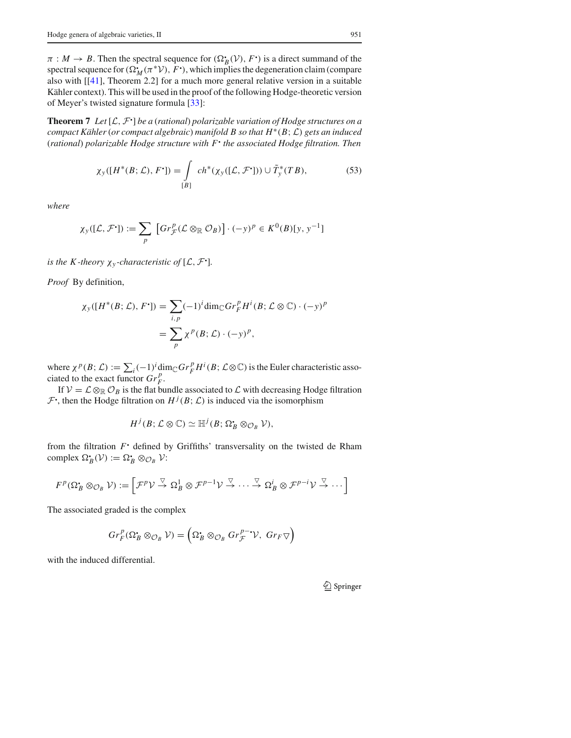$\pi : M \to B$. Then the spectral sequence for $(\Omega^{\bullet}_B(\mathcal{V}), F^{\bullet})$ is a direct summand of the spectral sequence for $(\Omega^{\bullet}_M(\pi^*\mathcal{V}), F^{\bullet})$, which implies the degeneration claim (compare also with [[41], Theorem 2.2] for a much more general relative version in a suitable Kähler context). This will be used in the proof of the following Hodge-theoretic version of Meyer's twisted signature formula [33]:

**Theorem 7** *Let $[\mathcal{L}, \mathcal{F}^{\bullet}]$ be a (rational) polarizable variation of Hodge structures on a compact Kähler (or compact algebraic) manifold $B$ so that $H^*(B; \mathcal{L})$ gets an induced (rational) polarizable Hodge structure with $F^{\bullet}$ the associated Hodge filtration. Then*

$$\chi_y([H^*(B; \mathcal{L}), F^{\bullet}]) = \int_{[B]} ch^*(\chi_y([\mathcal{L}, \mathcal{F}^{\bullet}])) \cup \tilde{T}^*_y(TB), \tag{53}$$

*where*

$$\chi_y([\mathcal{L}, \mathcal{F}^{\bullet}]) := \sum_p \left[Gr^p_{\mathcal{F}}(\mathcal{L} \otimes_{\mathbb{R}} \mathcal{O}_B)\right] \cdot (-y)^p \in K^0(B)[y, y^{-1}]$$

*is the $K$-theory $\chi_y$-characteristic of $[\mathcal{L}, \mathcal{F}^{\bullet}]$.*

*Proof* By definition,

$$\begin{aligned}
\chi_y([H^*(B; \mathcal{L}), F^{\bullet}]) &= \sum_{i,p} (-1)^i \dim_{\mathbb{C}} Gr^p_F H^i(B; \mathcal{L} \otimes \mathbb{C}) \cdot (-y)^p \\
&= \sum_p \chi^p(B; \mathcal{L}) \cdot (-y)^p,
\end{aligned}$$

where $\chi^p(B; \mathcal{L}) := \sum_i (-1)^i \dim_{\mathbb{C}} Gr^p_F H^i(B; \mathcal{L} \otimes \mathbb{C})$ is the Euler characteristic associated to the exact functor $Gr^p_F$.

If $\mathcal{V} = \mathcal{L} \otimes_{\mathbb{R}} \mathcal{O}_B$ is the flat bundle associated to $\mathcal{L}$ with decreasing Hodge filtration $\mathcal{F}^{\bullet}$, then the Hodge filtration on $H^j(B; \mathcal{L})$ is induced via the isomorphism

$$H^j(B; \mathcal{L} \otimes \mathbb{C}) \simeq \mathbb{H}^j(B; \Omega^{\bullet}_B \otimes_{\mathcal{O}_B} \mathcal{V}),$$

from the filtration $F^{\bullet}$ defined by Griffiths' transversality on the twisted de Rham complex $\Omega^{\bullet}_B(\mathcal{V}) := \Omega^{\bullet}_B \otimes_{\mathcal{O}_B} \mathcal{V}$:

$$F^p(\Omega^{\bullet}_B \otimes_{\mathcal{O}_B} \mathcal{V}) := \left[\mathcal{F}^p\mathcal{V} \xrightarrow{\triangledown} \Omega^1_B \otimes \mathcal{F}^{p-1}\mathcal{V} \xrightarrow{\triangledown} \cdots \xrightarrow{\triangledown} \Omega^i_B \otimes \mathcal{F}^{p-i}\mathcal{V} \xrightarrow{\triangledown} \cdots\right]$$

The associated graded is the complex

$$Gr^p_F(\Omega^{\bullet}_B \otimes_{\mathcal{O}_B} \mathcal{V}) = \left(\Omega^{\bullet}_B \otimes_{\mathcal{O}_B} Gr^{p-\bullet}_{\mathcal{F}}\mathcal{V},\ Gr_F \triangledown\right)$$

with the induced differential.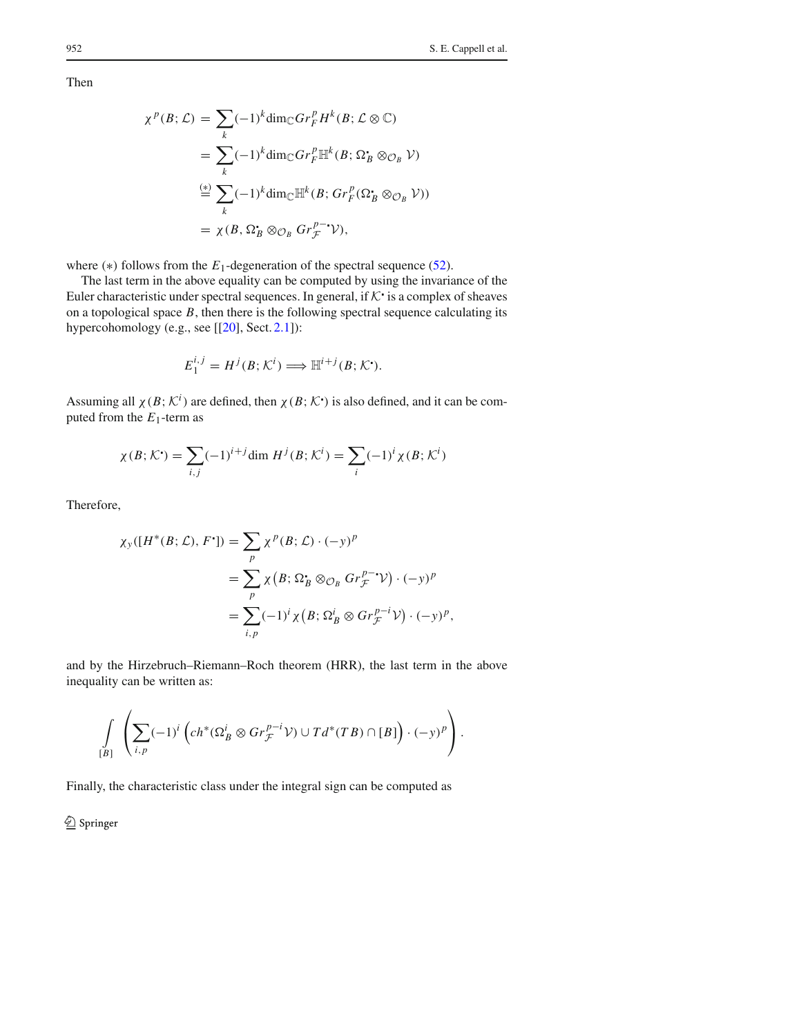Then

$$
\begin{aligned}
\chi^p(B;\mathcal{L}) &= \sum_k (-1)^k \dim_{\mathbb{C}} Gr_F^p H^k(B;\mathcal{L}\otimes\mathbb{C}) \\
&= \sum_k (-1)^k \dim_{\mathbb{C}} Gr_F^p \mathbb{H}^k(B;\Omega_B^{\bullet}\otimes_{\mathcal{O}_B}\mathcal{V}) \\
&\overset{(*)}{=} \sum_k (-1)^k \dim_{\mathbb{C}} \mathbb{H}^k(B; Gr_F^p(\Omega_B^{\bullet}\otimes_{\mathcal{O}_B}\mathcal{V})) \\
&= \chi(B,\Omega_B^{\bullet}\otimes_{\mathcal{O}_B} Gr_{\mathcal{F}}^{p-\bullet}\mathcal{V}),
\end{aligned}
$$

where $(*)$ follows from the $E_1$-degeneration of the spectral sequence (52).

The last term in the above equality can be computed by using the invariance of the Euler characteristic under spectral sequences. In general, if $\mathcal{K}^{\bullet}$ is a complex of sheaves on a topological space $B$, then there is the following spectral sequence calculating its hypercohomology (e.g., see [[20], Sect. 2.1]):

$$
E_1^{i,j} = H^j(B;\mathcal{K}^i) \Longrightarrow \mathbb{H}^{i+j}(B;\mathcal{K}^{\bullet}).
$$

Assuming all $\chi(B;\mathcal{K}^i)$ are defined, then $\chi(B;\mathcal{K}^{\bullet})$ is also defined, and it can be computed from the $E_1$-term as

$$
\chi(B;\mathcal{K}^{\bullet}) = \sum_{i,j}(-1)^{i+j}\dim H^j(B;\mathcal{K}^i) = \sum_i (-1)^i \chi(B;\mathcal{K}^i)
$$

Therefore,

$$
\begin{aligned}
\chi_y([H^*(B;\mathcal{L}),F^{\bullet}]) &= \sum_p \chi^p(B;\mathcal{L})\cdot(-y)^p \\
&= \sum_p \chi\left(B;\Omega_B^{\bullet}\otimes_{\mathcal{O}_B} Gr_{\mathcal{F}}^{p-\bullet}\mathcal{V}\right)\cdot(-y)^p \\
&= \sum_{i,p}(-1)^i \chi\left(B;\Omega_B^i\otimes Gr_{\mathcal{F}}^{p-i}\mathcal{V}\right)\cdot(-y)^p,
\end{aligned}
$$

and by the Hirzebruch–Riemann–Roch theorem (HRR), the last term in the above inequality can be written as:

$$
\int_{[B]} \left( \sum_{i,p}(-1)^i \left( ch^*(\Omega_B^i\otimes Gr_{\mathcal{F}}^{p-i}\mathcal{V}) \cup Td^*(TB)\cap[B]\right)\cdot(-y)^p \right).
$$

Finally, the characteristic class under the integral sign can be computed as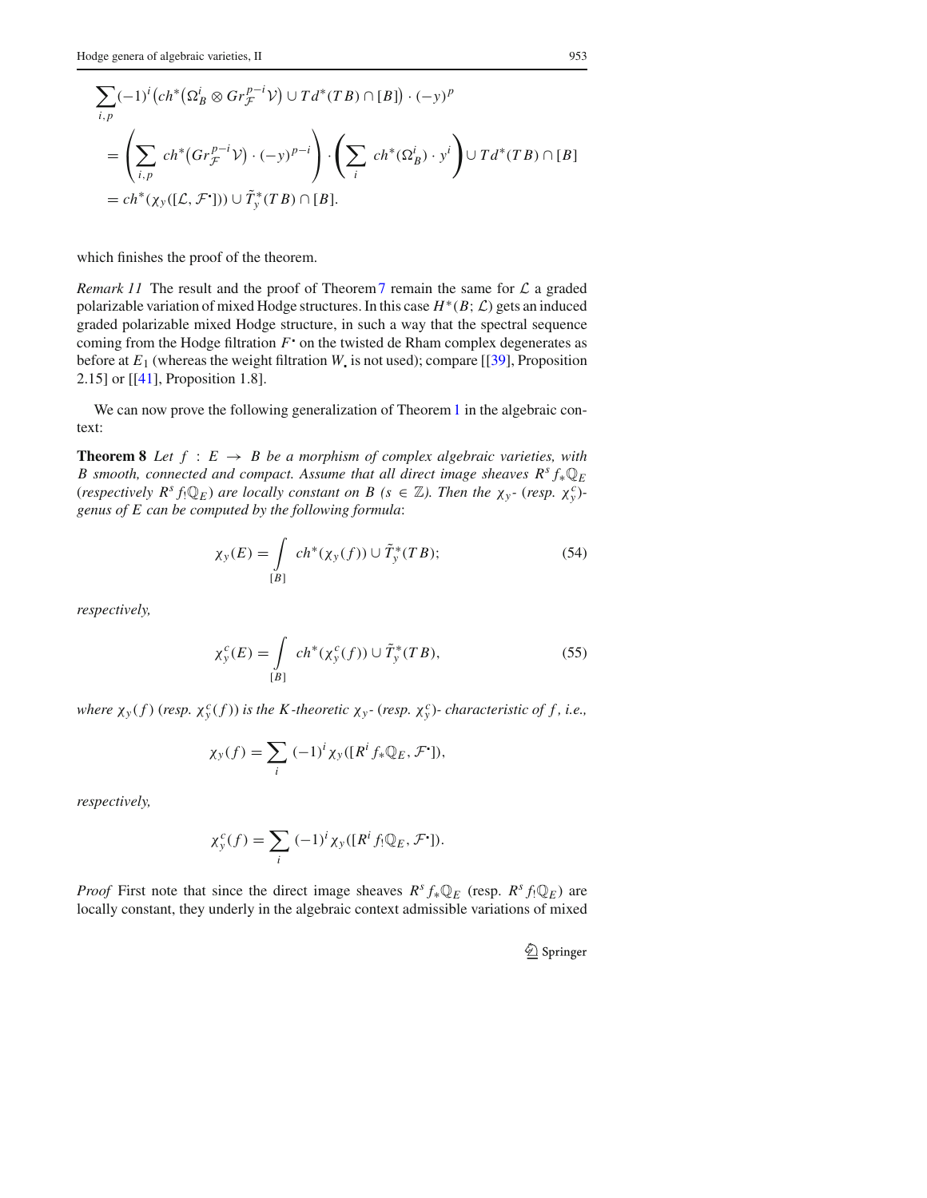$$
\begin{aligned}
&\sum_{i,p}(-1)^i\big(ch^*\big(\Omega^i_B\otimes Gr^{p-i}_{\mathcal{F}}\mathcal{V}\big)\cup Td^*(TB)\cap[B]\big)\cdot(-y)^p\\
&=\left(\sum_{i,p} ch^*\big(Gr^{p-i}_{\mathcal{F}}\mathcal{V}\big)\cdot(-y)^{p-i}\right)\cdot\left(\sum_i ch^*(\Omega^i_B)\cdot y^i\right)\cup Td^*(TB)\cap[B]\\
&=ch^*(\chi_y([\mathcal{L},\mathcal{F}^\bullet]))\cup\tilde{T}^*_y(TB)\cap[B].
\end{aligned}
$$

which finishes the proof of the theorem.

*Remark 11* The result and the proof of Theorem 7 remain the same for $\mathcal{L}$ a graded polarizable variation of mixed Hodge structures. In this case $H^*(B;\mathcal{L})$ gets an induced graded polarizable mixed Hodge structure, in such a way that the spectral sequence coming from the Hodge filtration $F^\bullet$ on the twisted de Rham complex degenerates as before at $E_1$ (whereas the weight filtration $W_\bullet$ is not used); compare [[39], Proposition 2.15] or [[41], Proposition 1.8].

We can now prove the following generalization of Theorem 1 in the algebraic context:

**Theorem 8** *Let $f: E\to B$ be a morphism of complex algebraic varieties, with $B$ smooth, connected and compact. Assume that all direct image sheaves $R^sf_*\mathbb{Q}_E$ (respectively $R^sf_!\mathbb{Q}_E$) are locally constant on $B$ ($s\in\mathbb{Z}$). Then the $\chi_y$- (resp. $\chi^c_y$)-genus of $E$ can be computed by the following formula*:

$$
\chi_y(E)=\int_{[B]} ch^*(\chi_y(f))\cup\tilde{T}^*_y(TB); \tag{54}
$$

*respectively,*

$$
\chi^c_y(E)=\int_{[B]} ch^*(\chi^c_y(f))\cup\tilde{T}^*_y(TB), \tag{55}
$$

*where $\chi_y(f)$ (resp. $\chi^c_y(f)$) is the $K$-theoretic $\chi_y$- (resp. $\chi^c_y$)- characteristic of $f$, i.e.,*

$$
\chi_y(f)=\sum_i(-1)^i\chi_y([R^if_*\mathbb{Q}_E,\mathcal{F}^\bullet]),
$$

*respectively,*

$$
\chi^c_y(f)=\sum_i(-1)^i\chi_y([R^if_!\mathbb{Q}_E,\mathcal{F}^\bullet]).
$$

*Proof* First note that since the direct image sheaves $R^sf_*\mathbb{Q}_E$ (resp. $R^sf_!\mathbb{Q}_E$) are locally constant, they underly in the algebraic context admissible variations of mixed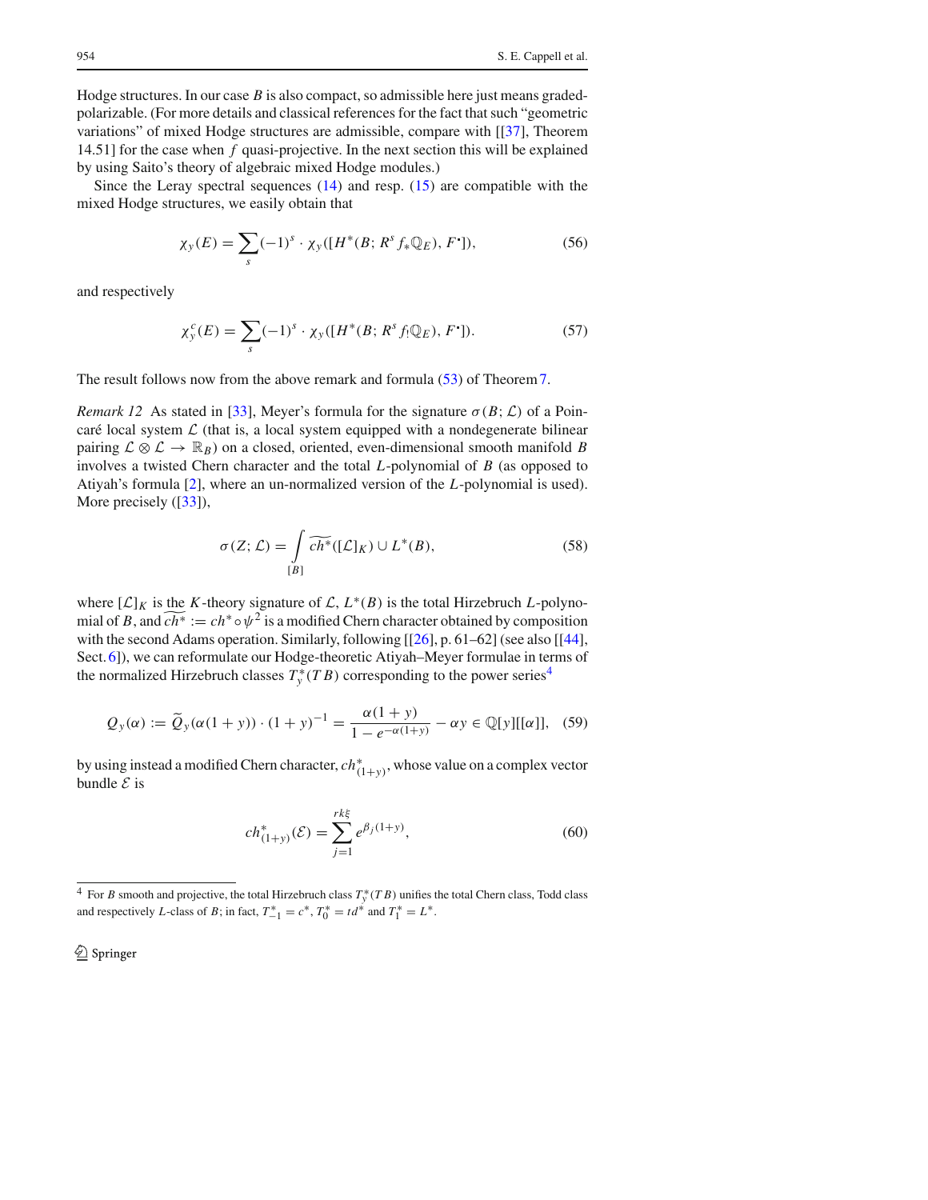Hodge structures. In our case $B$ is also compact, so admissible here just means graded-polarizable. (For more details and classical references for the fact that such "geometric variations" of mixed Hodge structures are admissible, compare with [[37], Theorem 14.51] for the case when $f$ quasi-projective. In the next section this will be explained by using Saito's theory of algebraic mixed Hodge modules.)

Since the Leray spectral sequences (14) and resp. (15) are compatible with the mixed Hodge structures, we easily obtain that

$$\chi_y(E) = \sum_s (-1)^s \cdot \chi_y([H^*(B; R^s f_* \mathbb{Q}_E), F^\bullet]), \tag{56}$$

and respectively

$$\chi_y^c(E) = \sum_s (-1)^s \cdot \chi_y([H^*(B; R^s f_! \mathbb{Q}_E), F^\bullet]). \tag{57}$$

The result follows now from the above remark and formula (53) of Theorem 7.

*Remark 12* As stated in [33], Meyer's formula for the signature $\sigma(B; \mathcal{L})$ of a Poincaré local system $\mathcal{L}$ (that is, a local system equipped with a nondegenerate bilinear pairing $\mathcal{L} \otimes \mathcal{L} \to \mathbb{R}_B$) on a closed, oriented, even-dimensional smooth manifold $B$ involves a twisted Chern character and the total $L$-polynomial of $B$ (as opposed to Atiyah's formula [2], where an un-normalized version of the $L$-polynomial is used). More precisely ([33]),

$$\sigma(Z; \mathcal{L}) = \int_{[B]} \widetilde{ch^*}([\mathcal{L}]_K) \cup L^*(B), \tag{58}$$

where $[\mathcal{L}]_K$ is the $K$-theory signature of $\mathcal{L}$, $L^*(B)$ is the total Hirzebruch $L$-polynomial of $B$, and $\widetilde{ch^*} := ch^* \circ \psi^2$ is a modified Chern character obtained by composition with the second Adams operation. Similarly, following [[26], p. 61–62] (see also [[44], Sect. 6]), we can reformulate our Hodge-theoretic Atiyah–Meyer formulae in terms of the normalized Hirzebruch classes $T_y^*(TB)$ corresponding to the power series[4]

$$Q_y(\alpha) := \widetilde{Q}_y(\alpha(1+y)) \cdot (1+y)^{-1} = \frac{\alpha(1+y)}{1 - e^{-\alpha(1+y)}} - \alpha y \in \mathbb{Q}[y][[\alpha]], \tag{59}$$

by using instead a modified Chern character, $ch^*_{(1+y)}$, whose value on a complex vector bundle $\mathcal{E}$ is

$$ch^*_{(1+y)}(\mathcal{E}) = \sum_{j=1}^{rk \xi} e^{\beta_j (1+y)}, \tag{60}$$

[4] For $B$ smooth and projective, the total Hirzebruch class $T_y^*(TB)$ unifies the total Chern class, Todd class and respectively $L$-class of $B$; in fact, $T_{-1}^* = c^*$, $T_0^* = td^*$ and $T_1^* = L^*$.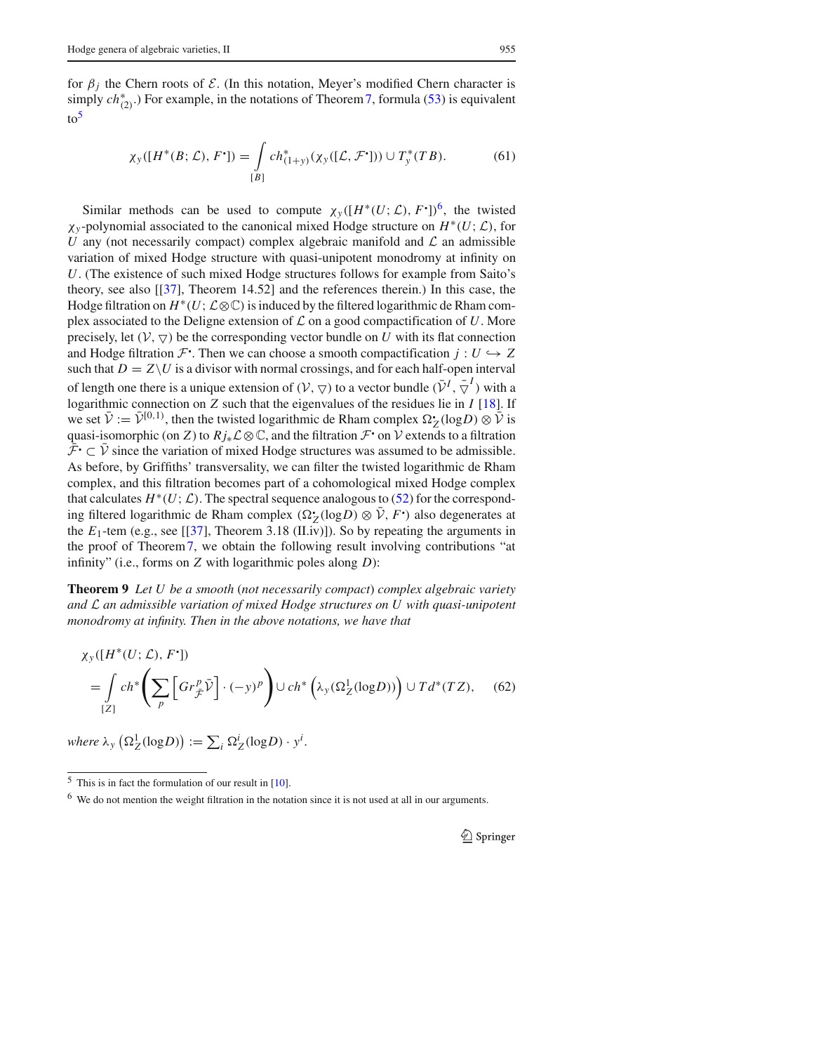for $\beta_j$ the Chern roots of $\mathcal{E}$. (In this notation, Meyer's modified Chern character is simply $ch^*_{(2)}$.) For example, in the notations of Theorem 7, formula (53) is equivalent to[5]

$$\chi_y([H^*(B;\mathcal{L}), F^\bullet]) = \int_{[B]} ch^*_{(1+y)}(\chi_y([\mathcal{L}, \mathcal{F}^\bullet])) \cup T^*_y(TB). \tag{61}$$

Similar methods can be used to compute $\chi_y([H^*(U;\mathcal{L}), F^\bullet])$[6], the twisted $\chi_y$-polynomial associated to the canonical mixed Hodge structure on $H^*(U;\mathcal{L})$, for $U$ any (not necessarily compact) complex algebraic manifold and $\mathcal{L}$ an admissible variation of mixed Hodge structure with quasi-unipotent monodromy at infinity on $U$. (The existence of such mixed Hodge structures follows for example from Saito's theory, see also [[37], Theorem 14.52] and the references therein.) In this case, the Hodge filtration on $H^*(U;\mathcal{L}\otimes\mathbb{C})$ is induced by the filtered logarithmic de Rham complex associated to the Deligne extension of $\mathcal{L}$ on a good compactification of $U$. More precisely, let $(\mathcal{V}, \triangledown)$ be the corresponding vector bundle on $U$ with its flat connection and Hodge filtration $\mathcal{F}^\bullet$. Then we can choose a smooth compactification $j : U \hookrightarrow Z$ such that $D = Z\backslash U$ is a divisor with normal crossings, and for each half-open interval of length one there is a unique extension of $(\mathcal{V}, \triangledown)$ to a vector bundle $(\bar{\mathcal{V}}^I, \bar{\triangledown}^I)$ with a logarithmic connection on $Z$ such that the eigenvalues of the residues lie in $I$ [18]. If we set $\bar{\mathcal{V}} := \bar{\mathcal{V}}^{[0,1)}$, then the twisted logarithmic de Rham complex $\Omega^\bullet_Z(\log D)\otimes\bar{\mathcal{V}}$ is quasi-isomorphic (on $Z$) to $Rj_*\mathcal{L}\otimes\mathbb{C}$, and the filtration $\mathcal{F}^\bullet$ on $\mathcal{V}$ extends to a filtration $\bar{\mathcal{F}}^\bullet \subset \bar{\mathcal{V}}$ since the variation of mixed Hodge structures was assumed to be admissible. As before, by Griffiths' transversality, we can filter the twisted logarithmic de Rham complex, and this filtration becomes part of a cohomological mixed Hodge complex that calculates $H^*(U;\mathcal{L})$. The spectral sequence analogous to (52) for the corresponding filtered logarithmic de Rham complex $(\Omega^\bullet_Z(\log D)\otimes\bar{\mathcal{V}}, F^\bullet)$ also degenerates at the $E_1$-tem (e.g., see [[37], Theorem 3.18 (II.iv)]). So by repeating the arguments in the proof of Theorem 7, we obtain the following result involving contributions "at infinity" (i.e., forms on $Z$ with logarithmic poles along $D$):

**Theorem 9** *Let $U$ be a smooth (not necessarily compact) complex algebraic variety and $\mathcal{L}$ an admissible variation of mixed Hodge structures on $U$ with quasi-unipotent monodromy at infinity. Then in the above notations, we have that*

$$\chi_y([H^*(U;\mathcal{L}), F^\bullet]) = \int_{[Z]} ch^*\left(\sum_p \left[Gr^p_{\bar{\mathcal{F}}}\bar{\mathcal{V}}\right]\cdot(-y)^p\right) \cup ch^*\left(\lambda_y(\Omega^1_Z(\log D))\right) \cup Td^*(TZ), \tag{62}$$

*where* $\lambda_y\left(\Omega^1_Z(\log D)\right) := \sum_i \Omega^i_Z(\log D)\cdot y^i$.

[5] This is in fact the formulation of our result in [10].

[6] We do not mention the weight filtration in the notation since it is not used at all in our arguments.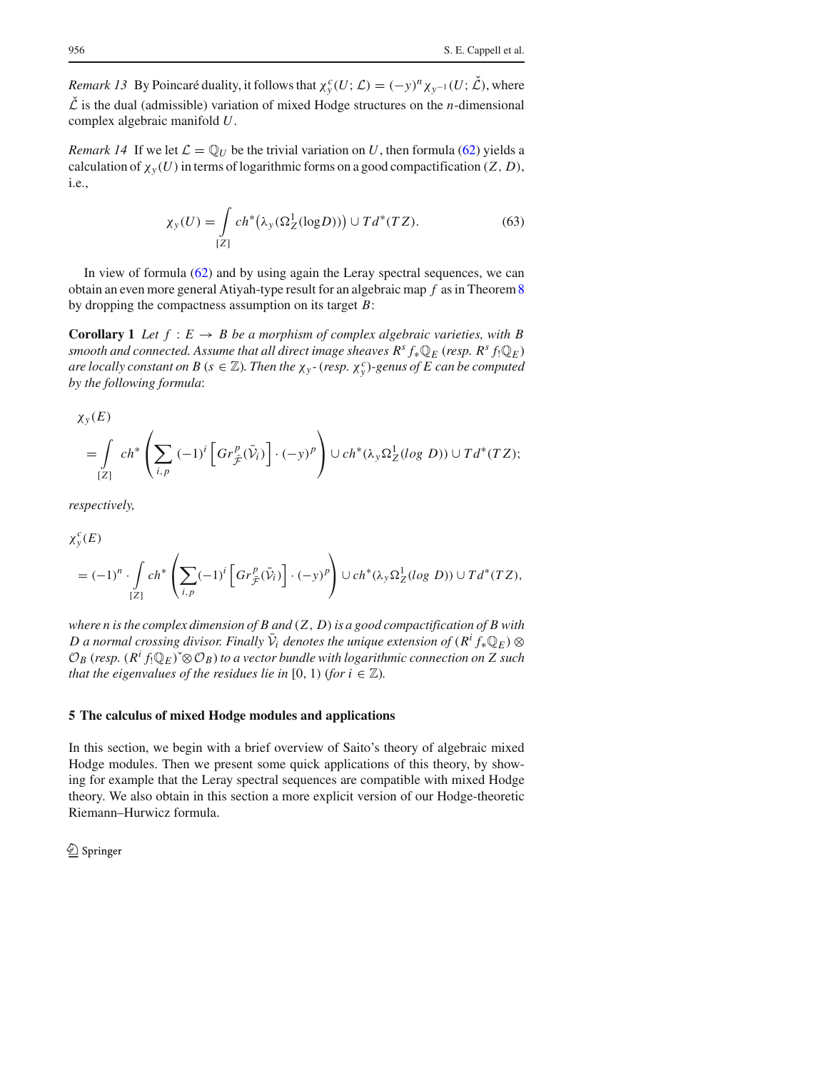*Remark 13* By Poincaré duality, it follows that $\chi_y^c(U;\mathcal{L}) = (-y)^n \chi_{y^{-1}}(U;\check{\mathcal{L}})$, where $\check{\mathcal{L}}$ is the dual (admissible) variation of mixed Hodge structures on the $n$-dimensional complex algebraic manifold $U$.

*Remark 14* If we let $\mathcal{L} = \mathbb{Q}_U$ be the trivial variation on $U$, then formula (62) yields a calculation of $\chi_y(U)$ in terms of logarithmic forms on a good compactification $(Z, D)$, i.e.,

$$\chi_y(U) = \int_{[Z]} ch^*\big(\lambda_y(\Omega_Z^1(\log D))\big) \cup Td^*(TZ). \tag{63}$$

In view of formula (62) and by using again the Leray spectral sequences, we can obtain an even more general Atiyah-type result for an algebraic map $f$ as in Theorem 8 by dropping the compactness assumption on its target $B$:

**Corollary 1** *Let $f : E \to B$ be a morphism of complex algebraic varieties, with $B$ smooth and connected. Assume that all direct image sheaves $R^s f_* \mathbb{Q}_E$ (resp. $R^s f_! \mathbb{Q}_E$) are locally constant on $B$ ($s \in \mathbb{Z}$). Then the $\chi_y$- (resp. $\chi_y^c$)-genus of $E$ can be computed by the following formula*:

$$\chi_y(E) = \int_{[Z]} ch^*\left(\sum_{i,p} (-1)^i \left[Gr^p_{\mathcal{F}}(\bar{\mathcal{V}}_i)\right] \cdot (-y)^p\right) \cup ch^*(\lambda_y \Omega_Z^1(log\ D)) \cup Td^*(TZ);$$

*respectively,*

$$\chi_y^c(E) = (-1)^n \cdot \int_{[Z]} ch^*\left(\sum_{i,p} (-1)^i \left[Gr^p_{\mathcal{F}}(\bar{\mathcal{V}}_i)\right] \cdot (-y)^p\right) \cup ch^*(\lambda_y \Omega_Z^1(log\ D)) \cup Td^*(TZ),$$

*where $n$ is the complex dimension of $B$ and $(Z, D)$ is a good compactification of $B$ with $D$ a normal crossing divisor. Finally $\bar{\mathcal{V}}_i$ denotes the unique extension of $(R^i f_* \mathbb{Q}_E) \otimes \mathcal{O}_B$ (resp. $(R^i f_! \mathbb{Q}_E)^{\vee} \otimes \mathcal{O}_B$) to a vector bundle with logarithmic connection on $Z$ such that the eigenvalues of the residues lie in $[0, 1)$ (for $i \in \mathbb{Z}$).*

## 5 The calculus of mixed Hodge modules and applications

In this section, we begin with a brief overview of Saito's theory of algebraic mixed Hodge modules. Then we present some quick applications of this theory, by showing for example that the Leray spectral sequences are compatible with mixed Hodge theory. We also obtain in this section a more explicit version of our Hodge-theoretic Riemann–Hurwicz formula.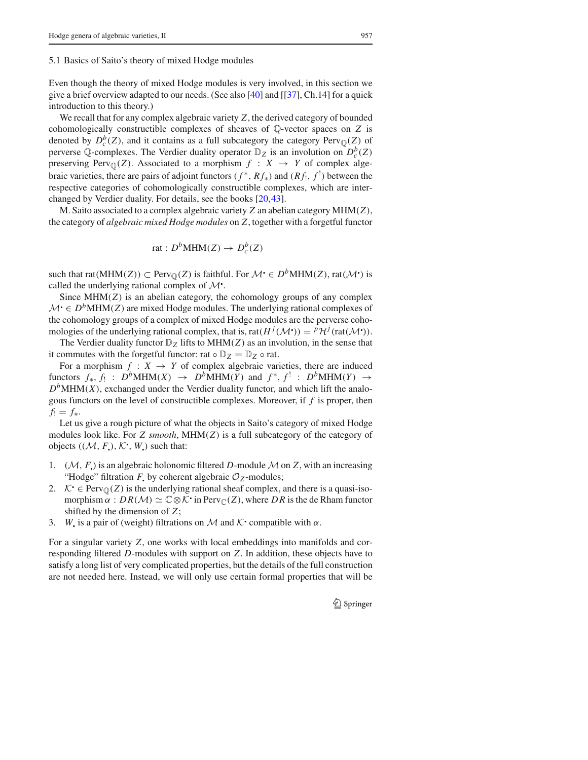### 5.1 Basics of Saito's theory of mixed Hodge modules

Even though the theory of mixed Hodge modules is very involved, in this section we give a brief overview adapted to our needs. (See also [40] and [[37], Ch.14] for a quick introduction to this theory.)

We recall that for any complex algebraic variety $Z$, the derived category of bounded cohomologically constructible complexes of sheaves of $\mathbb{Q}$-vector spaces on $Z$ is denoted by $D^b_c(Z)$, and it contains as a full subcategory the category $\mathrm{Perv}_{\mathbb{Q}}(Z)$ of perverse $\mathbb{Q}$-complexes. The Verdier duality operator $\mathbb{D}_Z$ is an involution on $D^b_c(Z)$ preserving $\mathrm{Perv}_{\mathbb{Q}}(Z)$. Associated to a morphism $f : X \to Y$ of complex algebraic varieties, there are pairs of adjoint functors $(f^*, Rf_*)$ and $(Rf_!, f^!)$ between the respective categories of cohomologically constructible complexes, which are interchanged by Verdier duality. For details, see the books [20,43].

M. Saito associated to a complex algebraic variety $Z$ an abelian category $\mathrm{MHM}(Z)$, the category of *algebraic mixed Hodge modules* on $Z$, together with a forgetful functor

$$\mathrm{rat} : D^b\mathrm{MHM}(Z) \to D^b_c(Z)$$

such that $\mathrm{rat}(\mathrm{MHM}(Z)) \subset \mathrm{Perv}_{\mathbb{Q}}(Z)$ is faithful. For $\mathcal{M}^\bullet \in D^b\mathrm{MHM}(Z)$, $\mathrm{rat}(\mathcal{M}^\bullet)$ is called the underlying rational complex of $\mathcal{M}^\bullet$.

Since $\mathrm{MHM}(Z)$ is an abelian category, the cohomology groups of any complex $\mathcal{M}^\bullet \in D^b\mathrm{MHM}(Z)$ are mixed Hodge modules. The underlying rational complexes of the cohomology groups of a complex of mixed Hodge modules are the perverse cohomologies of the underlying rational complex, that is, $\mathrm{rat}(H^j(\mathcal{M}^\bullet)) = {}^p\mathcal{H}^j(\mathrm{rat}(\mathcal{M}^\bullet))$.

The Verdier duality functor $\mathbb{D}_Z$ lifts to $\mathrm{MHM}(Z)$ as an involution, in the sense that it commutes with the forgetful functor: $\mathrm{rat} \circ \mathbb{D}_Z = \mathbb{D}_Z \circ \mathrm{rat}$.

For a morphism $f : X \to Y$ of complex algebraic varieties, there are induced functors $f_*, f_! : D^b\mathrm{MHM}(X) \to D^b\mathrm{MHM}(Y)$ and $f^*, f^! : D^b\mathrm{MHM}(Y) \to D^b\mathrm{MHM}(X)$, exchanged under the Verdier duality functor, and which lift the analogous functors on the level of constructible complexes. Moreover, if $f$ is proper, then $f_! = f_*$.

Let us give a rough picture of what the objects in Saito's category of mixed Hodge modules look like. For $Z$ *smooth*, $\mathrm{MHM}(Z)$ is a full subcategory of the category of objects $((\mathcal{M}, F_\bullet), \mathcal{K}^\bullet, W_\bullet)$ such that:

1. $(\mathcal{M}, F_\bullet)$ is an algebraic holonomic filtered $D$-module $\mathcal{M}$ on $Z$, with an increasing "Hodge" filtration $F_\bullet$ by coherent algebraic $\mathcal{O}_Z$-modules;
2. $\mathcal{K}^\bullet \in \mathrm{Perv}_{\mathbb{Q}}(Z)$ is the underlying rational sheaf complex, and there is a quasi-isomorphism $\alpha : DR(\mathcal{M}) \simeq \mathbb{C} \otimes \mathcal{K}^\bullet$ in $\mathrm{Perv}_{\mathbb{C}}(Z)$, where $DR$ is the de Rham functor shifted by the dimension of $Z$;
3. $W_\bullet$ is a pair of (weight) filtrations on $\mathcal{M}$ and $\mathcal{K}^\bullet$ compatible with $\alpha$.

For a singular variety $Z$, one works with local embeddings into manifolds and corresponding filtered $D$-modules with support on $Z$. In addition, these objects have to satisfy a long list of very complicated properties, but the details of the full construction are not needed here. Instead, we will only use certain formal properties that will be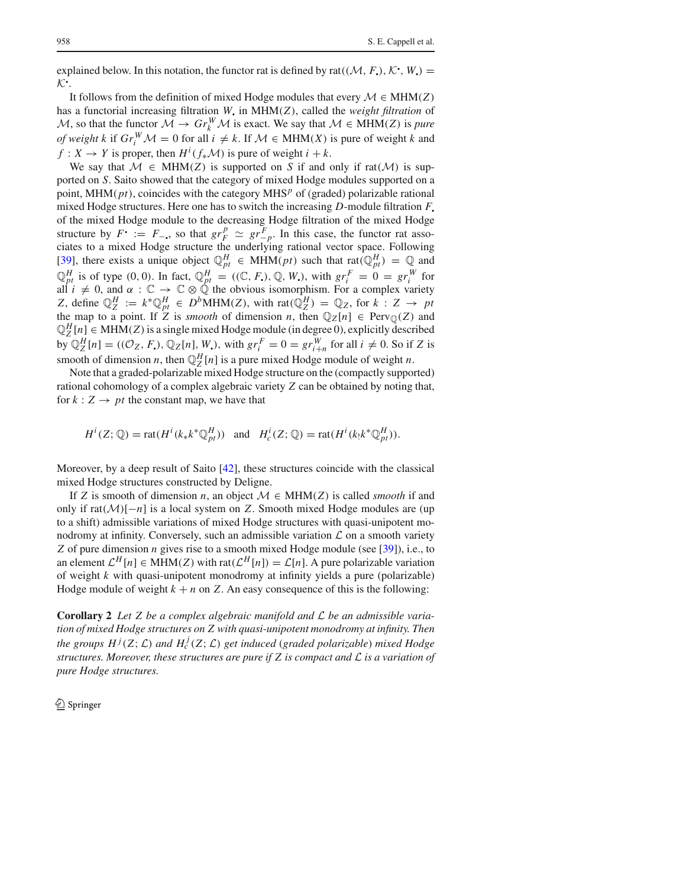explained below. In this notation, the functor rat is defined by $\mathrm{rat}((\mathcal{M}, F_\bullet), \mathcal{K}^\bullet, W_\bullet) = \mathcal{K}^\bullet$.

It follows from the definition of mixed Hodge modules that every $\mathcal{M} \in \mathrm{MHM}(Z)$ has a functorial increasing filtration $W_\bullet$ in $\mathrm{MHM}(Z)$, called the *weight filtration* of $\mathcal{M}$, so that the functor $\mathcal{M} \to Gr_k^W \mathcal{M}$ is exact. We say that $\mathcal{M} \in \mathrm{MHM}(Z)$ is *pure of weight* $k$ if $Gr_i^W \mathcal{M} = 0$ for all $i \neq k$. If $\mathcal{M} \in \mathrm{MHM}(X)$ is pure of weight $k$ and $f : X \to Y$ is proper, then $H^i(f_* \mathcal{M})$ is pure of weight $i + k$.

We say that $\mathcal{M} \in \mathrm{MHM}(Z)$ is supported on $S$ if and only if $\mathrm{rat}(\mathcal{M})$ is supported on $S$. Saito showed that the category of mixed Hodge modules supported on a point, $\mathrm{MHM}(pt)$, coincides with the category $\mathrm{MHS}^p$ of (graded) polarizable rational mixed Hodge structures. Here one has to switch the increasing $D$-module filtration $F_\bullet$ of the mixed Hodge module to the decreasing Hodge filtration of the mixed Hodge structure by $F^\bullet := F_{-\bullet}$, so that $gr_F^p \simeq gr_{-p}^F$. In this case, the functor rat associates to a mixed Hodge structure the underlying rational vector space. Following [39], there exists a unique object $\mathbb{Q}_{pt}^H \in \mathrm{MHM}(pt)$ such that $\mathrm{rat}(\mathbb{Q}_{pt}^H) = \mathbb{Q}$ and $\mathbb{Q}_{pt}^H$ is of type $(0, 0)$. In fact, $\mathbb{Q}_{pt}^H = ((\mathbb{C}, F_\bullet), \mathbb{Q}, W_\bullet)$, with $gr_i^F = 0 = gr_i^W$ for all $i \neq 0$, and $\alpha : \mathbb{C} \to \mathbb{C} \otimes \mathbb{Q}$ the obvious isomorphism. For a complex variety $Z$, define $\mathbb{Q}_Z^H := k^* \mathbb{Q}_{pt}^H \in D^b\mathrm{MHM}(Z)$, with $\mathrm{rat}(\mathbb{Q}_Z^H) = \mathbb{Q}_Z$, for $k : Z \to pt$ the map to a point. If $Z$ is *smooth* of dimension $n$, then $\mathbb{Q}_Z[n] \in \mathrm{Perv}_{\mathbb{Q}}(Z)$ and $\mathbb{Q}_Z^H[n] \in \mathrm{MHM}(Z)$ is a single mixed Hodge module (in degree 0), explicitly described by $\mathbb{Q}_Z^H[n] = ((\mathcal{O}_Z, F_\bullet), \mathbb{Q}_Z[n], W_\bullet)$, with $gr_i^F = 0 = gr_{i+n}^W$ for all $i \neq 0$. So if $Z$ is smooth of dimension $n$, then $\mathbb{Q}_Z^H[n]$ is a pure mixed Hodge module of weight $n$.

Note that a graded-polarizable mixed Hodge structure on the (compactly supported) rational cohomology of a complex algebraic variety $Z$ can be obtained by noting that, for $k : Z \to pt$ the constant map, we have that

$$H^i(Z; \mathbb{Q}) = \mathrm{rat}(H^i(k_* k^* \mathbb{Q}_{pt}^H)) \quad \text{and} \quad H_c^i(Z; \mathbb{Q}) = \mathrm{rat}(H^i(k_! k^* \mathbb{Q}_{pt}^H)).$$

Moreover, by a deep result of Saito [42], these structures coincide with the classical mixed Hodge structures constructed by Deligne.

If $Z$ is smooth of dimension $n$, an object $\mathcal{M} \in \mathrm{MHM}(Z)$ is called *smooth* if and only if $\mathrm{rat}(\mathcal{M})[-n]$ is a local system on $Z$. Smooth mixed Hodge modules are (up to a shift) admissible variations of mixed Hodge structures with quasi-unipotent monodromy at infinity. Conversely, such an admissible variation $\mathcal{L}$ on a smooth variety $Z$ of pure dimension $n$ gives rise to a smooth mixed Hodge module (see [39]), i.e., to an element $\mathcal{L}^H[n] \in \mathrm{MHM}(Z)$ with $\mathrm{rat}(\mathcal{L}^H[n]) = \mathcal{L}[n]$. A pure polarizable variation of weight $k$ with quasi-unipotent monodromy at infinity yields a pure (polarizable) Hodge module of weight $k + n$ on $Z$. An easy consequence of this is the following:

**Corollary 2** *Let $Z$ be a complex algebraic manifold and $\mathcal{L}$ be an admissible variation of mixed Hodge structures on $Z$ with quasi-unipotent monodromy at infinity. Then the groups $H^j(Z; \mathcal{L})$ and $H_c^j(Z; \mathcal{L})$ get induced (graded polarizable) mixed Hodge structures. Moreover, these structures are pure if $Z$ is compact and $\mathcal{L}$ is a variation of pure Hodge structures.*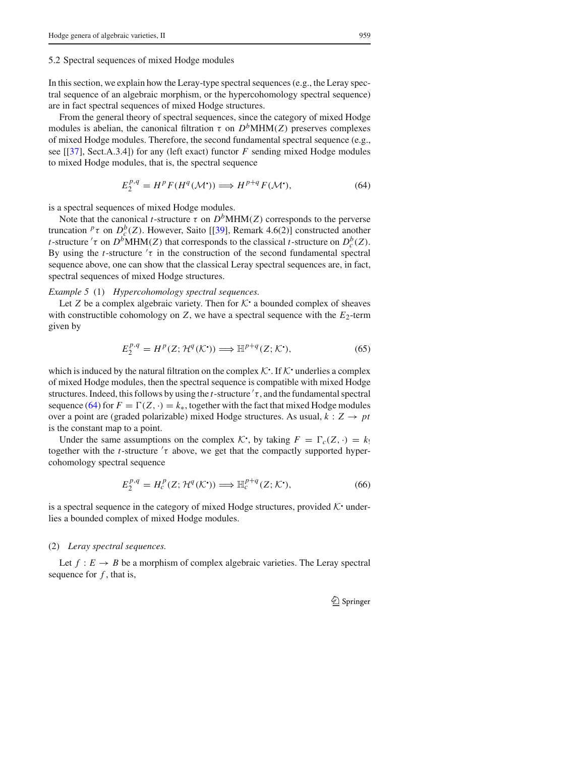### 5.2 Spectral sequences of mixed Hodge modules

In this section, we explain how the Leray-type spectral sequences (e.g., the Leray spectral sequence of an algebraic morphism, or the hypercohomology spectral sequence) are in fact spectral sequences of mixed Hodge structures.

From the general theory of spectral sequences, since the category of mixed Hodge modules is abelian, the canonical filtration $\tau$ on $D^b\mathrm{MHM}(Z)$ preserves complexes of mixed Hodge modules. Therefore, the second fundamental spectral sequence (e.g., see [[37], Sect.A.3.4]) for any (left exact) functor $F$ sending mixed Hodge modules to mixed Hodge modules, that is, the spectral sequence

$$E_2^{p,q} = H^p F(H^q(\mathcal{M}^\bullet)) \Longrightarrow H^{p+q} F(\mathcal{M}^\bullet), \tag{64}$$

is a spectral sequences of mixed Hodge modules.

Note that the canonical $t$-structure $\tau$ on $D^b\mathrm{MHM}(Z)$ corresponds to the perverse truncation ${}^p\tau$ on $D^b_c(Z)$. However, Saito [[39], Remark 4.6(2)] constructed another $t$-structure ${}'\tau$ on $D^b\mathrm{MHM}(Z)$ that corresponds to the classical $t$-structure on $D^b_c(Z)$. By using the $t$-structure ${}'\tau$ in the construction of the second fundamental spectral sequence above, one can show that the classical Leray spectral sequences are, in fact, spectral sequences of mixed Hodge structures.

*Example 5* (1) *Hypercohomology spectral sequences.*

Let $Z$ be a complex algebraic variety. Then for $\mathcal{K}^\bullet$ a bounded complex of sheaves with constructible cohomology on $Z$, we have a spectral sequence with the $E_2$-term given by

$$E_2^{p,q} = H^p(Z; \mathcal{H}^q(\mathcal{K}^\bullet)) \Longrightarrow \mathbb{H}^{p+q}(Z; \mathcal{K}^\bullet), \tag{65}$$

which is induced by the natural filtration on the complex $\mathcal{K}^\bullet$. If $\mathcal{K}^\bullet$ underlies a complex of mixed Hodge modules, then the spectral sequence is compatible with mixed Hodge structures. Indeed, this follows by using the $t$-structure ${}'\tau$, and the fundamental spectral sequence (64) for $F = \Gamma(Z, \cdot) = k_*$, together with the fact that mixed Hodge modules over a point are (graded polarizable) mixed Hodge structures. As usual, $k : Z \to pt$ is the constant map to a point.

Under the same assumptions on the complex $\mathcal{K}^\bullet$, by taking $F = \Gamma_c(Z, \cdot) = k_!$ together with the $t$-structure ${}'\tau$ above, we get that the compactly supported hypercohomology spectral sequence

$$E_2^{p,q} = H_c^p(Z; \mathcal{H}^q(\mathcal{K}^\bullet)) \Longrightarrow \mathbb{H}_c^{p+q}(Z; \mathcal{K}^\bullet), \tag{66}$$

is a spectral sequence in the category of mixed Hodge structures, provided $\mathcal{K}^\bullet$ underlies a bounded complex of mixed Hodge modules.

(2) *Leray spectral sequences.*

Let $f : E \to B$ be a morphism of complex algebraic varieties. The Leray spectral sequence for $f$, that is,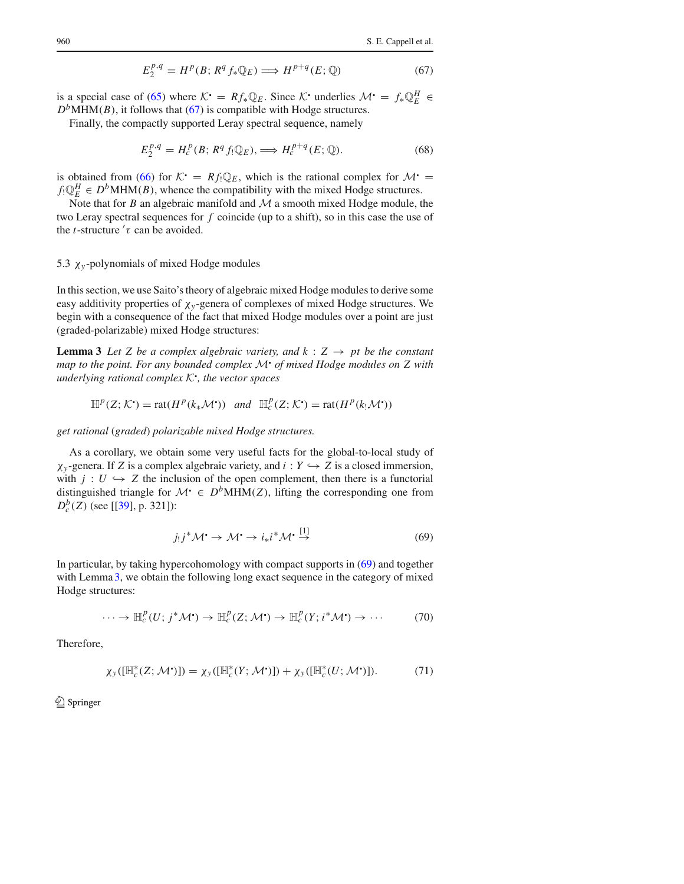$$E_2^{p,q} = H^p(B; R^q f_* \mathbb{Q}_E) \Longrightarrow H^{p+q}(E; \mathbb{Q}) \tag{67}$$

is a special case of (65) where $\mathcal{K}^\cdot = Rf_* \mathbb{Q}_E$. Since $\mathcal{K}^\cdot$ underlies $\mathcal{M}^\cdot = f_* \mathbb{Q}_E^H \in D^b\mathrm{MHM}(B)$, it follows that (67) is compatible with Hodge structures.

Finally, the compactly supported Leray spectral sequence, namely

$$E_2^{p,q} = H_c^p(B; R^q f_! \mathbb{Q}_E), \Longrightarrow H_c^{p+q}(E; \mathbb{Q}). \tag{68}$$

is obtained from (66) for $\mathcal{K}^\cdot = Rf_! \mathbb{Q}_E$, which is the rational complex for $\mathcal{M}^\cdot = f_! \mathbb{Q}_E^H \in D^b\mathrm{MHM}(B)$, whence the compatibility with the mixed Hodge structures.

Note that for $B$ an algebraic manifold and $\mathcal{M}$ a smooth mixed Hodge module, the two Leray spectral sequences for $f$ coincide (up to a shift), so in this case the use of the $t$-structure ${}'\tau$ can be avoided.

### 5.3 $\chi_y$-polynomials of mixed Hodge modules

In this section, we use Saito's theory of algebraic mixed Hodge modules to derive some easy additivity properties of $\chi_y$-genera of complexes of mixed Hodge structures. We begin with a consequence of the fact that mixed Hodge modules over a point are just (graded-polarizable) mixed Hodge structures:

**Lemma 3** *Let $Z$ be a complex algebraic variety, and $k : Z \to pt$ be the constant map to the point. For any bounded complex $\mathcal{M}^\cdot$ of mixed Hodge modules on $Z$ with underlying rational complex $\mathcal{K}^\cdot$, the vector spaces*

$$\mathbb{H}^p(Z; \mathcal{K}^\cdot) = \mathrm{rat}(H^p(k_* \mathcal{M}^\cdot)) \quad \text{and} \quad \mathbb{H}_c^p(Z; \mathcal{K}^\cdot) = \mathrm{rat}(H^p(k_! \mathcal{M}^\cdot))$$

*get rational (graded) polarizable mixed Hodge structures.*

As a corollary, we obtain some very useful facts for the global-to-local study of $\chi_y$-genera. If $Z$ is a complex algebraic variety, and $i : Y \hookrightarrow Z$ is a closed immersion, with $j : U \hookrightarrow Z$ the inclusion of the open complement, then there is a functorial distinguished triangle for $\mathcal{M}^\cdot \in D^b\mathrm{MHM}(Z)$, lifting the corresponding one from $D_c^b(Z)$ (see [[39], p. 321]):

$$j_! j^* \mathcal{M}^\cdot \to \mathcal{M}^\cdot \to i_* i^* \mathcal{M}^\cdot \xrightarrow{[1]} \tag{69}$$

In particular, by taking hypercohomology with compact supports in (69) and together with Lemma 3, we obtain the following long exact sequence in the category of mixed Hodge structures:

$$\cdots \to \mathbb{H}_c^p(U; j^* \mathcal{M}^\cdot) \to \mathbb{H}_c^p(Z; \mathcal{M}^\cdot) \to \mathbb{H}_c^p(Y; i^* \mathcal{M}^\cdot) \to \cdots \tag{70}$$

Therefore,

$$\chi_y([\mathbb{H}_c^*(Z; \mathcal{M}^\cdot)]) = \chi_y([\mathbb{H}_c^*(Y; \mathcal{M}^\cdot)]) + \chi_y([\mathbb{H}_c^*(U; \mathcal{M}^\cdot)]). \tag{71}$$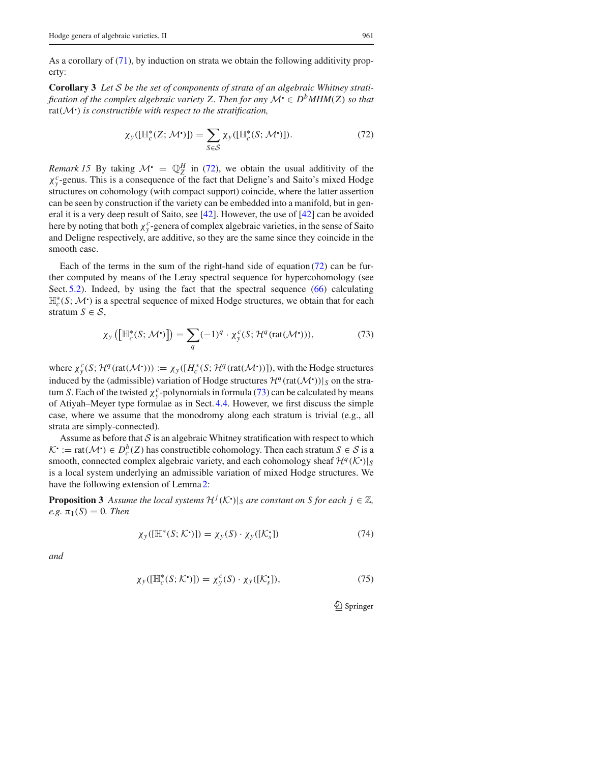As a corollary of (71), by induction on strata we obtain the following additivity property:

**Corollary 3** *Let $\mathcal{S}$ be the set of components of strata of an algebraic Whitney stratification of the complex algebraic variety $Z$. Then for any $\mathcal{M}^\bullet \in D^bMHM(Z)$ so that $\mathrm{rat}(\mathcal{M}^\bullet)$ is constructible with respect to the stratification,*

$$\chi_y([\mathbb{H}^*_c(Z; \mathcal{M}^\bullet)]) = \sum_{S \in \mathcal{S}} \chi_y([\mathbb{H}^*_c(S; \mathcal{M}^\bullet)]). \tag{72}$$

*Remark 15* By taking $\mathcal{M}^\bullet = \mathbb{Q}^H_Z$ in (72), we obtain the usual additivity of the $\chi^c_y$-genus. This is a consequence of the fact that Deligne's and Saito's mixed Hodge structures on cohomology (with compact support) coincide, where the latter assertion can be seen by construction if the variety can be embedded into a manifold, but in general it is a very deep result of Saito, see [42]. However, the use of [42] can be avoided here by noting that both $\chi^c_y$-genera of complex algebraic varieties, in the sense of Saito and Deligne respectively, are additive, so they are the same since they coincide in the smooth case.

Each of the terms in the sum of the right-hand side of equation (72) can be further computed by means of the Leray spectral sequence for hypercohomology (see Sect. 5.2). Indeed, by using the fact that the spectral sequence (66) calculating $\mathbb{H}^*_c(S; \mathcal{M}^\bullet)$ is a spectral sequence of mixed Hodge structures, we obtain that for each stratum $S \in \mathcal{S}$,

$$\chi_y\left([\mathbb{H}^*_c(S; \mathcal{M}^\bullet)]\right) = \sum_q (-1)^q \cdot \chi^c_y(S; \mathcal{H}^q(\mathrm{rat}(\mathcal{M}^\bullet))), \tag{73}$$

where $\chi^c_y(S; \mathcal{H}^q(\mathrm{rat}(\mathcal{M}^\bullet))) := \chi_y([H^*_c(S; \mathcal{H}^q(\mathrm{rat}(\mathcal{M}^\bullet))]))$, with the Hodge structures induced by the (admissible) variation of Hodge structures $\mathcal{H}^q(\mathrm{rat}(\mathcal{M}^\bullet))|_S$ on the stratum $S$. Each of the twisted $\chi^c_y$-polynomials in formula (73) can be calculated by means of Atiyah–Meyer type formulae as in Sect. 4.4. However, we first discuss the simple case, where we assume that the monodromy along each stratum is trivial (e.g., all strata are simply-connected).

Assume as before that $\mathcal{S}$ is an algebraic Whitney stratification with respect to which $\mathcal{K}^\bullet := \mathrm{rat}(\mathcal{M}^\bullet) \in D^b_c(Z)$ has constructible cohomology. Then each stratum $S \in \mathcal{S}$ is a smooth, connected complex algebraic variety, and each cohomology sheaf $\mathcal{H}^q(\mathcal{K}^\bullet)|_S$ is a local system underlying an admissible variation of mixed Hodge structures. We have the following extension of Lemma 2:

**Proposition 3** *Assume the local systems $\mathcal{H}^j(\mathcal{K}^\bullet)|_S$ are constant on $S$ for each $j \in \mathbb{Z}$, e.g. $\pi_1(S) = 0$. Then*

$$\chi_y([\mathbb{H}^*(S; \mathcal{K}^\bullet)]) = \chi_y(S) \cdot \chi_y([\mathcal{K}^\bullet_s]) \tag{74}$$

*and*

$$\chi_y([\mathbb{H}^*_c(S; \mathcal{K}^\bullet)]) = \chi^c_y(S) \cdot \chi_y([\mathcal{K}^\bullet_s]), \tag{75}$$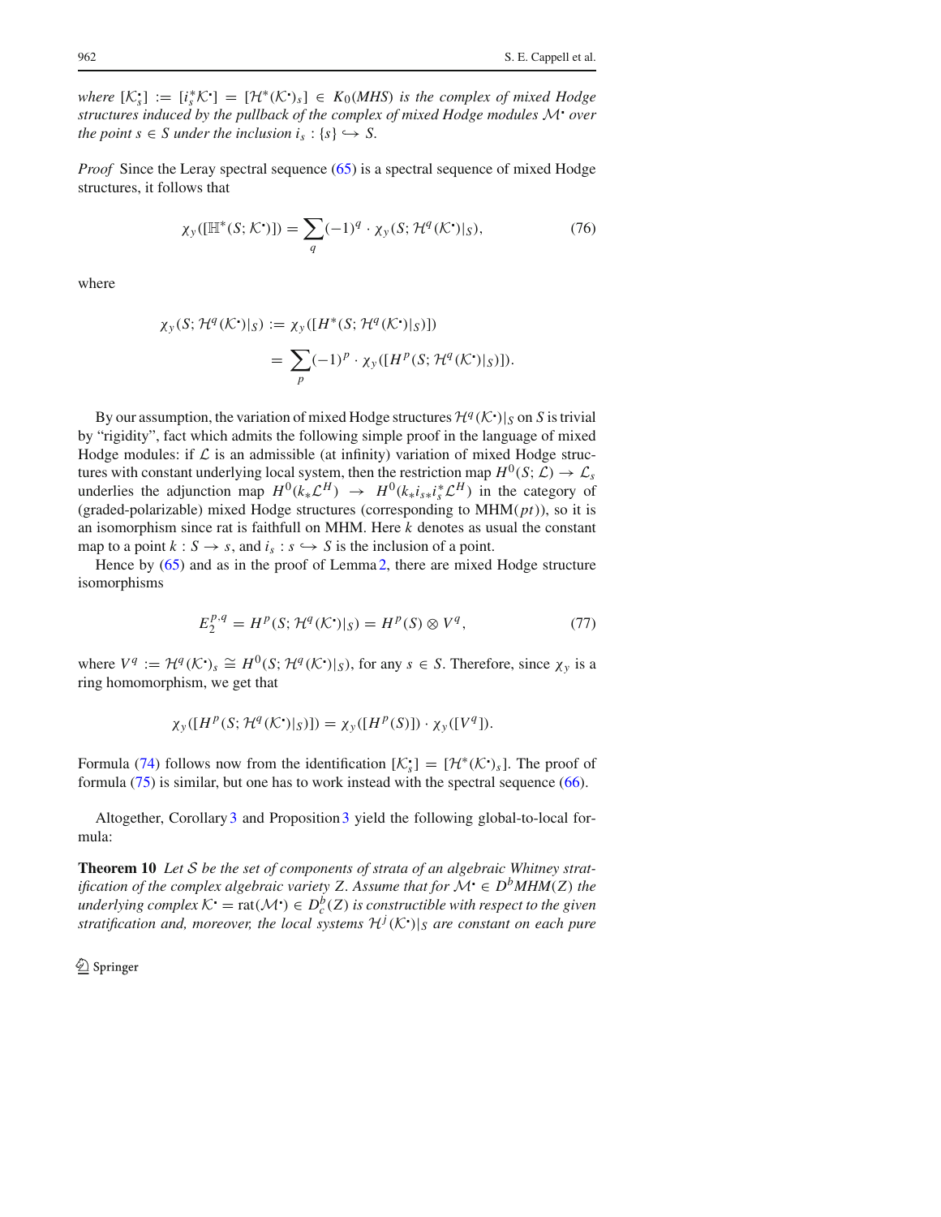*where* $[\mathcal{K}_s^\bullet] := [i_s^*\mathcal{K}^\bullet] = [\mathcal{H}^*(\mathcal{K}^\bullet)_s] \in K_0(MHS)$ *is the complex of mixed Hodge structures induced by the pullback of the complex of mixed Hodge modules* $\mathcal{M}^\bullet$ *over the point* $s \in S$ *under the inclusion* $i_s : \{s\} \hookrightarrow S$.

*Proof* Since the Leray spectral sequence (65) is a spectral sequence of mixed Hodge structures, it follows that

$$\chi_y([\mathbb{H}^*(S; \mathcal{K}^\bullet)]) = \sum_q (-1)^q \cdot \chi_y(S; \mathcal{H}^q(\mathcal{K}^\bullet)|_S), \tag{76}$$

where

$$\begin{aligned}\chi_y(S; \mathcal{H}^q(\mathcal{K}^\bullet)|_S) &:= \chi_y([H^*(S; \mathcal{H}^q(\mathcal{K}^\bullet)|_S)]) \\ &= \sum_p (-1)^p \cdot \chi_y([H^p(S; \mathcal{H}^q(\mathcal{K}^\bullet)|_S)]).\end{aligned}$$

By our assumption, the variation of mixed Hodge structures $\mathcal{H}^q(\mathcal{K}^\bullet)|_S$ on $S$ is trivial by "rigidity", fact which admits the following simple proof in the language of mixed Hodge modules: if $\mathcal{L}$ is an admissible (at infinity) variation of mixed Hodge structures with constant underlying local system, then the restriction map $H^0(S; \mathcal{L}) \to \mathcal{L}_s$ underlies the adjunction map $H^0(k_*\mathcal{L}^H) \to H^0(k_* i_{s*} i_s^* \mathcal{L}^H)$ in the category of (graded-polarizable) mixed Hodge structures (corresponding to $\mathrm{MHM}(pt)$), so it is an isomorphism since rat is faithfull on MHM. Here $k$ denotes as usual the constant map to a point $k : S \to s$, and $i_s : s \hookrightarrow S$ is the inclusion of a point.

Hence by (65) and as in the proof of Lemma 2, there are mixed Hodge structure isomorphisms

$$E_2^{p,q} = H^p(S; \mathcal{H}^q(\mathcal{K}^\bullet)|_S) = H^p(S) \otimes V^q, \tag{77}$$

where $V^q := \mathcal{H}^q(\mathcal{K}^\bullet)_s \cong H^0(S; \mathcal{H}^q(\mathcal{K}^\bullet)|_S)$, for any $s \in S$. Therefore, since $\chi_y$ is a ring homomorphism, we get that

$$\chi_y([H^p(S; \mathcal{H}^q(\mathcal{K}^\bullet)|_S)]) = \chi_y([H^p(S)]) \cdot \chi_y([V^q]).$$

Formula (74) follows now from the identification $[\mathcal{K}_s^\bullet] = [\mathcal{H}^*(\mathcal{K}^\bullet)_s]$. The proof of formula (75) is similar, but one has to work instead with the spectral sequence (66).

Altogether, Corollary 3 and Proposition 3 yield the following global-to-local formula:

**Theorem 10** *Let* $\mathcal{S}$ *be the set of components of strata of an algebraic Whitney stratification of the complex algebraic variety* $Z$. *Assume that for* $\mathcal{M}^\bullet \in D^b MHM(Z)$ *the underlying complex* $\mathcal{K}^\bullet = \mathrm{rat}(\mathcal{M}^\bullet) \in D_c^b(Z)$ *is constructible with respect to the given stratification and, moreover, the local systems* $\mathcal{H}^j(\mathcal{K}^\bullet)|_S$ *are constant on each pure*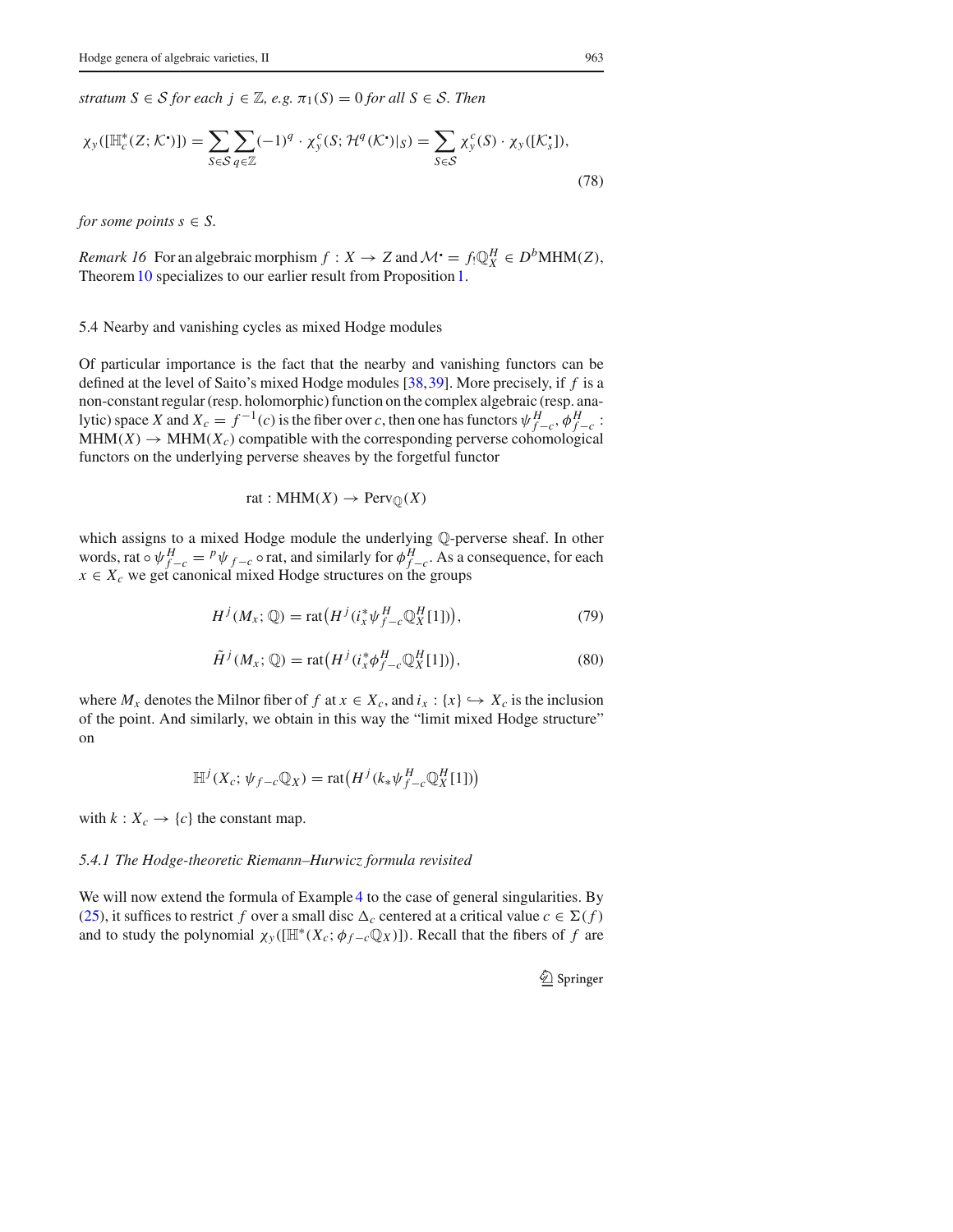*stratum $S \in \mathcal{S}$ for each $j \in \mathbb{Z}$, e.g. $\pi_1(S) = 0$ for all $S \in \mathcal{S}$. Then*

$$\chi_y([\mathbb{H}^*_c(Z; \mathcal{K}^\bullet)]) = \sum_{S \in \mathcal{S}} \sum_{q \in \mathbb{Z}} (-1)^q \cdot \chi^c_y(S; \mathcal{H}^q(\mathcal{K}^\bullet)|_S) = \sum_{S \in \mathcal{S}} \chi^c_y(S) \cdot \chi_y([\mathcal{K}^\bullet_s]), \tag{78}$$

*for some points $s \in S$.*

*Remark 16* For an algebraic morphism $f : X \to Z$ and $\mathcal{M}^\bullet = f_! \mathbb{Q}^H_X \in D^b\mathrm{MHM}(Z)$, Theorem 10 specializes to our earlier result from Proposition 1.

### 5.4 Nearby and vanishing cycles as mixed Hodge modules

Of particular importance is the fact that the nearby and vanishing functors can be defined at the level of Saito's mixed Hodge modules [38,39]. More precisely, if $f$ is a non-constant regular (resp. holomorphic) function on the complex algebraic (resp. analytic) space $X$ and $X_c = f^{-1}(c)$ is the fiber over $c$, then one has functors $\psi^H_{f-c}, \phi^H_{f-c} : \mathrm{MHM}(X) \to \mathrm{MHM}(X_c)$ compatible with the corresponding perverse cohomological functors on the underlying perverse sheaves by the forgetful functor

$$\mathrm{rat} : \mathrm{MHM}(X) \to \mathrm{Perv}_{\mathbb{Q}}(X)$$

which assigns to a mixed Hodge module the underlying $\mathbb{Q}$-perverse sheaf. In other words, $\mathrm{rat} \circ \psi^H_{f-c} = {}^p\psi_{f-c} \circ \mathrm{rat}$, and similarly for $\phi^H_{f-c}$. As a consequence, for each $x \in X_c$ we get canonical mixed Hodge structures on the groups

$$H^j(M_x; \mathbb{Q}) = \mathrm{rat}\big(H^j(i^*_x \psi^H_{f-c} \mathbb{Q}^H_X[1])\big), \tag{79}$$

$$\tilde{H}^j(M_x; \mathbb{Q}) = \mathrm{rat}\big(H^j(i^*_x \phi^H_{f-c} \mathbb{Q}^H_X[1])\big), \tag{80}$$

where $M_x$ denotes the Milnor fiber of $f$ at $x \in X_c$, and $i_x : \{x\} \hookrightarrow X_c$ is the inclusion of the point. And similarly, we obtain in this way the "limit mixed Hodge structure" on

$$\mathbb{H}^j(X_c; \psi_{f-c}\mathbb{Q}_X) = \mathrm{rat}\big(H^j(k_* \psi^H_{f-c} \mathbb{Q}^H_X[1])\big)$$

with $k : X_c \to \{c\}$ the constant map.

#### 5.4.1 The Hodge-theoretic Riemann–Hurwicz formula revisited

We will now extend the formula of Example 4 to the case of general singularities. By (25), it suffices to restrict $f$ over a small disc $\Delta_c$ centered at a critical value $c \in \Sigma(f)$ and to study the polynomial $\chi_y([\mathbb{H}^*(X_c; \phi_{f-c}\mathbb{Q}_X)])$. Recall that the fibers of $f$ are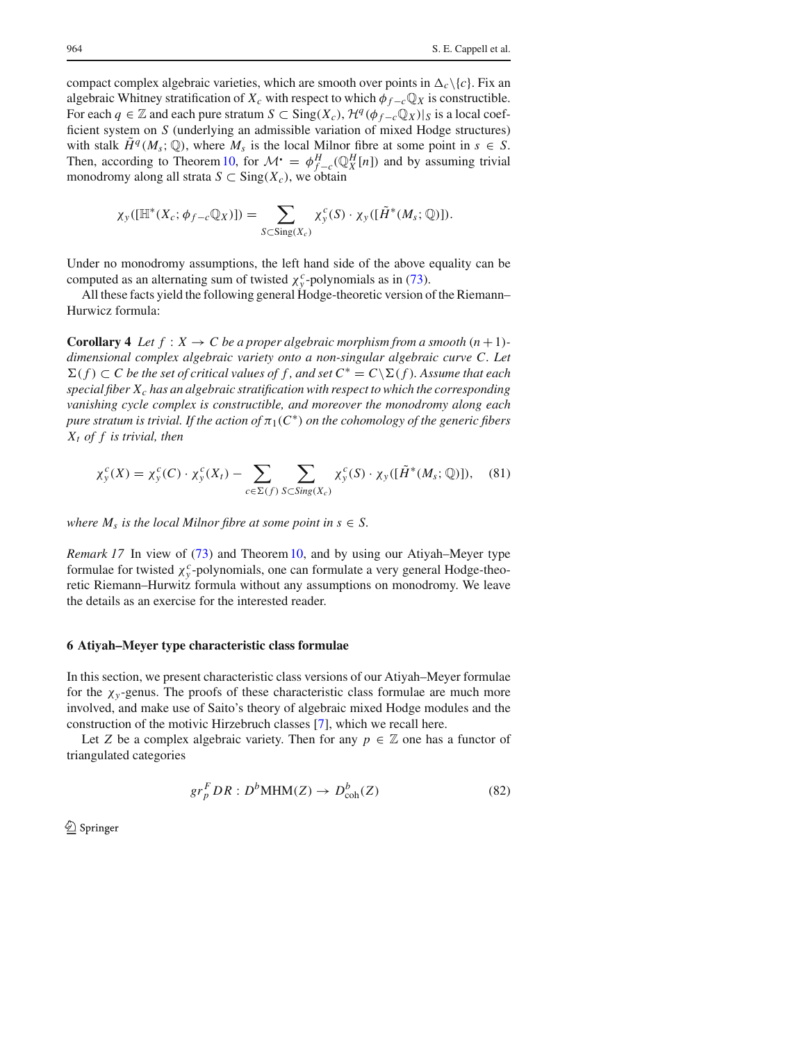compact complex algebraic varieties, which are smooth over points in $\Delta_c \setminus \{c\}$. Fix an algebraic Whitney stratification of $X_c$ with respect to which $\phi_{f-c}\mathbb{Q}_X$ is constructible. For each $q \in \mathbb{Z}$ and each pure stratum $S \subset \mathrm{Sing}(X_c)$, $\mathcal{H}^q(\phi_{f-c}\mathbb{Q}_X)|_S$ is a local coefficient system on $S$ (underlying an admissible variation of mixed Hodge structures) with stalk $\tilde{H}^q(M_s;\mathbb{Q})$, where $M_s$ is the local Milnor fibre at some point in $s \in S$. Then, according to Theorem 10, for $\mathcal{M}^\bullet = \phi^H_{f-c}(\mathbb{Q}^H_X[n])$ and by assuming trivial monodromy along all strata $S \subset \mathrm{Sing}(X_c)$, we obtain

$$\chi_y([\mathbb{H}^*(X_c;\phi_{f-c}\mathbb{Q}_X)]) = \sum_{S \subset \mathrm{Sing}(X_c)} \chi^c_y(S) \cdot \chi_y([\tilde{H}^*(M_s;\mathbb{Q})]).$$

Under no monodromy assumptions, the left hand side of the above equality can be computed as an alternating sum of twisted $\chi^c_y$-polynomials as in (73).

All these facts yield the following general Hodge-theoretic version of the Riemann–Hurwicz formula:

**Corollary 4** *Let $f: X \to C$ be a proper algebraic morphism from a smooth $(n+1)$-dimensional complex algebraic variety onto a non-singular algebraic curve $C$. Let $\Sigma(f) \subset C$ be the set of critical values of $f$, and set $C^* = C \setminus \Sigma(f)$. Assume that each special fiber $X_c$ has an algebraic stratification with respect to which the corresponding vanishing cycle complex is constructible, and moreover the monodromy along each pure stratum is trivial. If the action of $\pi_1(C^*)$ on the cohomology of the generic fibers $X_t$ of $f$ is trivial, then*

$$\chi^c_y(X) = \chi^c_y(C) \cdot \chi^c_y(X_t) - \sum_{c \in \Sigma(f)} \sum_{S \subset Sing(X_c)} \chi^c_y(S) \cdot \chi_y([\tilde{H}^*(M_s;\mathbb{Q})]), \quad (81)$$

*where $M_s$ is the local Milnor fibre at some point in $s \in S$.*

*Remark 17* In view of (73) and Theorem 10, and by using our Atiyah–Meyer type formulae for twisted $\chi^c_y$-polynomials, one can formulate a very general Hodge-theoretic Riemann–Hurwitz formula without any assumptions on monodromy. We leave the details as an exercise for the interested reader.

## 6 Atiyah–Meyer type characteristic class formulae

In this section, we present characteristic class versions of our Atiyah–Meyer formulae for the $\chi_y$-genus. The proofs of these characteristic class formulae are much more involved, and make use of Saito's theory of algebraic mixed Hodge modules and the construction of the motivic Hirzebruch classes [7], which we recall here.

Let $Z$ be a complex algebraic variety. Then for any $p \in \mathbb{Z}$ one has a functor of triangulated categories

$$gr^F_p DR : D^b\mathrm{MHM}(Z) \to D^b_{\mathrm{coh}}(Z) \quad (82)$$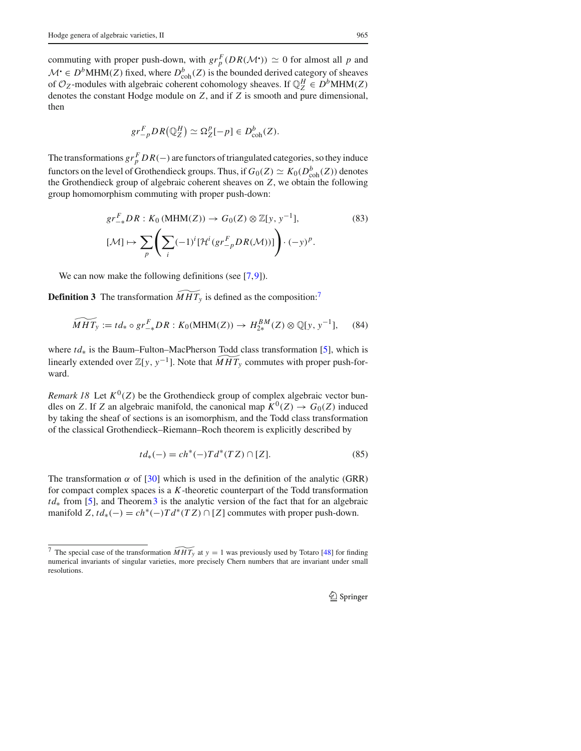commuting with proper push-down, with $gr_p^F(DR(\mathcal{M}^\bullet)) \simeq 0$ for almost all $p$ and $\mathcal{M}^\bullet \in D^b\mathrm{MHM}(Z)$ fixed, where $D^b_{\mathrm{coh}}(Z)$ is the bounded derived category of sheaves of $\mathcal{O}_Z$-modules with algebraic coherent cohomology sheaves. If $\mathbb{Q}_Z^H \in D^b\mathrm{MHM}(Z)$ denotes the constant Hodge module on $Z$, and if $Z$ is smooth and pure dimensional, then

$$gr_{-p}^F DR\big(\mathbb{Q}_Z^H\big) \simeq \Omega_Z^p[-p] \in D^b_{\mathrm{coh}}(Z).$$

The transformations $gr_p^F DR(-)$ are functors of triangulated categories, so they induce functors on the level of Grothendieck groups. Thus, if $G_0(Z) \simeq K_0(D^b_{\mathrm{coh}}(Z))$ denotes the Grothendieck group of algebraic coherent sheaves on $Z$, we obtain the following group homomorphism commuting with proper push-down:

$$\begin{aligned} gr_{-*}^F DR : K_0\,(\mathrm{MHM}(Z)) &\to G_0(Z) \otimes \mathbb{Z}[y, y^{-1}], \\ [\mathcal{M}] &\mapsto \sum_p \left( \sum_i (-1)^i [\mathcal{H}^i(gr_{-p}^F DR(\mathcal{M}))] \right) \cdot (-y)^p. \end{aligned} \tag{83}$$

We can now make the following definitions (see [7,9]).

**Definition 3** The transformation $\widetilde{MHT_y}$ is defined as the composition:[7]

$$\widetilde{MHT_y} := td_* \circ gr_{-*}^F DR : K_0(\mathrm{MHM}(Z)) \to H_{2*}^{BM}(Z) \otimes \mathbb{Q}[y, y^{-1}], \tag{84}$$

where $td_*$ is the Baum–Fulton–MacPherson Todd class transformation [5], which is linearly extended over $\mathbb{Z}[y, y^{-1}]$. Note that $\widetilde{MHT_y}$ commutes with proper push-forward.

*Remark 18* Let $K^0(Z)$ be the Grothendieck group of complex algebraic vector bundles on $Z$. If $Z$ an algebraic manifold, the canonical map $K^0(Z) \to G_0(Z)$ induced by taking the sheaf of sections is an isomorphism, and the Todd class transformation of the classical Grothendieck–Riemann–Roch theorem is explicitly described by

$$td_*(-) = ch^*(-)Td^*(TZ) \cap [Z]. \tag{85}$$

The transformation $\alpha$ of [30] which is used in the definition of the analytic (GRR) for compact complex spaces is a $K$-theoretic counterpart of the Todd transformation $td_*$ from [5], and Theorem 3 is the analytic version of the fact that for an algebraic manifold $Z$, $td_*(-) = ch^*(-)Td^*(TZ) \cap [Z]$ commutes with proper push-down.

---

[7] The special case of the transformation $\widetilde{MHT_y}$ at $y = 1$ was previously used by Totaro [48] for finding numerical invariants of singular varieties, more precisely Chern numbers that are invariant under small resolutions.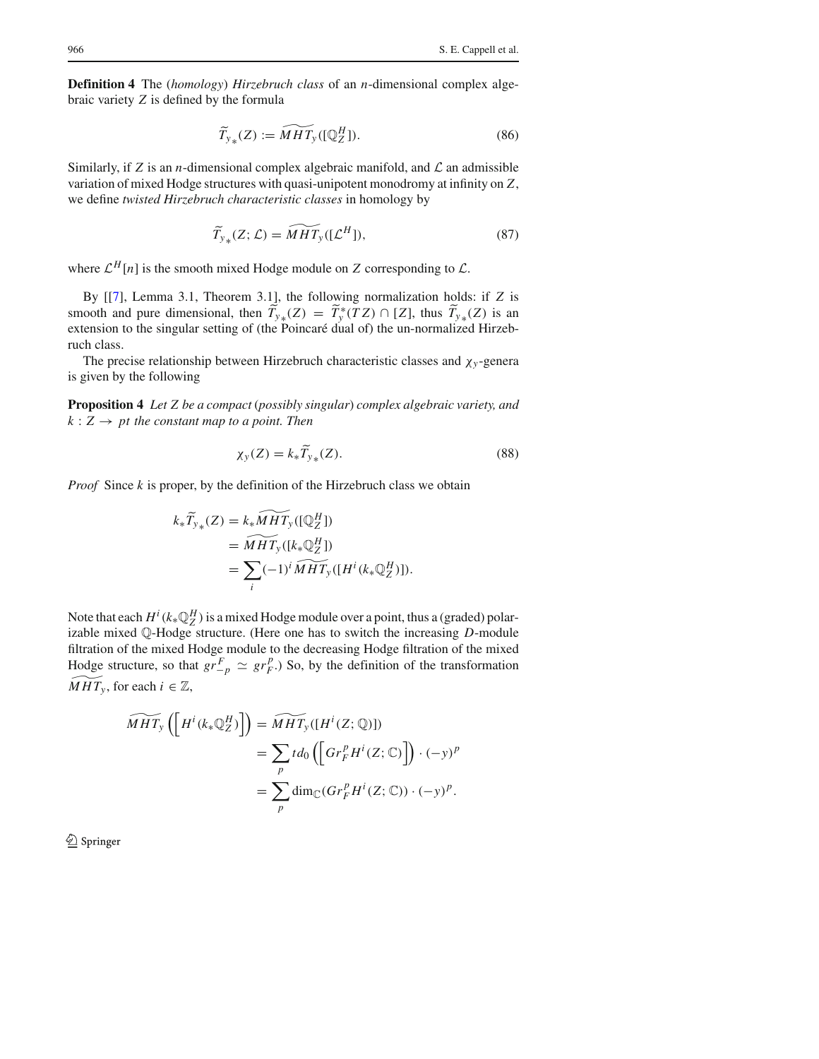**Definition 4** The (*homology*) *Hirzebruch class* of an $n$-dimensional complex algebraic variety $Z$ is defined by the formula

$$\widetilde{T}_{y_*}(Z) := \widetilde{MHT_y}([\mathbb{Q}_Z^H]). \tag{86}$$

Similarly, if $Z$ is an $n$-dimensional complex algebraic manifold, and $\mathcal{L}$ an admissible variation of mixed Hodge structures with quasi-unipotent monodromy at infinity on $Z$, we define *twisted Hirzebruch characteristic classes* in homology by

$$\widetilde{T}_{y_*}(Z; \mathcal{L}) = \widetilde{MHT_y}([\mathcal{L}^H]), \tag{87}$$

where $\mathcal{L}^H[n]$ is the smooth mixed Hodge module on $Z$ corresponding to $\mathcal{L}$.

By [[7], Lemma 3.1, Theorem 3.1], the following normalization holds: if $Z$ is smooth and pure dimensional, then $\widetilde{T}_{y_*}(Z) = \widetilde{T}_y^*(TZ) \cap [Z]$, thus $\widetilde{T}_{y_*}(Z)$ is an extension to the singular setting of (the Poincaré dual of) the un-normalized Hirzebruch class.

The precise relationship between Hirzebruch characteristic classes and $\chi_y$-genera is given by the following

**Proposition 4** *Let $Z$ be a compact (possibly singular) complex algebraic variety, and $k : Z \to pt$ the constant map to a point. Then*

$$\chi_y(Z) = k_* \widetilde{T}_{y_*}(Z). \tag{88}$$

*Proof* Since $k$ is proper, by the definition of the Hirzebruch class we obtain

$$\begin{aligned}
k_* \widetilde{T}_{y_*}(Z) &= k_* \widetilde{MHT_y}([\mathbb{Q}_Z^H]) \\
&= \widetilde{MHT_y}([k_* \mathbb{Q}_Z^H]) \\
&= \sum_i (-1)^i \widetilde{MHT_y}([H^i(k_* \mathbb{Q}_Z^H)]).
\end{aligned}$$

Note that each $H^i(k_* \mathbb{Q}_Z^H)$ is a mixed Hodge module over a point, thus a (graded) polarizable mixed $\mathbb{Q}$-Hodge structure. (Here one has to switch the increasing $D$-module filtration of the mixed Hodge module to the decreasing Hodge filtration of the mixed Hodge structure, so that $gr_{-p}^F \simeq gr_F^p$.) So, by the definition of the transformation $\widetilde{MHT_y}$, for each $i \in \mathbb{Z}$,

$$\begin{aligned}
\widetilde{MHT_y}\left(\left[H^i(k_* \mathbb{Q}_Z^H)\right]\right) &= \widetilde{MHT_y}([H^i(Z; \mathbb{Q})]) \\
&= \sum_p td_0\left(\left[Gr_F^p H^i(Z; \mathbb{C})\right]\right) \cdot (-y)^p \\
&= \sum_p \dim_{\mathbb{C}}(Gr_F^p H^i(Z; \mathbb{C})) \cdot (-y)^p.
\end{aligned}$$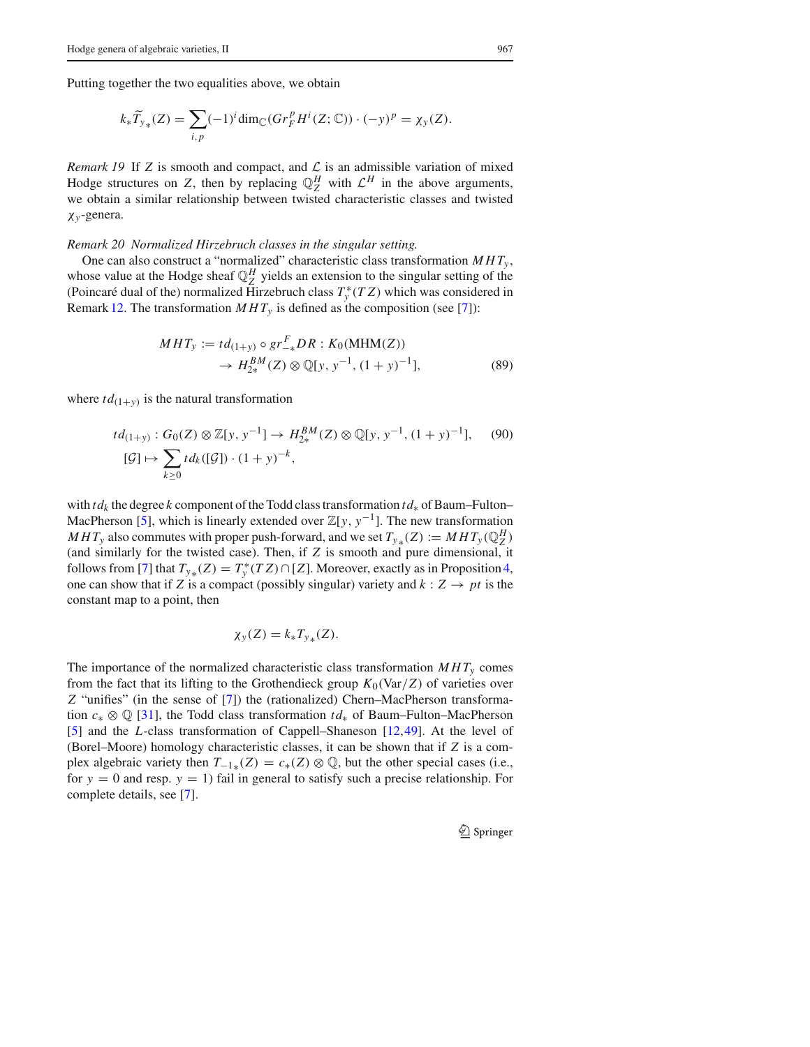Putting together the two equalities above, we obtain

$$k_* \widetilde{T}_{y_*}(Z) = \sum_{i,p} (-1)^i \dim_{\mathbb{C}}(Gr_F^p H^i(Z;\mathbb{C})) \cdot (-y)^p = \chi_y(Z).$$

*Remark 19* If $Z$ is smooth and compact, and $\mathcal{L}$ is an admissible variation of mixed Hodge structures on $Z$, then by replacing $\mathbb{Q}_Z^H$ with $\mathcal{L}^H$ in the above arguments, we obtain a similar relationship between twisted characteristic classes and twisted $\chi_y$-genera.

*Remark 20 Normalized Hirzebruch classes in the singular setting.*

One can also construct a "normalized" characteristic class transformation $MHT_y$, whose value at the Hodge sheaf $\mathbb{Q}_Z^H$ yields an extension to the singular setting of the (Poincaré dual of the) normalized Hirzebruch class $T_y^*(TZ)$ which was considered in Remark 12. The transformation $MHT_y$ is defined as the composition (see [7]):

$$\begin{aligned} MHT_y := td_{(1+y)} \circ gr_{-*}^F DR : K_0(\mathrm{MHM}(Z)) \\ \to H_{2*}^{BM}(Z) \otimes \mathbb{Q}[y, y^{-1}, (1+y)^{-1}], \end{aligned} \tag{89}$$

where $td_{(1+y)}$ is the natural transformation

$$\begin{aligned} td_{(1+y)} : G_0(Z) \otimes \mathbb{Z}[y, y^{-1}] \to H_{2*}^{BM}(Z) \otimes \mathbb{Q}[y, y^{-1}, (1+y)^{-1}], \\ [\mathcal{G}] \mapsto \sum_{k \geq 0} td_k([\mathcal{G}]) \cdot (1+y)^{-k}, \end{aligned} \tag{90}$$

with $td_k$ the degree $k$ component of the Todd class transformation $td_*$ of Baum–Fulton–MacPherson [5], which is linearly extended over $\mathbb{Z}[y, y^{-1}]$. The new transformation $MHT_y$ also commutes with proper push-forward, and we set $T_{y_*}(Z) := MHT_y(\mathbb{Q}_Z^H)$ (and similarly for the twisted case). Then, if $Z$ is smooth and pure dimensional, it follows from [7] that $T_{y_*}(Z) = T_y^*(TZ) \cap [Z]$. Moreover, exactly as in Proposition 4, one can show that if $Z$ is a compact (possibly singular) variety and $k : Z \to pt$ is the constant map to a point, then

$$\chi_y(Z) = k_* T_{y_*}(Z).$$

The importance of the normalized characteristic class transformation $MHT_y$ comes from the fact that its lifting to the Grothendieck group $K_0(\mathrm{Var}/Z)$ of varieties over $Z$ "unifies" (in the sense of [7]) the (rationalized) Chern–MacPherson transformation $c_* \otimes \mathbb{Q}$ [31], the Todd class transformation $td_*$ of Baum–Fulton–MacPherson [5] and the $L$-class transformation of Cappell–Shaneson [12,49]. At the level of (Borel–Moore) homology characteristic classes, it can be shown that if $Z$ is a complex algebraic variety then $T_{-1_*}(Z) = c_*(Z) \otimes \mathbb{Q}$, but the other special cases (i.e., for $y = 0$ and resp. $y = 1$) fail in general to satisfy such a precise relationship. For complete details, see [7].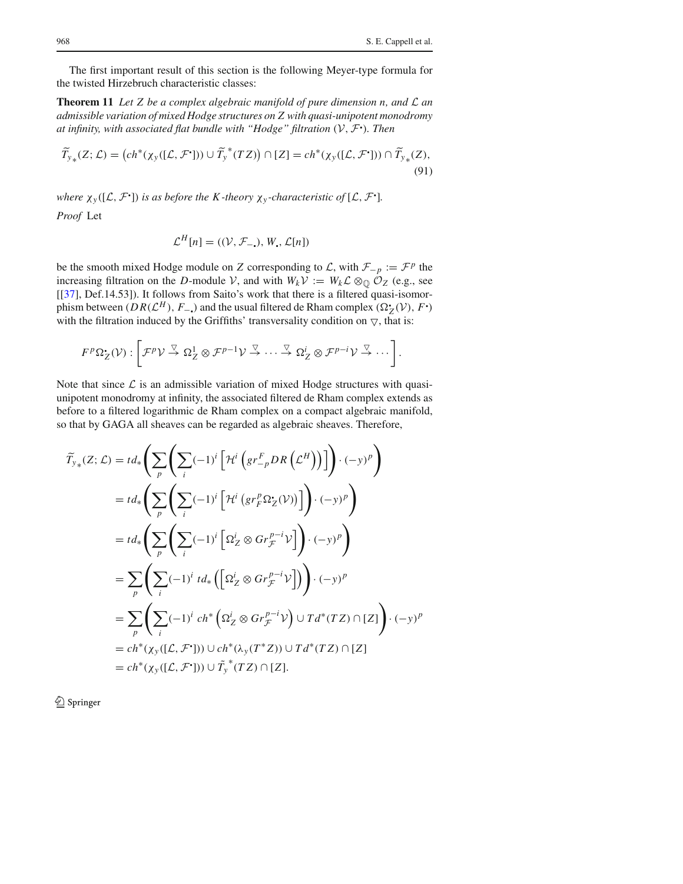The first important result of this section is the following Meyer-type formula for the twisted Hirzebruch characteristic classes:

**Theorem 11** *Let $Z$ be a complex algebraic manifold of pure dimension $n$, and $\mathcal{L}$ an admissible variation of mixed Hodge structures on $Z$ with quasi-unipotent monodromy at infinity, with associated flat bundle with "Hodge" filtration $(\mathcal{V}, \mathcal{F}^{\cdot})$. Then*

$$\widetilde{T}_{y_*}(Z;\mathcal{L}) = \left(ch^*(\chi_y([\mathcal{L},\mathcal{F}^{\cdot}])) \cup \widetilde{T}_y{}^*(TZ)\right) \cap [Z] = ch^*(\chi_y([\mathcal{L},\mathcal{F}^{\cdot}])) \cap \widetilde{T}_{y_*}(Z), \tag{91}$$

*where $\chi_y([\mathcal{L},\mathcal{F}^{\cdot}])$ is as before the $K$-theory $\chi_y$-characteristic of $[\mathcal{L},\mathcal{F}^{\cdot}]$.*

*Proof* Let

$$\mathcal{L}^H[n] = ((\mathcal{V}, \mathcal{F}_{-\cdot}), W_{\cdot}, \mathcal{L}[n])$$

be the smooth mixed Hodge module on $Z$ corresponding to $\mathcal{L}$, with $\mathcal{F}_{-p} := \mathcal{F}^p$ the increasing filtration on the $D$-module $\mathcal{V}$, and with $W_k\mathcal{V} := W_k\mathcal{L} \otimes_{\mathbb{Q}} \mathcal{O}_Z$ (e.g., see [[37], Def.14.53]). It follows from Saito's work that there is a filtered quasi-isomorphism between $(DR(\mathcal{L}^H), F_{-\cdot})$ and the usual filtered de Rham complex $(\Omega^{\cdot}_Z(\mathcal{V}), F^{\cdot})$ with the filtration induced by the Griffiths' transversality condition on $\bigtriangledown$, that is:

$$F^p\Omega^{\cdot}_Z(\mathcal{V}) : \left[\mathcal{F}^p\mathcal{V} \overset{\bigtriangledown}{\to} \Omega^1_Z \otimes \mathcal{F}^{p-1}\mathcal{V} \overset{\bigtriangledown}{\to} \cdots \overset{\bigtriangledown}{\to} \Omega^i_Z \otimes \mathcal{F}^{p-i}\mathcal{V} \overset{\bigtriangledown}{\to} \cdots\right].$$

Note that since $\mathcal{L}$ is an admissible variation of mixed Hodge structures with quasi-unipotent monodromy at infinity, the associated filtered de Rham complex extends as before to a filtered logarithmic de Rham complex on a compact algebraic manifold, so that by GAGA all sheaves can be regarded as algebraic sheaves. Therefore,

$$\begin{aligned}
\widetilde{T}_{y_*}(Z;\mathcal{L}) &= td_*\left(\sum_p\left(\sum_i(-1)^i\left[\mathcal{H}^i\left(gr^F_{-p}DR\left(\mathcal{L}^H\right)\right)\right]\right)\cdot(-y)^p\right)\\
&= td_*\left(\sum_p\left(\sum_i(-1)^i\left[\mathcal{H}^i\left(gr^p_F\Omega^{\cdot}_Z(\mathcal{V})\right)\right]\right)\cdot(-y)^p\right)\\
&= td_*\left(\sum_p\left(\sum_i(-1)^i\left[\Omega^i_Z\otimes Gr^{p-i}_{\mathcal{F}}\mathcal{V}\right]\right)\cdot(-y)^p\right)\\
&= \sum_p\left(\sum_i(-1)^i\, td_*\left(\left[\Omega^i_Z\otimes Gr^{p-i}_{\mathcal{F}}\mathcal{V}\right]\right)\right)\cdot(-y)^p\\
&= \sum_p\left(\sum_i(-1)^i\, ch^*\left(\Omega^i_Z\otimes Gr^{p-i}_{\mathcal{F}}\mathcal{V}\right)\cup Td^*(TZ)\cap[Z]\right)\cdot(-y)^p\\
&= ch^*(\chi_y([\mathcal{L},\mathcal{F}^{\cdot}]))\cup ch^*(\lambda_y(T^*Z))\cup Td^*(TZ)\cap[Z]\\
&= ch^*(\chi_y([\mathcal{L},\mathcal{F}^{\cdot}]))\cup \tilde{T}_y{}^*(TZ)\cap[Z].
\end{aligned}$$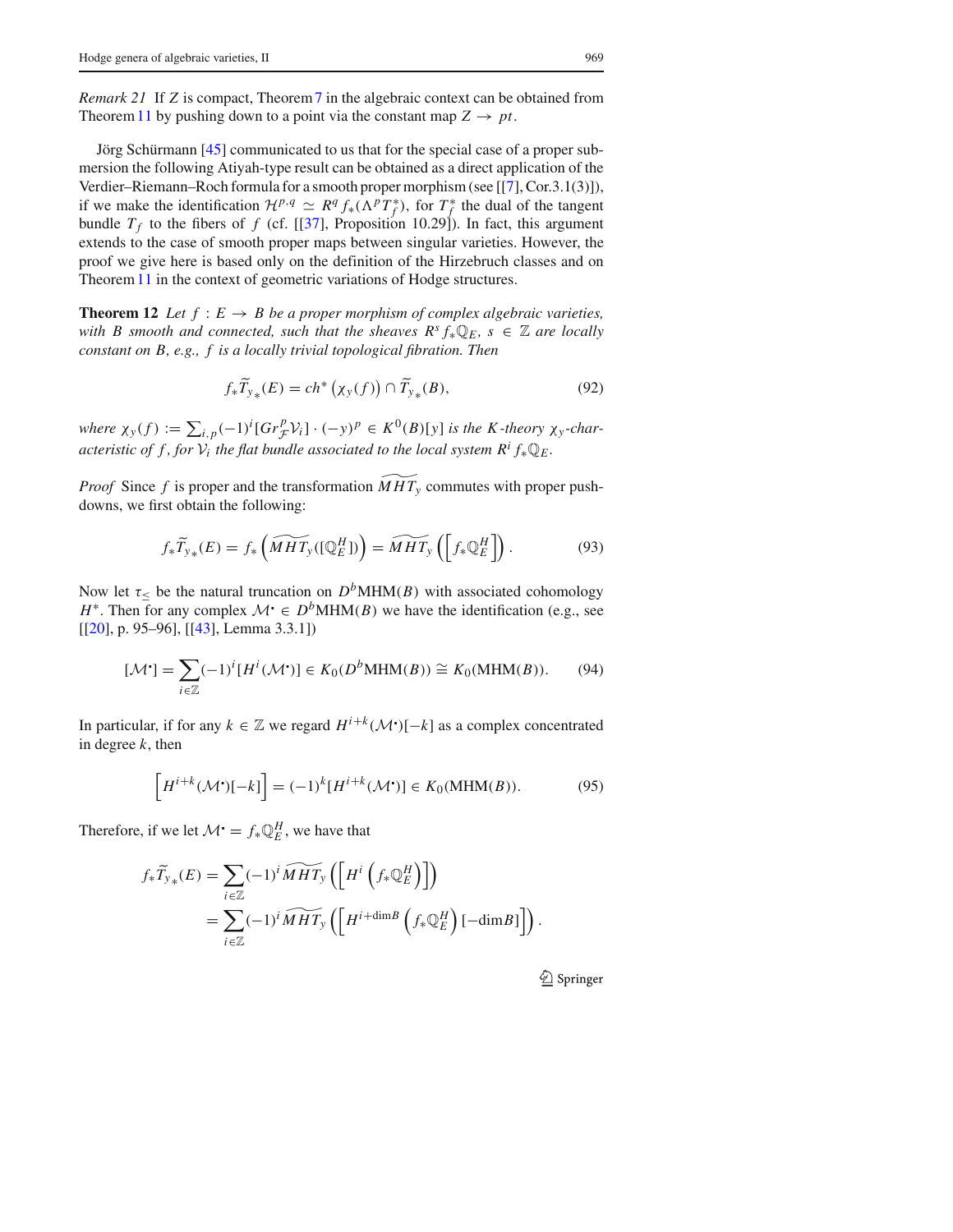*Remark 21* If $Z$ is compact, Theorem 7 in the algebraic context can be obtained from Theorem 11 by pushing down to a point via the constant map $Z \to pt$.

Jörg Schürmann [45] communicated to us that for the special case of a proper submersion the following Atiyah-type result can be obtained as a direct application of the Verdier–Riemann–Roch formula for a smooth proper morphism (see [[7], Cor.3.1(3)]), if we make the identification $\mathcal{H}^{p,q} \simeq R^q f_*(\Lambda^p T_f^*)$, for $T_f^*$ the dual of the tangent bundle $T_f$ to the fibers of $f$ (cf. [[37], Proposition 10.29]). In fact, this argument extends to the case of smooth proper maps between singular varieties. However, the proof we give here is based only on the definition of the Hirzebruch classes and on Theorem 11 in the context of geometric variations of Hodge structures.

**Theorem 12** *Let $f : E \to B$ be a proper morphism of complex algebraic varieties, with $B$ smooth and connected, such that the sheaves $R^s f_*\mathbb{Q}_E$, $s \in \mathbb{Z}$ are locally constant on $B$, e.g., $f$ is a locally trivial topological fibration. Then*

$$f_*\widetilde{T}_{y_*}(E) = ch^*\left(\chi_y(f)\right) \cap \widetilde{T}_{y_*}(B), \tag{92}$$

*where $\chi_y(f) := \sum_{i,p}(-1)^i[Gr^p_{\mathcal{F}}\mathcal{V}_i] \cdot (-y)^p \in K^0(B)[y]$ is the K-theory $\chi_y$-characteristic of $f$, for $\mathcal{V}_i$ the flat bundle associated to the local system $R^i f_*\mathbb{Q}_E$.*

*Proof* Since $f$ is proper and the transformation $\widetilde{MHT_y}$ commutes with proper push-downs, we first obtain the following:

$$f_*\widetilde{T}_{y_*}(E) = f_*\left(\widetilde{MHT_y}([\mathbb{Q}^H_E])\right) = \widetilde{MHT_y}\left(\left[f_*\mathbb{Q}^H_E\right]\right). \tag{93}$$

Now let $\tau_{\leq}$ be the natural truncation on $D^b\mathrm{MHM}(B)$ with associated cohomology $H^*$. Then for any complex $\mathcal{M}^\bullet \in D^b\mathrm{MHM}(B)$ we have the identification (e.g., see [[20], p. 95–96], [[43], Lemma 3.3.1])

$$[\mathcal{M}^\bullet] = \sum_{i\in\mathbb{Z}}(-1)^i[H^i(\mathcal{M}^\bullet)] \in K_0(D^b\mathrm{MHM}(B)) \cong K_0(\mathrm{MHM}(B)). \tag{94}$$

In particular, if for any $k \in \mathbb{Z}$ we regard $H^{i+k}(\mathcal{M}^\bullet)[-k]$ as a complex concentrated in degree $k$, then

$$\left[H^{i+k}(\mathcal{M}^\bullet)[-k]\right] = (-1)^k[H^{i+k}(\mathcal{M}^\bullet)] \in K_0(\mathrm{MHM}(B)). \tag{95}$$

Therefore, if we let $\mathcal{M}^\bullet = f_*\mathbb{Q}^H_E$, we have that

$$\begin{aligned}
f_*\widetilde{T}_{y_*}(E) &= \sum_{i\in\mathbb{Z}}(-1)^i\widetilde{MHT_y}\left(\left[H^i\left(f_*\mathbb{Q}^H_E\right)\right]\right) \\
&= \sum_{i\in\mathbb{Z}}(-1)^i\widetilde{MHT_y}\left(\left[H^{i+\dim B}\left(f_*\mathbb{Q}^H_E\right)[-\dim B]\right]\right).
\end{aligned}$$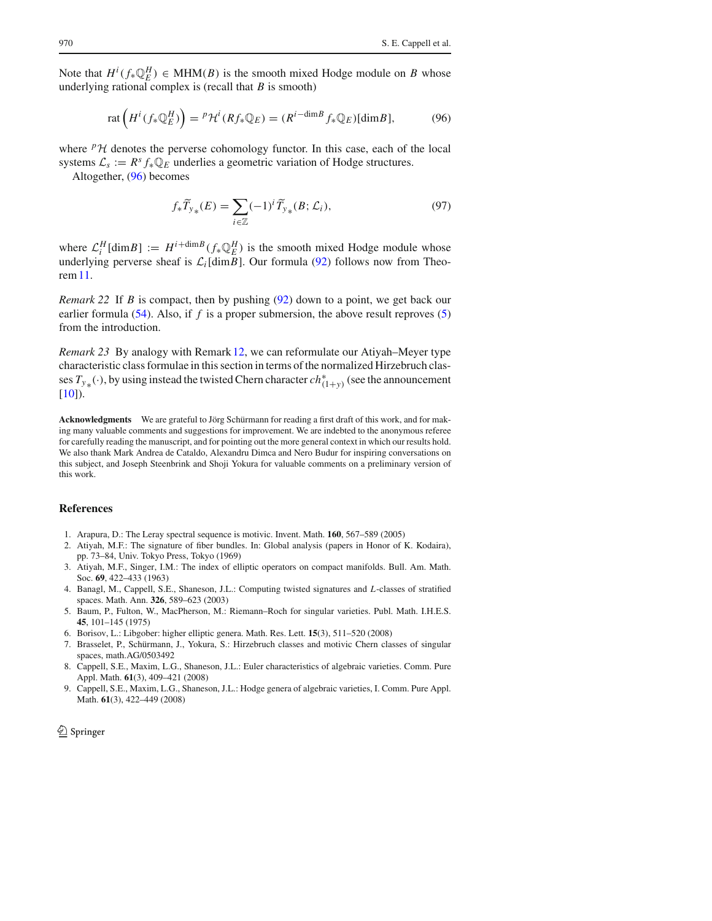Note that $H^i(f_*\mathbb{Q}^H_E) \in \mathrm{MHM}(B)$ is the smooth mixed Hodge module on $B$ whose underlying rational complex is (recall that $B$ is smooth)

$$\mathrm{rat}\left(H^i(f_*\mathbb{Q}^H_E)\right) = {}^p\mathcal{H}^i(Rf_*\mathbb{Q}_E) = (R^{i-\dim B} f_*\mathbb{Q}_E)[\dim B], \tag{96}$$

where ${}^p\mathcal{H}$ denotes the perverse cohomology functor. In this case, each of the local systems $\mathcal{L}_s := R^s f_*\mathbb{Q}_E$ underlies a geometric variation of Hodge structures.

Altogether, (96) becomes

$$f_*\widetilde{T}_{y_*}(E) = \sum_{i\in\mathbb{Z}} (-1)^i \widetilde{T}_{y_*}(B; \mathcal{L}_i), \tag{97}$$

where $\mathcal{L}^H_i[\dim B] := H^{i+\dim B}(f_*\mathbb{Q}^H_E)$ is the smooth mixed Hodge module whose underlying perverse sheaf is $\mathcal{L}_i[\dim B]$. Our formula (92) follows now from Theorem 11.

*Remark 22* If $B$ is compact, then by pushing (92) down to a point, we get back our earlier formula (54). Also, if $f$ is a proper submersion, the above result reproves (5) from the introduction.

*Remark 23* By analogy with Remark 12, we can reformulate our Atiyah–Meyer type characteristic class formulae in this section in terms of the normalized Hirzebruch classes $T_{y_*}(\cdot)$, by using instead the twisted Chern character $ch^*_{(1+y)}$ (see the announcement [10]).

**Acknowledgments** We are grateful to Jörg Schürmann for reading a first draft of this work, and for making many valuable comments and suggestions for improvement. We are indebted to the anonymous referee for carefully reading the manuscript, and for pointing out the more general context in which our results hold. We also thank Mark Andrea de Cataldo, Alexandru Dimca and Nero Budur for inspiring conversations on this subject, and Joseph Steenbrink and Shoji Yokura for valuable comments on a preliminary version of this work.

## References

1. Arapura, D.: The Leray spectral sequence is motivic. Invent. Math. **160**, 567–589 (2005)
2. Atiyah, M.F.: The signature of fiber bundles. In: Global analysis (papers in Honor of K. Kodaira), pp. 73–84, Univ. Tokyo Press, Tokyo (1969)
3. Atiyah, M.F., Singer, I.M.: The index of elliptic operators on compact manifolds. Bull. Am. Math. Soc. **69**, 422–433 (1963)
4. Banagl, M., Cappell, S.E., Shaneson, J.L.: Computing twisted signatures and $L$-classes of stratified spaces. Math. Ann. **326**, 589–623 (2003)
5. Baum, P., Fulton, W., MacPherson, M.: Riemann–Roch for singular varieties. Publ. Math. I.H.E.S. **45**, 101–145 (1975)
6. Borisov, L.: Libgober: higher elliptic genera. Math. Res. Lett. **15**(3), 511–520 (2008)
7. Brasselet, P., Schürmann, J., Yokura, S.: Hirzebruch classes and motivic Chern classes of singular spaces, math.AG/0503492
8. Cappell, S.E., Maxim, L.G., Shaneson, J.L.: Euler characteristics of algebraic varieties. Comm. Pure Appl. Math. **61**(3), 409–421 (2008)
9. Cappell, S.E., Maxim, L.G., Shaneson, J.L.: Hodge genera of algebraic varieties, I. Comm. Pure Appl. Math. **61**(3), 422–449 (2008)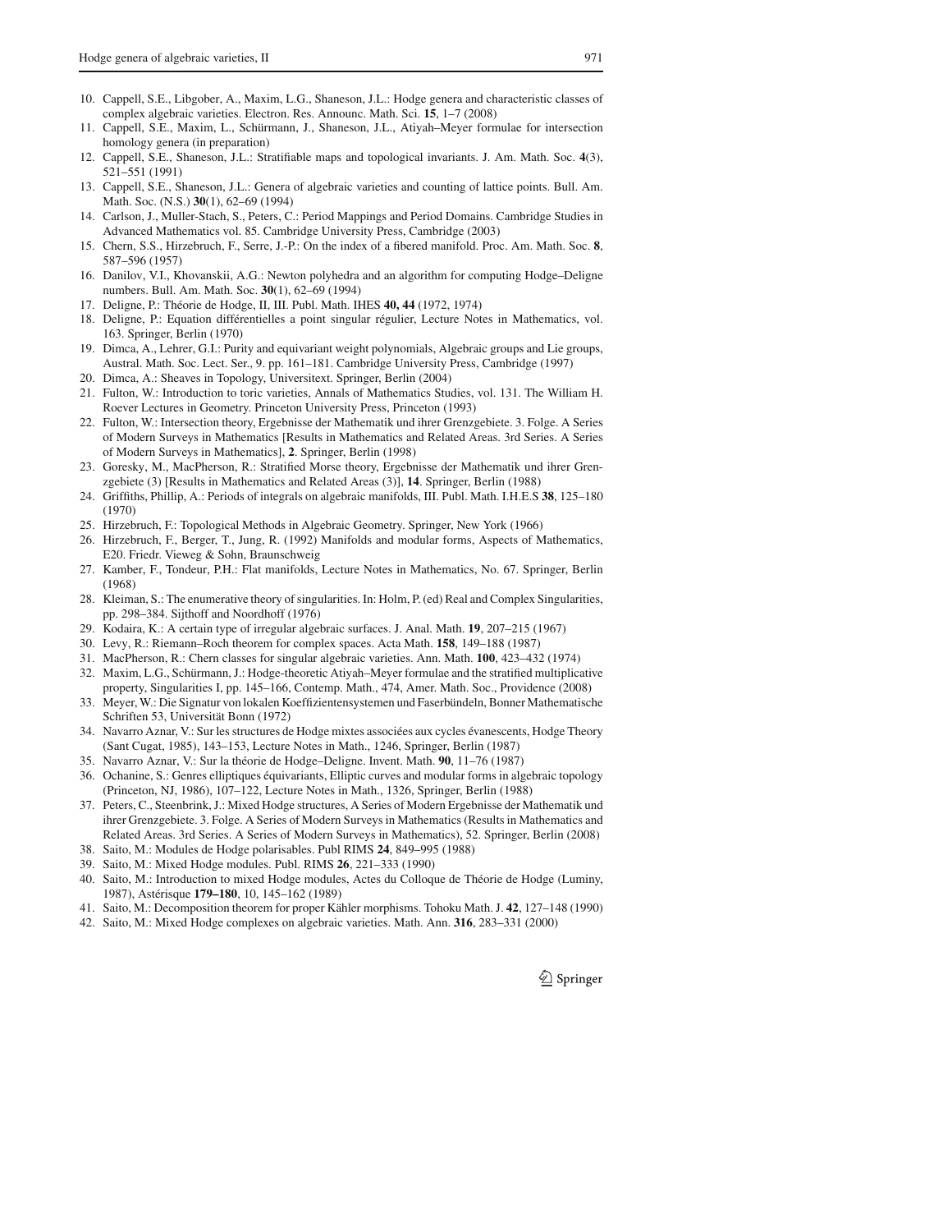10. Cappell, S.E., Libgober, A., Maxim, L.G., Shaneson, J.L.: Hodge genera and characteristic classes of complex algebraic varieties. Electron. Res. Announc. Math. Sci. **15**, 1–7 (2008)
11. Cappell, S.E., Maxim, L., Schürmann, J., Shaneson, J.L., Atiyah–Meyer formulae for intersection homology genera (in preparation)
12. Cappell, S.E., Shaneson, J.L.: Stratifiable maps and topological invariants. J. Am. Math. Soc. **4**(3), 521–551 (1991)
13. Cappell, S.E., Shaneson, J.L.: Genera of algebraic varieties and counting of lattice points. Bull. Am. Math. Soc. (N.S.) **30**(1), 62–69 (1994)
14. Carlson, J., Muller-Stach, S., Peters, C.: Period Mappings and Period Domains. Cambridge Studies in Advanced Mathematics vol. 85. Cambridge University Press, Cambridge (2003)
15. Chern, S.S., Hirzebruch, F., Serre, J.-P.: On the index of a fibered manifold. Proc. Am. Math. Soc. **8**, 587–596 (1957)
16. Danilov, V.I., Khovanskii, A.G.: Newton polyhedra and an algorithm for computing Hodge–Deligne numbers. Bull. Am. Math. Soc. **30**(1), 62–69 (1994)
17. Deligne, P.: Théorie de Hodge, II, III. Publ. Math. IHES **40, 44** (1972, 1974)
18. Deligne, P.: Equation différentielles a point singular régulier, Lecture Notes in Mathematics, vol. 163. Springer, Berlin (1970)
19. Dimca, A., Lehrer, G.I.: Purity and equivariant weight polynomials, Algebraic groups and Lie groups, Austral. Math. Soc. Lect. Ser., 9. pp. 161–181. Cambridge University Press, Cambridge (1997)
20. Dimca, A.: Sheaves in Topology, Universitext. Springer, Berlin (2004)
21. Fulton, W.: Introduction to toric varieties, Annals of Mathematics Studies, vol. 131. The William H. Roever Lectures in Geometry. Princeton University Press, Princeton (1993)
22. Fulton, W.: Intersection theory, Ergebnisse der Mathematik und ihrer Grenzgebiete. 3. Folge. A Series of Modern Surveys in Mathematics [Results in Mathematics and Related Areas. 3rd Series. A Series of Modern Surveys in Mathematics], **2**. Springer, Berlin (1998)
23. Goresky, M., MacPherson, R.: Stratified Morse theory, Ergebnisse der Mathematik und ihrer Grenzgebiete (3) [Results in Mathematics and Related Areas (3)], **14**. Springer, Berlin (1988)
24. Griffiths, Phillip, A.: Periods of integrals on algebraic manifolds, III. Publ. Math. I.H.E.S **38**, 125–180 (1970)
25. Hirzebruch, F.: Topological Methods in Algebraic Geometry. Springer, New York (1966)
26. Hirzebruch, F., Berger, T., Jung, R. (1992) Manifolds and modular forms, Aspects of Mathematics, E20. Friedr. Vieweg & Sohn, Braunschweig
27. Kamber, F., Tondeur, P.H.: Flat manifolds, Lecture Notes in Mathematics, No. 67. Springer, Berlin (1968)
28. Kleiman, S.: The enumerative theory of singularities. In: Holm, P. (ed) Real and Complex Singularities, pp. 298–384. Sijthoff and Noordhoff (1976)
29. Kodaira, K.: A certain type of irregular algebraic surfaces. J. Anal. Math. **19**, 207–215 (1967)
30. Levy, R.: Riemann–Roch theorem for complex spaces. Acta Math. **158**, 149–188 (1987)
31. MacPherson, R.: Chern classes for singular algebraic varieties. Ann. Math. **100**, 423–432 (1974)
32. Maxim, L.G., Schürmann, J.: Hodge-theoretic Atiyah–Meyer formulae and the stratified multiplicative property, Singularities I, pp. 145–166, Contemp. Math., 474, Amer. Math. Soc., Providence (2008)
33. Meyer, W.: Die Signatur von lokalen Koeffizientensystemen und Faserbündeln, Bonner Mathematische Schriften 53, Universität Bonn (1972)
34. Navarro Aznar, V.: Sur les structures de Hodge mixtes associées aux cycles évanescents, Hodge Theory (Sant Cugat, 1985), 143–153, Lecture Notes in Math., 1246, Springer, Berlin (1987)
35. Navarro Aznar, V.: Sur la théorie de Hodge–Deligne. Invent. Math. **90**, 11–76 (1987)
36. Ochanine, S.: Genres elliptiques équivariants, Elliptic curves and modular forms in algebraic topology (Princeton, NJ, 1986), 107–122, Lecture Notes in Math., 1326, Springer, Berlin (1988)
37. Peters, C., Steenbrink, J.: Mixed Hodge structures, A Series of Modern Ergebnisse der Mathematik und ihrer Grenzgebiete. 3. Folge. A Series of Modern Surveys in Mathematics (Results in Mathematics and Related Areas. 3rd Series. A Series of Modern Surveys in Mathematics), 52. Springer, Berlin (2008)
38. Saito, M.: Modules de Hodge polarisables. Publ RIMS **24**, 849–995 (1988)
39. Saito, M.: Mixed Hodge modules. Publ. RIMS **26**, 221–333 (1990)
40. Saito, M.: Introduction to mixed Hodge modules, Actes du Colloque de Théorie de Hodge (Luminy, 1987), Astérisque **179–180**, 10, 145–162 (1989)
41. Saito, M.: Decomposition theorem for proper Kähler morphisms. Tohoku Math. J. **42**, 127–148 (1990)
42. Saito, M.: Mixed Hodge complexes on algebraic varieties. Math. Ann. **316**, 283–331 (2000)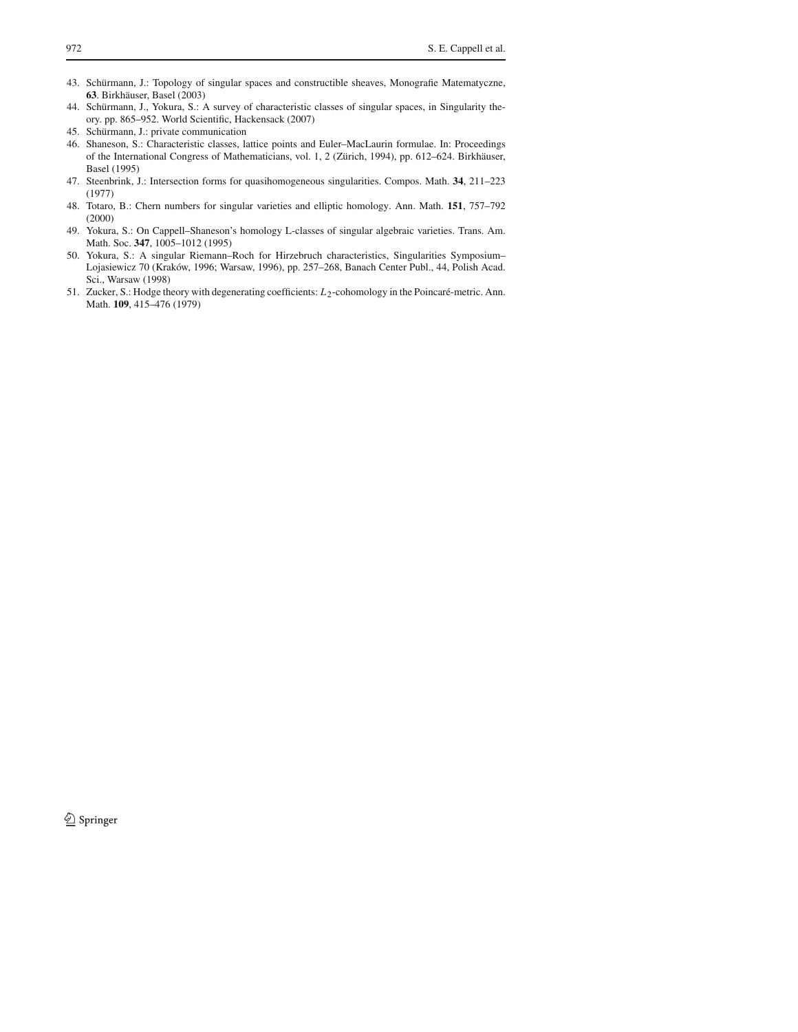43. Schürmann, J.: Topology of singular spaces and constructible sheaves, Monografie Matematyczne, **63**. Birkhäuser, Basel (2003)
44. Schürmann, J., Yokura, S.: A survey of characteristic classes of singular spaces, in Singularity theory. pp. 865–952. World Scientific, Hackensack (2007)
45. Schürmann, J.: private communication
46. Shaneson, S.: Characteristic classes, lattice points and Euler–MacLaurin formulae. In: Proceedings of the International Congress of Mathematicians, vol. 1, 2 (Zürich, 1994), pp. 612–624. Birkhäuser, Basel (1995)
47. Steenbrink, J.: Intersection forms for quasihomogeneous singularities. Compos. Math. **34**, 211–223 (1977)
48. Totaro, B.: Chern numbers for singular varieties and elliptic homology. Ann. Math. **151**, 757–792 (2000)
49. Yokura, S.: On Cappell–Shaneson's homology L-classes of singular algebraic varieties. Trans. Am. Math. Soc. **347**, 1005–1012 (1995)
50. Yokura, S.: A singular Riemann–Roch for Hirzebruch characteristics, Singularities Symposium–Lojasiewicz 70 (Kraków, 1996; Warsaw, 1996), pp. 257–268, Banach Center Publ., 44, Polish Acad. Sci., Warsaw (1998)
51. Zucker, S.: Hodge theory with degenerating coefficients: $L_2$-cohomology in the Poincaré-metric. Ann. Math. **109**, 415–476 (1979)